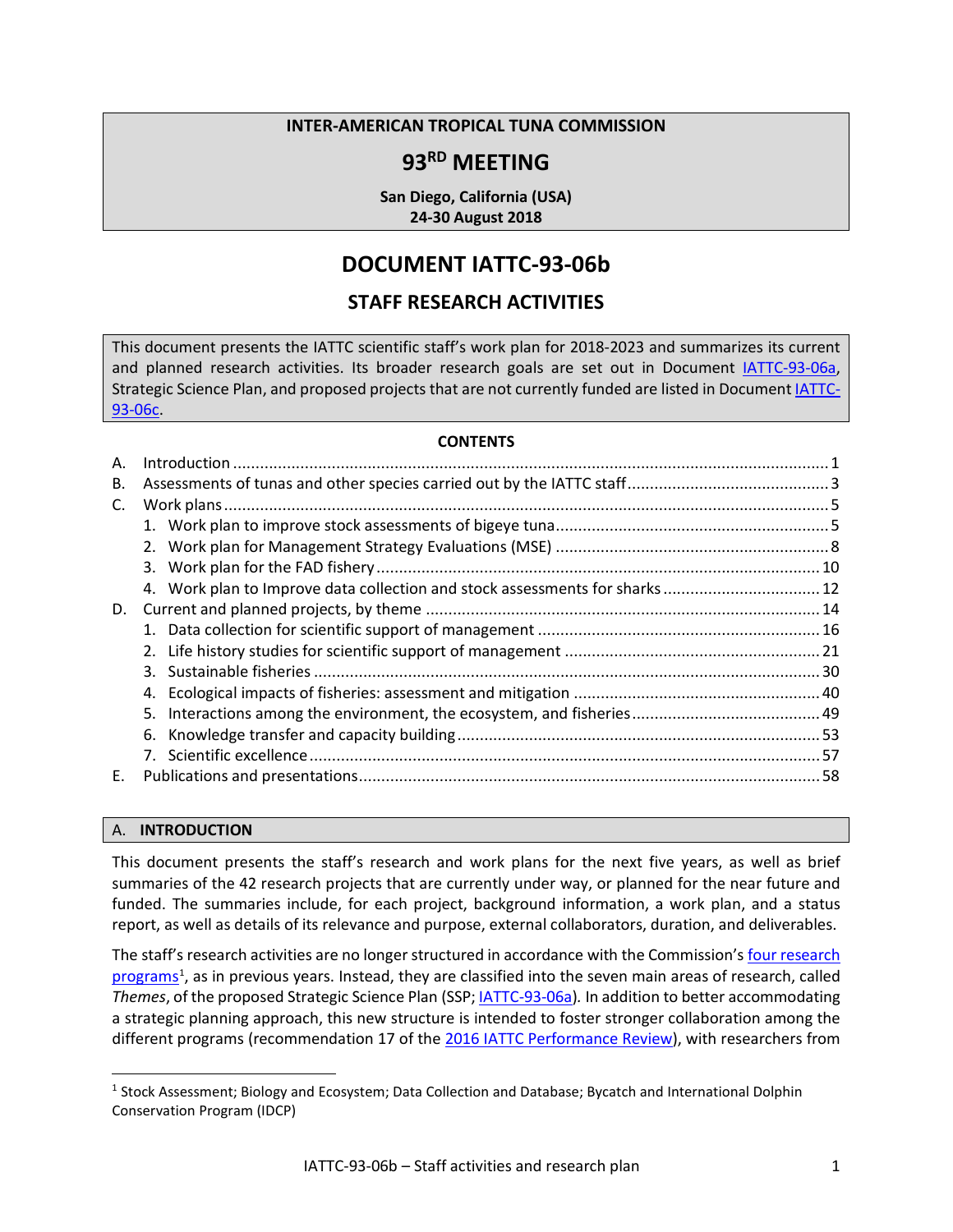**INTER-AMERICAN TROPICAL TUNA COMMISSION**

# 93RD MEETING

**San Diego, California (USA)**
**24-30 August 2018**

# DOCUMENT IATTC-93-06b

## STAFF RESEARCH ACTIVITIES

This document presents the IATTC scientific staff's work plan for 2018-2023 and summarizes its current and planned research activities. Its broader research goals are set out in Document IATTC-93-06a, Strategic Science Plan, and proposed projects that are not currently funded are listed in Document IATTC-93-06c.

**CONTENTS**

A. Introduction ..... 1
B. Assessments of tunas and other species carried out by the IATTC staff ..... 3
C. Work plans ..... 5
  1. Work plan to improve stock assessments of bigeye tuna ..... 5
  2. Work plan for Management Strategy Evaluations (MSE) ..... 8
  3. Work plan for the FAD fishery ..... 10
  4. Work plan to Improve data collection and stock assessments for sharks ..... 12
D. Current and planned projects, by theme ..... 14
  1. Data collection for scientific support of management ..... 16
  2. Life history studies for scientific support of management ..... 21
  3. Sustainable fisheries ..... 30
  4. Ecological impacts of fisheries: assessment and mitigation ..... 40
  5. Interactions among the environment, the ecosystem, and fisheries ..... 49
  6. Knowledge transfer and capacity building ..... 53
  7. Scientific excellence ..... 57
E. Publications and presentations ..... 58

## A. INTRODUCTION

This document presents the staff's research and work plans for the next five years, as well as brief summaries of the 42 research projects that are currently under way, or planned for the near future and funded. The summaries include, for each project, background information, a work plan, and a status report, as well as details of its relevance and purpose, external collaborators, duration, and deliverables.

The staff's research activities are no longer structured in accordance with the Commission's four research programs[1], as in previous years. Instead, they are classified into the seven main areas of research, called *Themes*, of the proposed Strategic Science Plan (SSP; IATTC-93-06a). In addition to better accommodating a strategic planning approach, this new structure is intended to foster stronger collaboration among the different programs (recommendation 17 of the 2016 IATTC Performance Review), with researchers from

[1] Stock Assessment; Biology and Ecosystem; Data Collection and Database; Bycatch and International Dolphin Conservation Program (IDCP)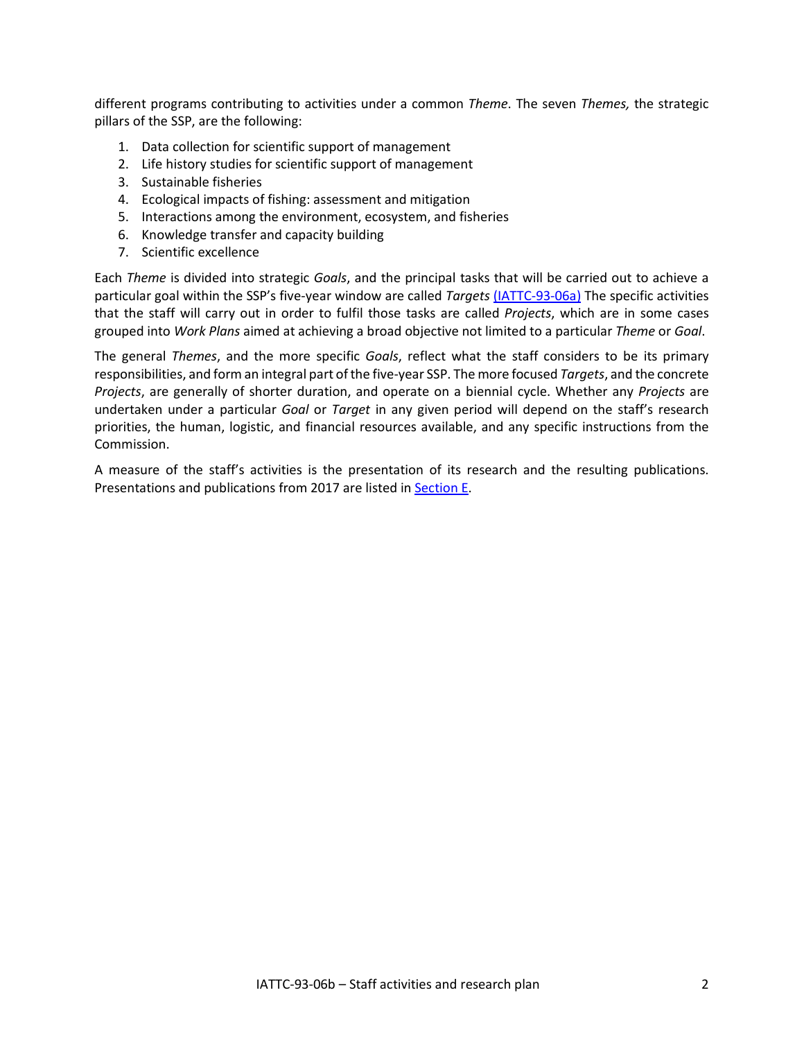different programs contributing to activities under a common *Theme*. The seven *Themes,* the strategic pillars of the SSP, are the following:

1. Data collection for scientific support of management
2. Life history studies for scientific support of management
3. Sustainable fisheries
4. Ecological impacts of fishing: assessment and mitigation
5. Interactions among the environment, ecosystem, and fisheries
6. Knowledge transfer and capacity building
7. Scientific excellence

Each *Theme* is divided into strategic *Goals*, and the principal tasks that will be carried out to achieve a particular goal within the SSP's five-year window are called *Targets* [(IATTC-93-06a)]() The specific activities that the staff will carry out in order to fulfil those tasks are called *Projects*, which are in some cases grouped into *Work Plans* aimed at achieving a broad objective not limited to a particular *Theme* or *Goal*.

The general *Themes*, and the more specific *Goals*, reflect what the staff considers to be its primary responsibilities, and form an integral part of the five-year SSP. The more focused *Targets*, and the concrete *Projects*, are generally of shorter duration, and operate on a biennial cycle. Whether any *Projects* are undertaken under a particular *Goal* or *Target* in any given period will depend on the staff's research priorities, the human, logistic, and financial resources available, and any specific instructions from the Commission.

A measure of the staff's activities is the presentation of its research and the resulting publications. Presentations and publications from 2017 are listed in [Section E]().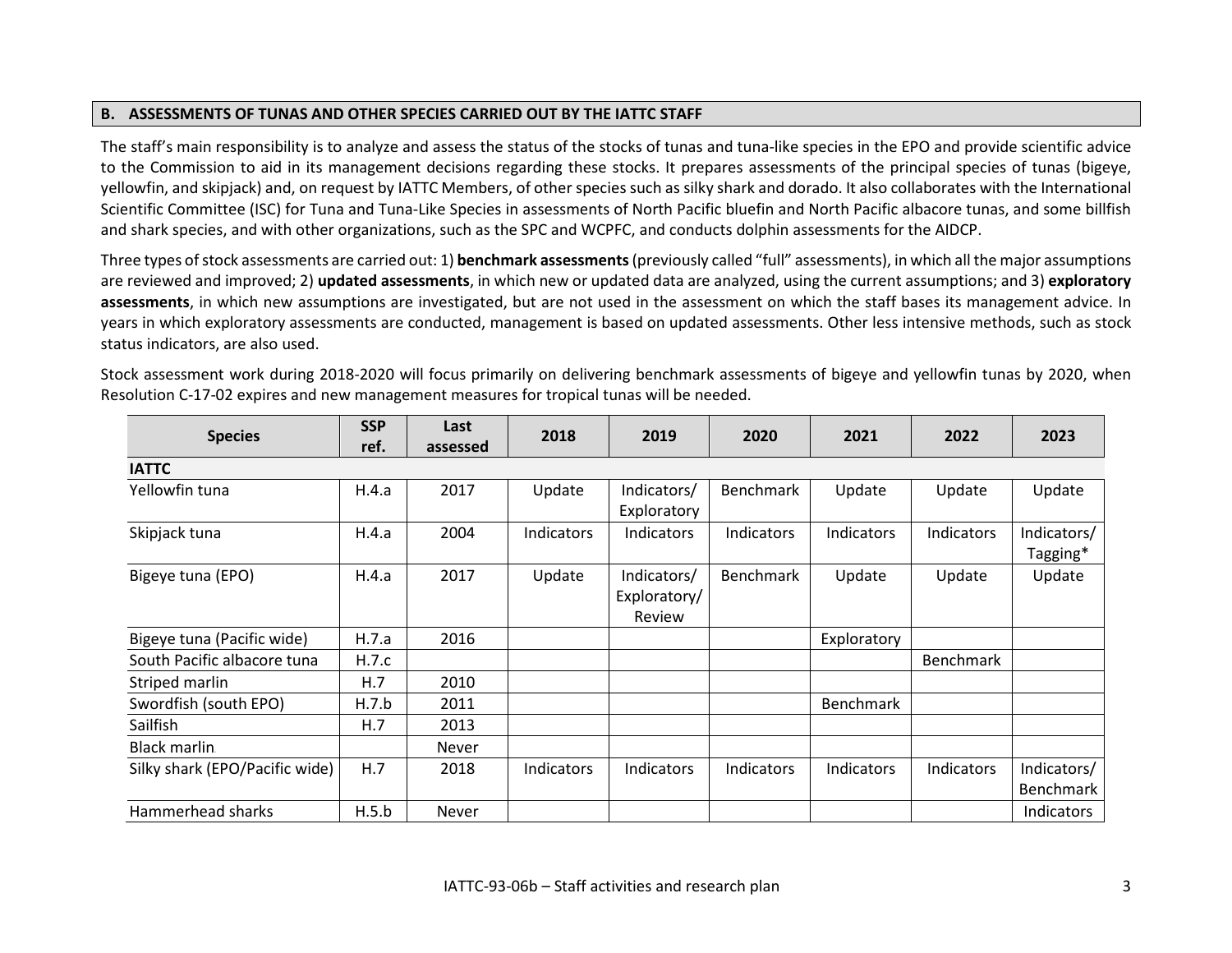## B. ASSESSMENTS OF TUNAS AND OTHER SPECIES CARRIED OUT BY THE IATTC STAFF

The staff's main responsibility is to analyze and assess the status of the stocks of tunas and tuna-like species in the EPO and provide scientific advice to the Commission to aid in its management decisions regarding these stocks. It prepares assessments of the principal species of tunas (bigeye, yellowfin, and skipjack) and, on request by IATTC Members, of other species such as silky shark and dorado. It also collaborates with the International Scientific Committee (ISC) for Tuna and Tuna-Like Species in assessments of North Pacific bluefin and North Pacific albacore tunas, and some billfish and shark species, and with other organizations, such as the SPC and WCPFC, and conducts dolphin assessments for the AIDCP.

Three types of stock assessments are carried out: 1) **benchmark assessments** (previously called "full" assessments), in which all the major assumptions are reviewed and improved; 2) **updated assessments**, in which new or updated data are analyzed, using the current assumptions; and 3) **exploratory assessments**, in which new assumptions are investigated, but are not used in the assessment on which the staff bases its management advice. In years in which exploratory assessments are conducted, management is based on updated assessments. Other less intensive methods, such as stock status indicators, are also used.

Stock assessment work during 2018-2020 will focus primarily on delivering benchmark assessments of bigeye and yellowfin tunas by 2020, when Resolution C-17-02 expires and new management measures for tropical tunas will be needed.

| Species | SSP ref. | Last assessed | 2018 | 2019 | 2020 | 2021 | 2022 | 2023 |
|---|---|---|---|---|---|---|---|---|
| **IATTC** | | | | | | | | |
| Yellowfin tuna | H.4.a | 2017 | Update | Indicators/ Exploratory | Benchmark | Update | Update | Update |
| Skipjack tuna | H.4.a | 2004 | Indicators | Indicators | Indicators | Indicators | Indicators | Indicators/ Tagging* |
| Bigeye tuna (EPO) | H.4.a | 2017 | Update | Indicators/ Exploratory/ Review | Benchmark | Update | Update | Update |
| Bigeye tuna (Pacific wide) | H.7.a | 2016 | | | | Exploratory | | |
| South Pacific albacore tuna | H.7.c | | | | | | Benchmark | |
| Striped marlin | H.7 | 2010 | | | | | | |
| Swordfish (south EPO) | H.7.b | 2011 | | | | Benchmark | | |
| Sailfish | H.7 | 2013 | | | | | | |
| Black marlin | | Never | | | | | | |
| Silky shark (EPO/Pacific wide) | H.7 | 2018 | Indicators | Indicators | Indicators | Indicators | Indicators | Indicators/ Benchmark |
| Hammerhead sharks | H.5.b | Never | | | | | | Indicators |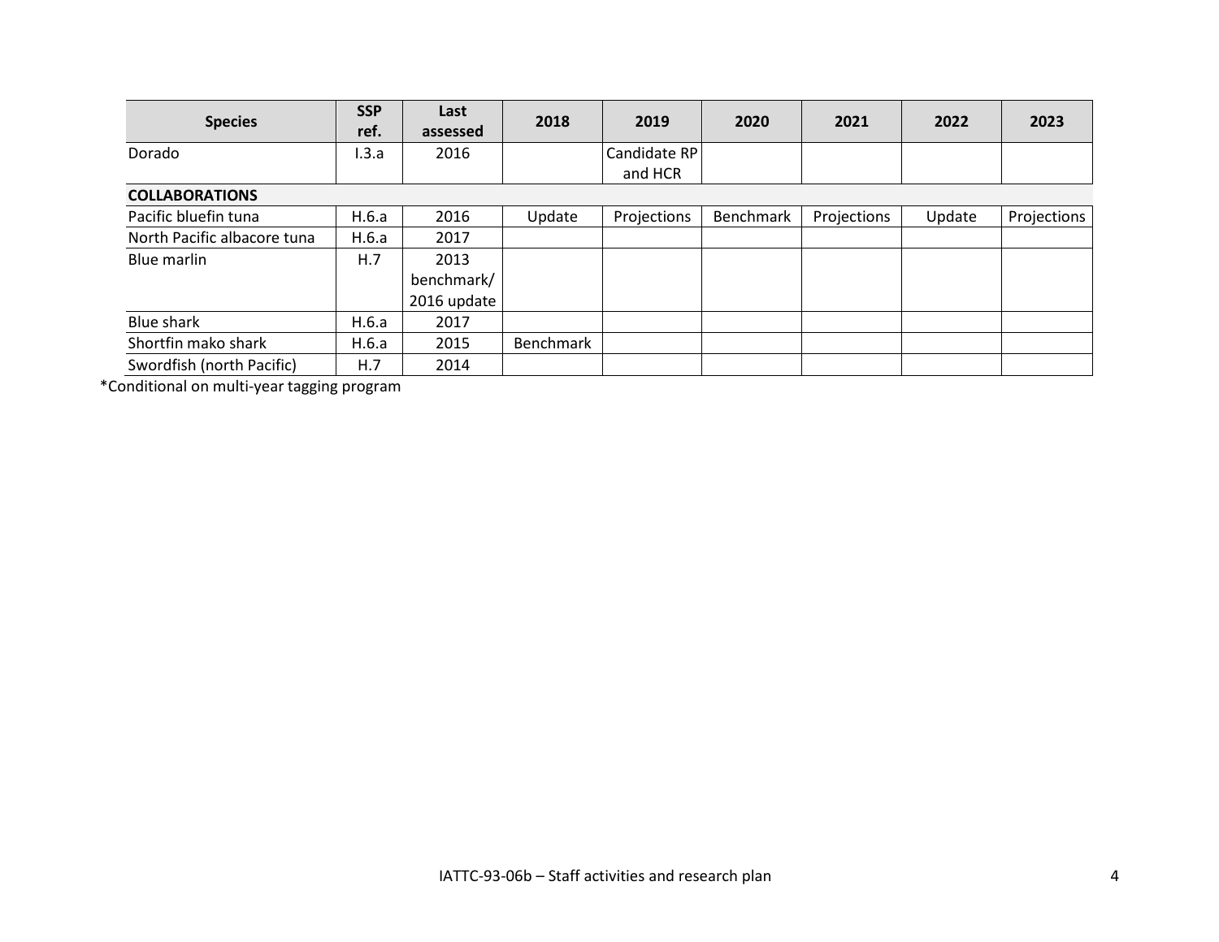| Species | SSP ref. | Last assessed | 2018 | 2019 | 2020 | 2021 | 2022 | 2023 |
|---|---|---|---|---|---|---|---|---|
| Dorado | I.3.a | 2016 | | Candidate RP and HCR | | | | |
| **COLLABORATIONS** | | | | | | | | |
| Pacific bluefin tuna | H.6.a | 2016 | Update | Projections | Benchmark | Projections | Update | Projections |
| North Pacific albacore tuna | H.6.a | 2017 | | | | | | |
| Blue marlin | H.7 | 2013 benchmark/ 2016 update | | | | | | |
| Blue shark | H.6.a | 2017 | | | | | | |
| Shortfin mako shark | H.6.a | 2015 | Benchmark | | | | | |
| Swordfish (north Pacific) | H.7 | 2014 | | | | | | |

*Conditional on multi-year tagging program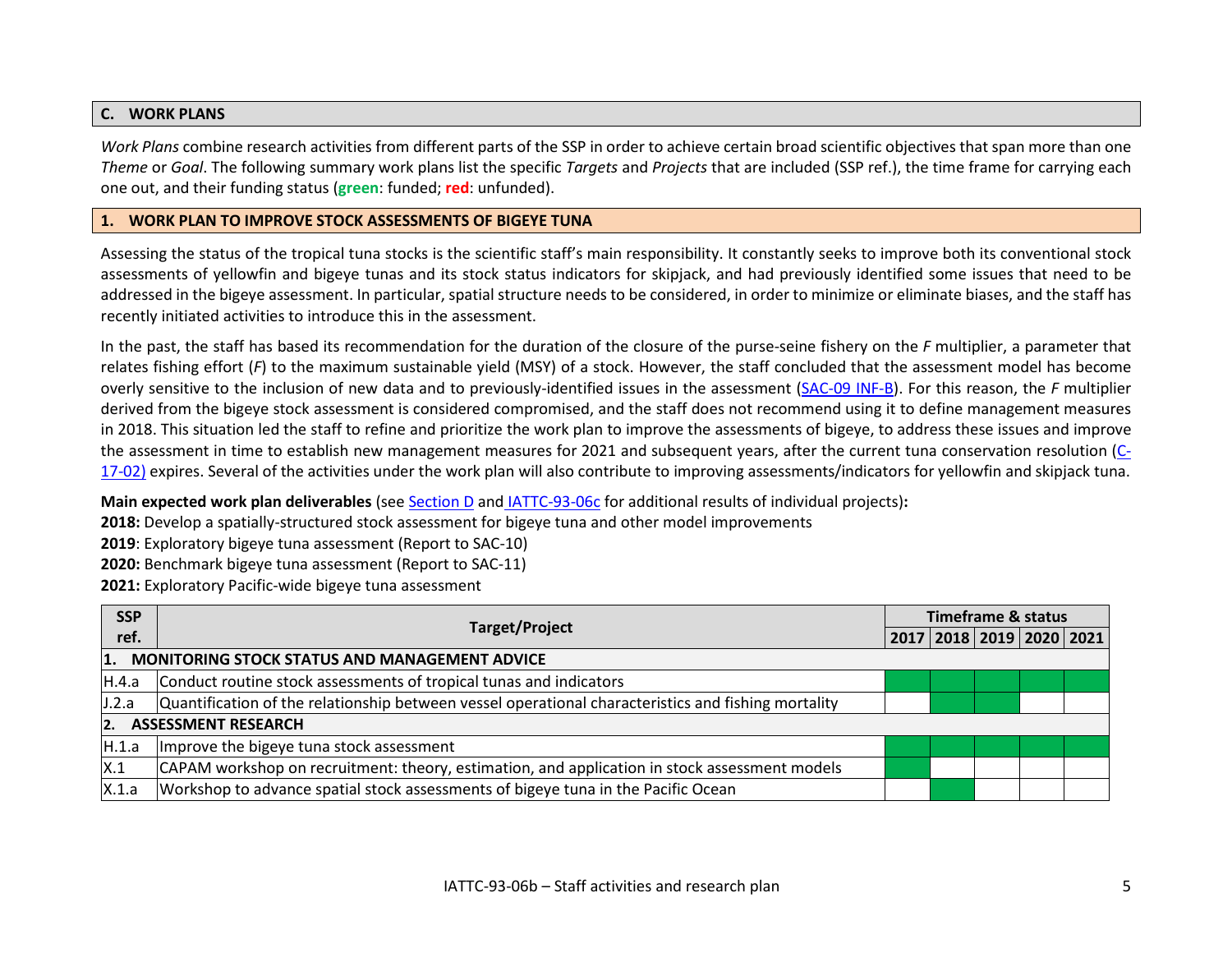## C. WORK PLANS

*Work Plans* combine research activities from different parts of the SSP in order to achieve certain broad scientific objectives that span more than one *Theme* or *Goal*. The following summary work plans list the specific *Targets* and *Projects* that are included (SSP ref.), the time frame for carrying each one out, and their funding status (**green**: funded; **red**: unfunded).

### 1. WORK PLAN TO IMPROVE STOCK ASSESSMENTS OF BIGEYE TUNA

Assessing the status of the tropical tuna stocks is the scientific staff's main responsibility. It constantly seeks to improve both its conventional stock assessments of yellowfin and bigeye tunas and its stock status indicators for skipjack, and had previously identified some issues that need to be addressed in the bigeye assessment. In particular, spatial structure needs to be considered, in order to minimize or eliminate biases, and the staff has recently initiated activities to introduce this in the assessment.

In the past, the staff has based its recommendation for the duration of the closure of the purse-seine fishery on the *F* multiplier, a parameter that relates fishing effort (*F*) to the maximum sustainable yield (MSY) of a stock. However, the staff concluded that the assessment model has become overly sensitive to the inclusion of new data and to previously-identified issues in the assessment (SAC-09 INF-B). For this reason, the *F* multiplier derived from the bigeye stock assessment is considered compromised, and the staff does not recommend using it to define management measures in 2018. This situation led the staff to refine and prioritize the work plan to improve the assessments of bigeye, to address these issues and improve the assessment in time to establish new management measures for 2021 and subsequent years, after the current tuna conservation resolution (C-17-02) expires. Several of the activities under the work plan will also contribute to improving assessments/indicators for yellowfin and skipjack tuna.

**Main expected work plan deliverables** (see Section D and IATTC-93-06c for additional results of individual projects)**:**

**2018:** Develop a spatially-structured stock assessment for bigeye tuna and other model improvements
**2019**: Exploratory bigeye tuna assessment (Report to SAC-10)
**2020:** Benchmark bigeye tuna assessment (Report to SAC-11)
**2021:** Exploratory Pacific-wide bigeye tuna assessment

| SSP ref. | Target/Project | Timeframe & status | | | | |
|---|---|---|---|---|---|---|
| | | 2017 | 2018 | 2019 | 2020 | 2021 |
| **1. MONITORING STOCK STATUS AND MANAGEMENT ADVICE** | | | | | | |
| H.4.a | Conduct routine stock assessments of tropical tunas and indicators | green | green | green | green | green |
| J.2.a | Quantification of the relationship between vessel operational characteristics and fishing mortality | | green | green | | |
| **2. ASSESSMENT RESEARCH** | | | | | | |
| H.1.a | Improve the bigeye tuna stock assessment | green | green | green | green | green |
| X.1 | CAPAM workshop on recruitment: theory, estimation, and application in stock assessment models | green | | | | |
| X.1.a | Workshop to advance spatial stock assessments of bigeye tuna in the Pacific Ocean | | green | | | |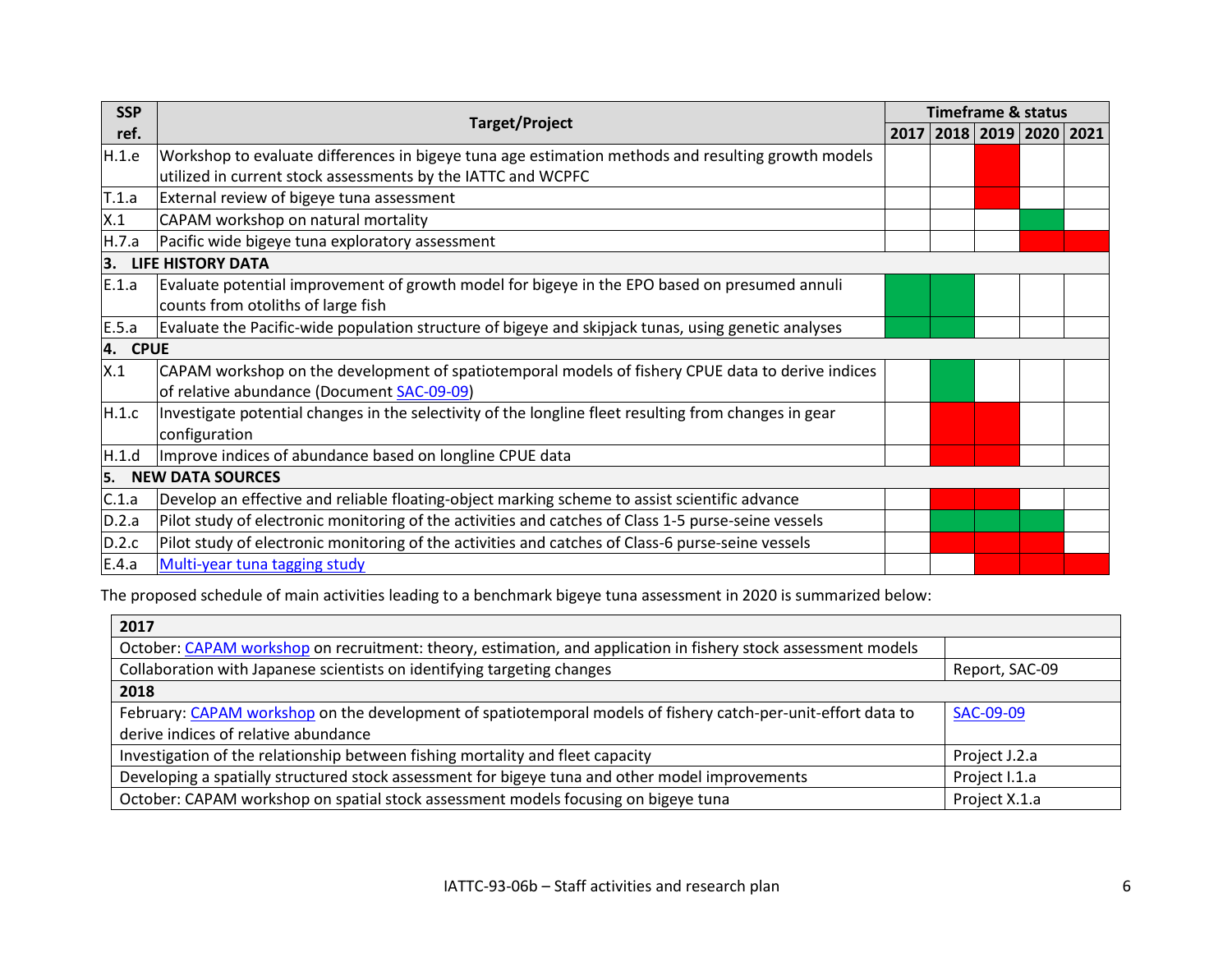| SSP ref. | Target/Project | Timeframe & status | | | | |
|---|---|---|---|---|---|---|
| | | 2017 | 2018 | 2019 | 2020 | 2021 |
| H.1.e | Workshop to evaluate differences in bigeye tuna age estimation methods and resulting growth models utilized in current stock assessments by the IATTC and WCPFC | | | | | |
| T.1.a | External review of bigeye tuna assessment | | | | | |
| X.1 | CAPAM workshop on natural mortality | | | | | |
| H.7.a | Pacific wide bigeye tuna exploratory assessment | | | | | |
| **3. LIFE HISTORY DATA** | | | | | | |
| E.1.a | Evaluate potential improvement of growth model for bigeye in the EPO based on presumed annuli counts from otoliths of large fish | | | | | |
| E.5.a | Evaluate the Pacific-wide population structure of bigeye and skipjack tunas, using genetic analyses | | | | | |
| **4. CPUE** | | | | | | |
| X.1 | CAPAM workshop on the development of spatiotemporal models of fishery CPUE data to derive indices of relative abundance (Document SAC-09-09) | | | | | |
| H.1.c | Investigate potential changes in the selectivity of the longline fleet resulting from changes in gear configuration | | | | | |
| H.1.d | Improve indices of abundance based on longline CPUE data | | | | | |
| **5. NEW DATA SOURCES** | | | | | | |
| C.1.a | Develop an effective and reliable floating-object marking scheme to assist scientific advance | | | | | |
| D.2.a | Pilot study of electronic monitoring of the activities and catches of Class 1-5 purse-seine vessels | | | | | |
| D.2.c | Pilot study of electronic monitoring of the activities and catches of Class-6 purse-seine vessels | | | | | |
| E.4.a | Multi-year tuna tagging study | | | | | |

The proposed schedule of main activities leading to a benchmark bigeye tuna assessment in 2020 is summarized below:

| **2017** | |
|---|---|
| October: CAPAM workshop on recruitment: theory, estimation, and application in fishery stock assessment models | |
| Collaboration with Japanese scientists on identifying targeting changes | Report, SAC-09 |
| **2018** | |
| February: CAPAM workshop on the development of spatiotemporal models of fishery catch-per-unit-effort data to derive indices of relative abundance | SAC-09-09 |
| Investigation of the relationship between fishing mortality and fleet capacity | Project J.2.a |
| Developing a spatially structured stock assessment for bigeye tuna and other model improvements | Project I.1.a |
| October: CAPAM workshop on spatial stock assessment models focusing on bigeye tuna | Project X.1.a |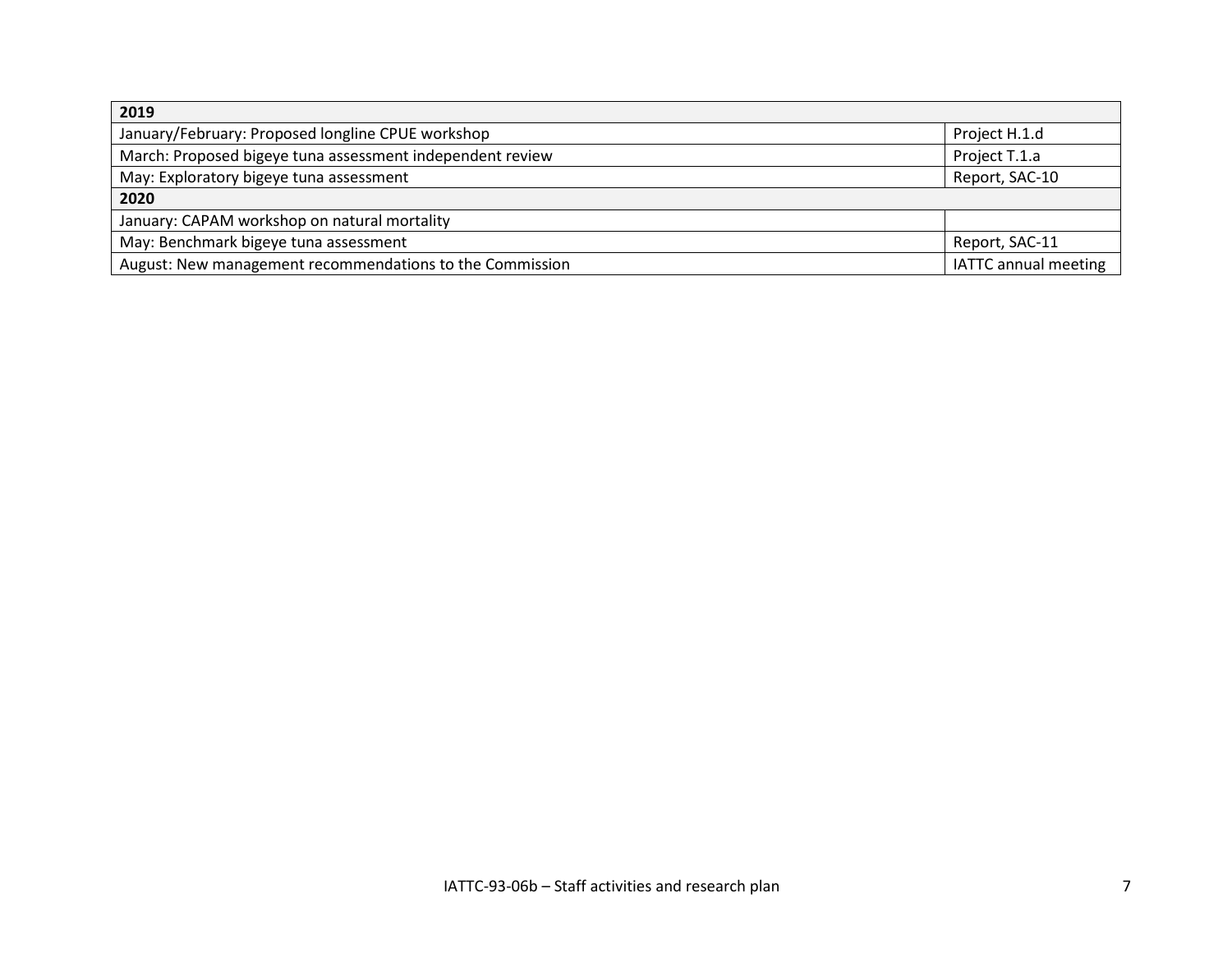| 2019 | |
|---|---|
| January/February: Proposed longline CPUE workshop | Project H.1.d |
| March: Proposed bigeye tuna assessment independent review | Project T.1.a |
| May: Exploratory bigeye tuna assessment | Report, SAC-10 |
| **2020** | |
| January: CAPAM workshop on natural mortality | |
| May: Benchmark bigeye tuna assessment | Report, SAC-11 |
| August: New management recommendations to the Commission | IATTC annual meeting |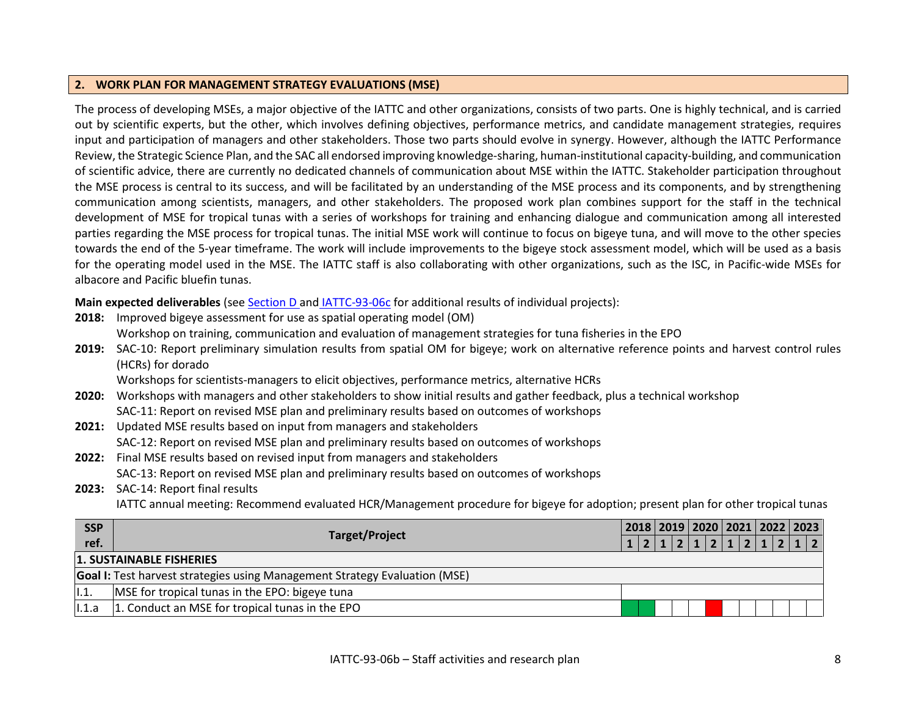## 2. WORK PLAN FOR MANAGEMENT STRATEGY EVALUATIONS (MSE)

The process of developing MSEs, a major objective of the IATTC and other organizations, consists of two parts. One is highly technical, and is carried out by scientific experts, but the other, which involves defining objectives, performance metrics, and candidate management strategies, requires input and participation of managers and other stakeholders. Those two parts should evolve in synergy. However, although the IATTC Performance Review, the Strategic Science Plan, and the SAC all endorsed improving knowledge-sharing, human-institutional capacity-building, and communication of scientific advice, there are currently no dedicated channels of communication about MSE within the IATTC. Stakeholder participation throughout the MSE process is central to its success, and will be facilitated by an understanding of the MSE process and its components, and by strengthening communication among scientists, managers, and other stakeholders. The proposed work plan combines support for the staff in the technical development of MSE for tropical tunas with a series of workshops for training and enhancing dialogue and communication among all interested parties regarding the MSE process for tropical tunas. The initial MSE work will continue to focus on bigeye tuna, and will move to the other species towards the end of the 5-year timeframe. The work will include improvements to the bigeye stock assessment model, which will be used as a basis for the operating model used in the MSE. The IATTC staff is also collaborating with other organizations, such as the ISC, in Pacific-wide MSEs for albacore and Pacific bluefin tunas.

**Main expected deliverables** (see Section D and IATTC-93-06c for additional results of individual projects):

**2018:** Improved bigeye assessment for use as spatial operating model (OM)
Workshop on training, communication and evaluation of management strategies for tuna fisheries in the EPO

**2019:** SAC-10: Report preliminary simulation results from spatial OM for bigeye; work on alternative reference points and harvest control rules (HCRs) for dorado
Workshops for scientists-managers to elicit objectives, performance metrics, alternative HCRs

**2020:** Workshops with managers and other stakeholders to show initial results and gather feedback, plus a technical workshop
SAC-11: Report on revised MSE plan and preliminary results based on outcomes of workshops

**2021:** Updated MSE results based on input from managers and stakeholders
SAC-12: Report on revised MSE plan and preliminary results based on outcomes of workshops

**2022:** Final MSE results based on revised input from managers and stakeholders
SAC-13: Report on revised MSE plan and preliminary results based on outcomes of workshops

**2023:** SAC-14: Report final results
IATTC annual meeting: Recommend evaluated HCR/Management procedure for bigeye for adoption; present plan for other tropical tunas

| SSP ref. | Target/Project | 2018 | | 2019 | | 2020 | | 2021 | | 2022 | | 2023 | |
|---|---|---|---|---|---|---|---|---|---|---|---|---|---|
| | | 1 | 2 | 1 | 2 | 1 | 2 | 1 | 2 | 1 | 2 | 1 | 2 |
| **1. SUSTAINABLE FISHERIES** | | | | | | | | | | | | | |
| **Goal I:** Test harvest strategies using Management Strategy Evaluation (MSE) | | | | | | | | | | | | | |
| I.1. | MSE for tropical tunas in the EPO: bigeye tuna | | | | | | | | | | | | |
| I.1.a | 1. Conduct an MSE for tropical tunas in the EPO | ■ | ■ | | | | ■ | | | | | | |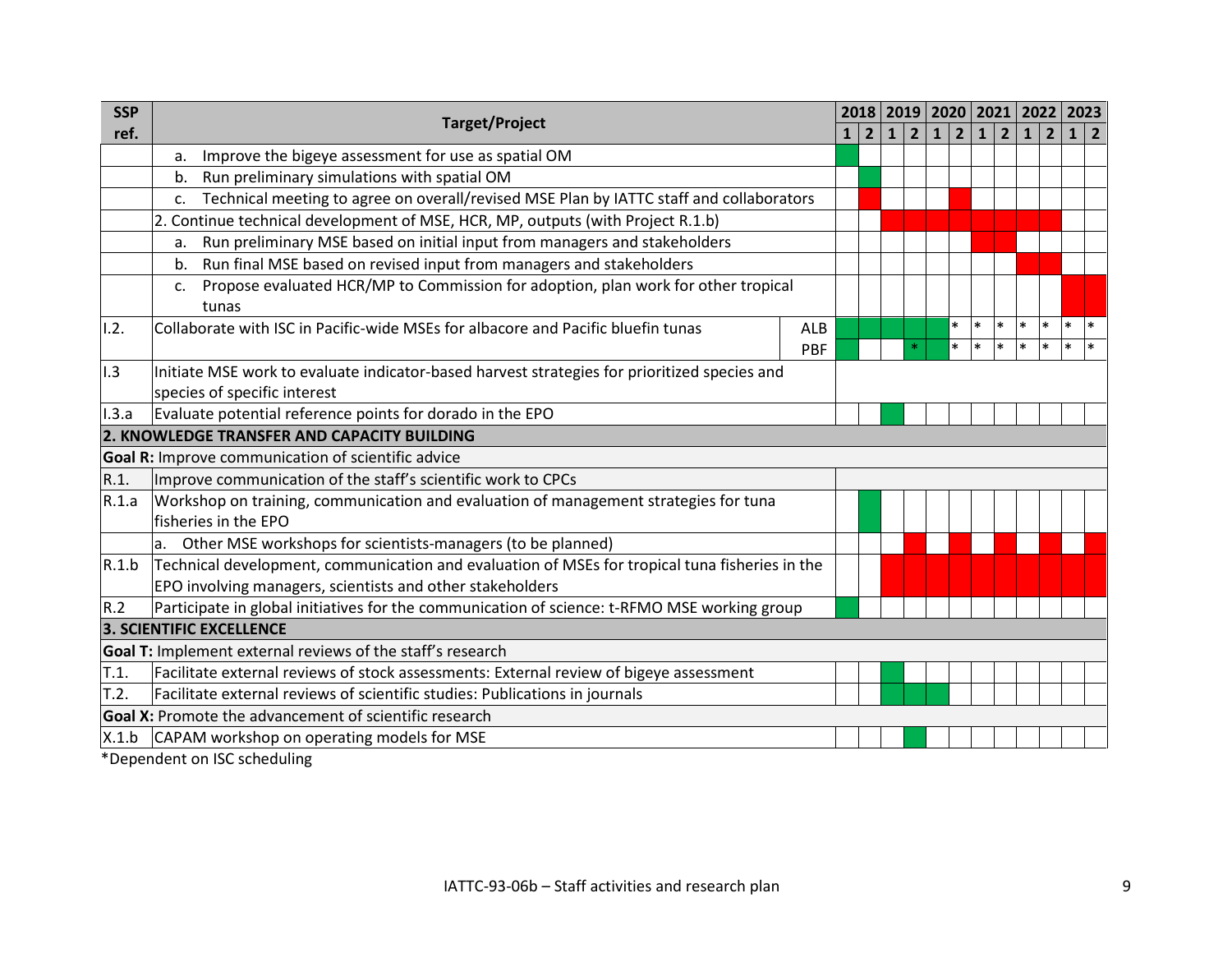| SSP ref. | Target/Project | | 2018 | | 2019 | | 2020 | | 2021 | | 2022 | | 2023 | |
|---|---|---|---|---|---|---|---|---|---|---|---|---|---|---|
| | | | 1 | 2 | 1 | 2 | 1 | 2 | 1 | 2 | 1 | 2 | 1 | 2 |
| | a. Improve the bigeye assessment for use as spatial OM | | | | | | | | | | | | | |
| | b. Run preliminary simulations with spatial OM | | | | | | | | | | | | | |
| | c. Technical meeting to agree on overall/revised MSE Plan by IATTC staff and collaborators | | | | | | | | | | | | | |
| | 2. Continue technical development of MSE, HCR, MP, outputs (with Project R.1.b) | | | | | | | | | | | | | |
| | a. Run preliminary MSE based on initial input from managers and stakeholders | | | | | | | | | | | | | |
| | b. Run final MSE based on revised input from managers and stakeholders | | | | | | | | | | | | | |
| | c. Propose evaluated HCR/MP to Commission for adoption, plan work for other tropical tunas | | | | | | | | | | | | | |
| I.2. | Collaborate with ISC in Pacific-wide MSEs for albacore and Pacific bluefin tunas | ALB | | | | | | * | * | * | * | * | * | * |
| | | PBF | | | | * | | * | * | * | * | * | * | * |
| I.3 | Initiate MSE work to evaluate indicator-based harvest strategies for prioritized species and species of specific interest | | | | | | | | | | | | | |
| I.3.a | Evaluate potential reference points for dorado in the EPO | | | | | | | | | | | | | |
| **2. KNOWLEDGE TRANSFER AND CAPACITY BUILDING** | | | | | | | | | | | | | | |
| **Goal R:** Improve communication of scientific advice | | | | | | | | | | | | | | |
| R.1. | Improve communication of the staff's scientific work to CPCs | | | | | | | | | | | | | |
| R.1.a | Workshop on training, communication and evaluation of management strategies for tuna fisheries in the EPO | | | | | | | | | | | | | |
| | a. Other MSE workshops for scientists-managers (to be planned) | | | | | | | | | | | | | |
| R.1.b | Technical development, communication and evaluation of MSEs for tropical tuna fisheries in the EPO involving managers, scientists and other stakeholders | | | | | | | | | | | | | |
| R.2 | Participate in global initiatives for the communication of science: t-RFMO MSE working group | | | | | | | | | | | | | |
| **3. SCIENTIFIC EXCELLENCE** | | | | | | | | | | | | | | |
| **Goal T:** Implement external reviews of the staff's research | | | | | | | | | | | | | | |
| T.1. | Facilitate external reviews of stock assessments: External review of bigeye assessment | | | | | | | | | | | | | |
| T.2. | Facilitate external reviews of scientific studies: Publications in journals | | | | | | | | | | | | | |
| **Goal X:** Promote the advancement of scientific research | | | | | | | | | | | | | | |
| X.1.b | CAPAM workshop on operating models for MSE | | | | | | | | | | | | | |

*Dependent on ISC scheduling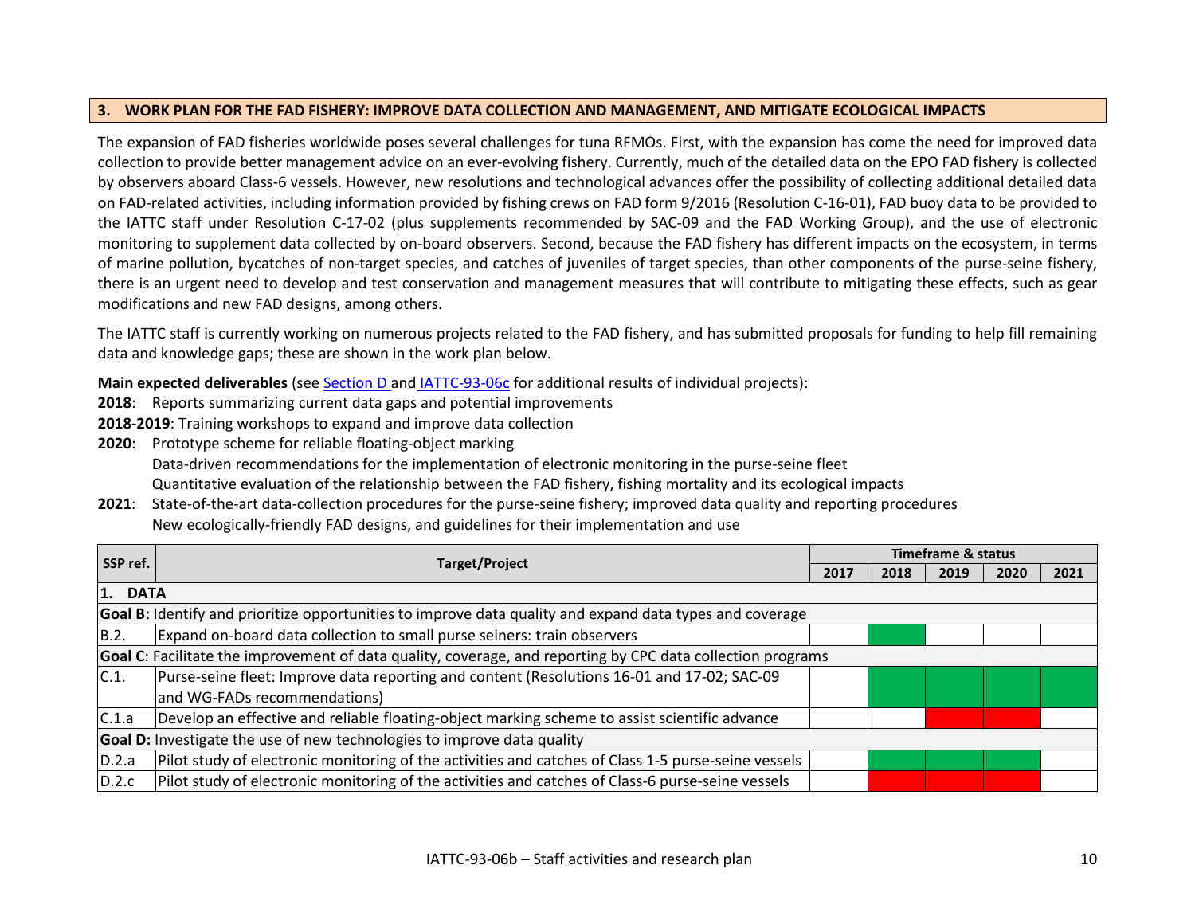## 3. WORK PLAN FOR THE FAD FISHERY: IMPROVE DATA COLLECTION AND MANAGEMENT, AND MITIGATE ECOLOGICAL IMPACTS

The expansion of FAD fisheries worldwide poses several challenges for tuna RFMOs. First, with the expansion has come the need for improved data collection to provide better management advice on an ever-evolving fishery. Currently, much of the detailed data on the EPO FAD fishery is collected by observers aboard Class-6 vessels. However, new resolutions and technological advances offer the possibility of collecting additional detailed data on FAD-related activities, including information provided by fishing crews on FAD form 9/2016 (Resolution C-16-01), FAD buoy data to be provided to the IATTC staff under Resolution C-17-02 (plus supplements recommended by SAC-09 and the FAD Working Group), and the use of electronic monitoring to supplement data collected by on-board observers. Second, because the FAD fishery has different impacts on the ecosystem, in terms of marine pollution, bycatches of non-target species, and catches of juveniles of target species, than other components of the purse-seine fishery, there is an urgent need to develop and test conservation and management measures that will contribute to mitigating these effects, such as gear modifications and new FAD designs, among others.

The IATTC staff is currently working on numerous projects related to the FAD fishery, and has submitted proposals for funding to help fill remaining data and knowledge gaps; these are shown in the work plan below.

**Main expected deliverables** (see Section D and IATTC-93-06c for additional results of individual projects):

**2018**: Reports summarizing current data gaps and potential improvements

**2018-2019**: Training workshops to expand and improve data collection

**2020**: Prototype scheme for reliable floating-object marking
Data-driven recommendations for the implementation of electronic monitoring in the purse-seine fleet
Quantitative evaluation of the relationship between the FAD fishery, fishing mortality and its ecological impacts

**2021**: State-of-the-art data-collection procedures for the purse-seine fishery; improved data quality and reporting procedures
New ecologically-friendly FAD designs, and guidelines for their implementation and use

| SSP ref. | Target/Project | Timeframe & status | | | | |
|---|---|---|---|---|---|---|
| | | 2017 | 2018 | 2019 | 2020 | 2021 |
| **1. DATA** | | | | | | |
| **Goal B:** Identify and prioritize opportunities to improve data quality and expand data types and coverage | | | | | | |
| B.2. | Expand on-board data collection to small purse seiners: train observers | | | | | |
| **Goal C**: Facilitate the improvement of data quality, coverage, and reporting by CPC data collection programs | | | | | | |
| C.1. | Purse-seine fleet: Improve data reporting and content (Resolutions 16-01 and 17-02; SAC-09 and WG-FADs recommendations) | | | | | |
| C.1.a | Develop an effective and reliable floating-object marking scheme to assist scientific advance | | | | | |
| **Goal D:** Investigate the use of new technologies to improve data quality | | | | | | |
| D.2.a | Pilot study of electronic monitoring of the activities and catches of Class 1-5 purse-seine vessels | | | | | |
| D.2.c | Pilot study of electronic monitoring of the activities and catches of Class-6 purse-seine vessels | | | | | |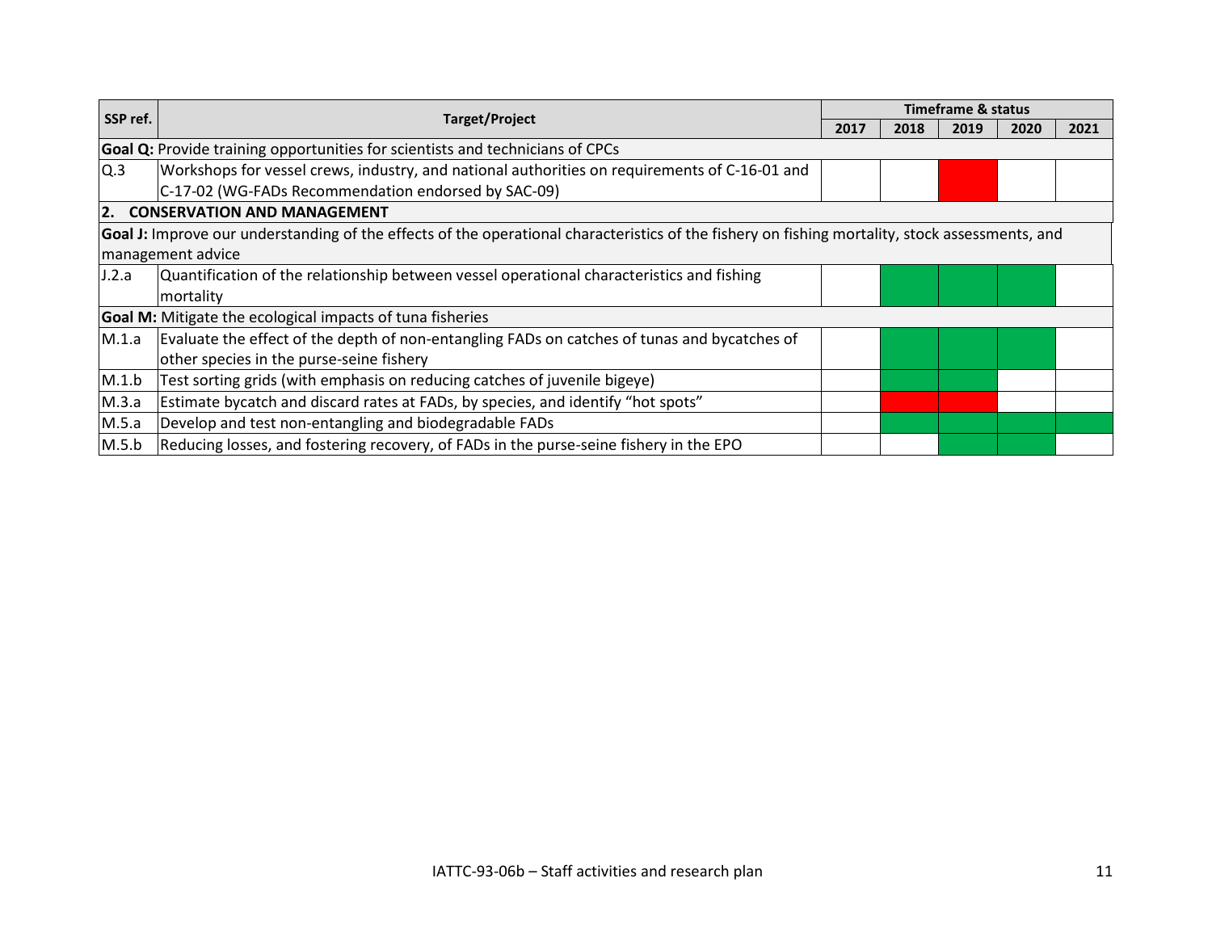| SSP ref. | Target/Project | Timeframe & status | | | | |
|---|---|---|---|---|---|---|
| | | 2017 | 2018 | 2019 | 2020 | 2021 |
| **Goal Q:** Provide training opportunities for scientists and technicians of CPCs | | | | | | |
| Q.3 | Workshops for vessel crews, industry, and national authorities on requirements of C-16-01 and C-17-02 (WG-FADs Recommendation endorsed by SAC-09) | | | [red] | | |
| **2. CONSERVATION AND MANAGEMENT** | | | | | | |
| **Goal J:** Improve our understanding of the effects of the operational characteristics of the fishery on fishing mortality, stock assessments, and management advice | | | | | | |
| J.2.a | Quantification of the relationship between vessel operational characteristics and fishing mortality | | [green] | [green] | [green] | |
| **Goal M:** Mitigate the ecological impacts of tuna fisheries | | | | | | |
| M.1.a | Evaluate the effect of the depth of non-entangling FADs on catches of tunas and bycatches of other species in the purse-seine fishery | | [green] | [green] | [green] | |
| M.1.b | Test sorting grids (with emphasis on reducing catches of juvenile bigeye) | | [green] | [green] | | |
| M.3.a | Estimate bycatch and discard rates at FADs, by species, and identify "hot spots" | | [red] | [red] | | |
| M.5.a | Develop and test non-entangling and biodegradable FADs | | [green] | [green] | [green] | [green] |
| M.5.b | Reducing losses, and fostering recovery, of FADs in the purse-seine fishery in the EPO | | | [green] | [green] | |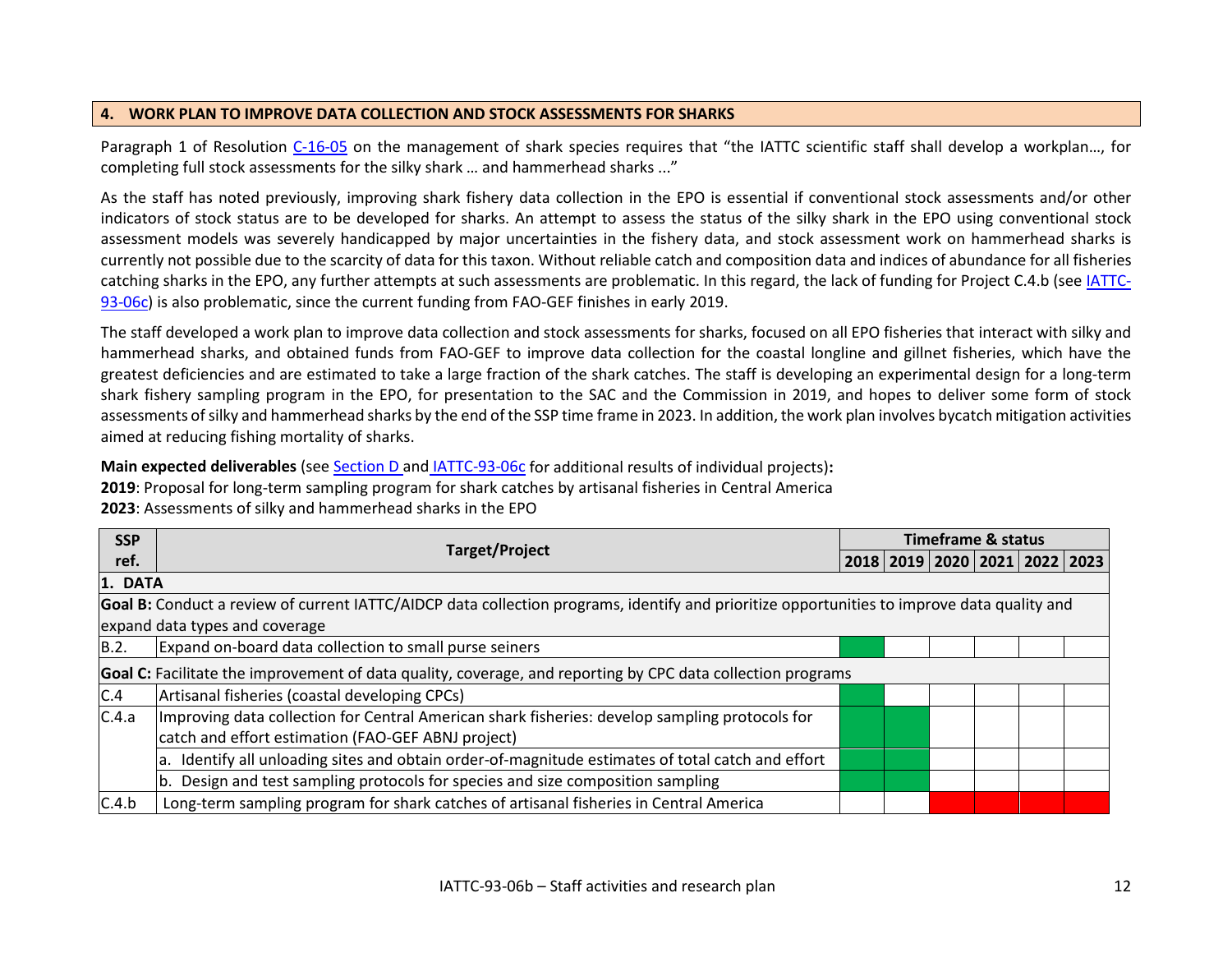## 4. WORK PLAN TO IMPROVE DATA COLLECTION AND STOCK ASSESSMENTS FOR SHARKS

Paragraph 1 of Resolution C-16-05 on the management of shark species requires that "the IATTC scientific staff shall develop a workplan…, for completing full stock assessments for the silky shark … and hammerhead sharks ..."

As the staff has noted previously, improving shark fishery data collection in the EPO is essential if conventional stock assessments and/or other indicators of stock status are to be developed for sharks. An attempt to assess the status of the silky shark in the EPO using conventional stock assessment models was severely handicapped by major uncertainties in the fishery data, and stock assessment work on hammerhead sharks is currently not possible due to the scarcity of data for this taxon. Without reliable catch and composition data and indices of abundance for all fisheries catching sharks in the EPO, any further attempts at such assessments are problematic. In this regard, the lack of funding for Project C.4.b (see IATTC-93-06c) is also problematic, since the current funding from FAO-GEF finishes in early 2019.

The staff developed a work plan to improve data collection and stock assessments for sharks, focused on all EPO fisheries that interact with silky and hammerhead sharks, and obtained funds from FAO-GEF to improve data collection for the coastal longline and gillnet fisheries, which have the greatest deficiencies and are estimated to take a large fraction of the shark catches. The staff is developing an experimental design for a long-term shark fishery sampling program in the EPO, for presentation to the SAC and the Commission in 2019, and hopes to deliver some form of stock assessments of silky and hammerhead sharks by the end of the SSP time frame in 2023. In addition, the work plan involves bycatch mitigation activities aimed at reducing fishing mortality of sharks.

**Main expected deliverables** (see Section D and IATTC-93-06c for additional results of individual projects)**:**
**2019**: Proposal for long-term sampling program for shark catches by artisanal fisheries in Central America
**2023**: Assessments of silky and hammerhead sharks in the EPO

| SSP ref. | Target/Project | Timeframe & status | | | | | |
|---|---|---|---|---|---|---|---|
| | | 2018 | 2019 | 2020 | 2021 | 2022 | 2023 |
| **1. DATA** | | | | | | | |
| **Goal B:** Conduct a review of current IATTC/AIDCP data collection programs, identify and prioritize opportunities to improve data quality and expand data types and coverage | | | | | | | |
| B.2. | Expand on-board data collection to small purse seiners | | | | | | |
| **Goal C:** Facilitate the improvement of data quality, coverage, and reporting by CPC data collection programs | | | | | | | |
| C.4 | Artisanal fisheries (coastal developing CPCs) | | | | | | |
| C.4.a | Improving data collection for Central American shark fisheries: develop sampling protocols for catch and effort estimation (FAO-GEF ABNJ project) | | | | | | |
| | a. Identify all unloading sites and obtain order-of-magnitude estimates of total catch and effort | | | | | | |
| | b. Design and test sampling protocols for species and size composition sampling | | | | | | |
| C.4.b | Long-term sampling program for shark catches of artisanal fisheries in Central America | | | | | | |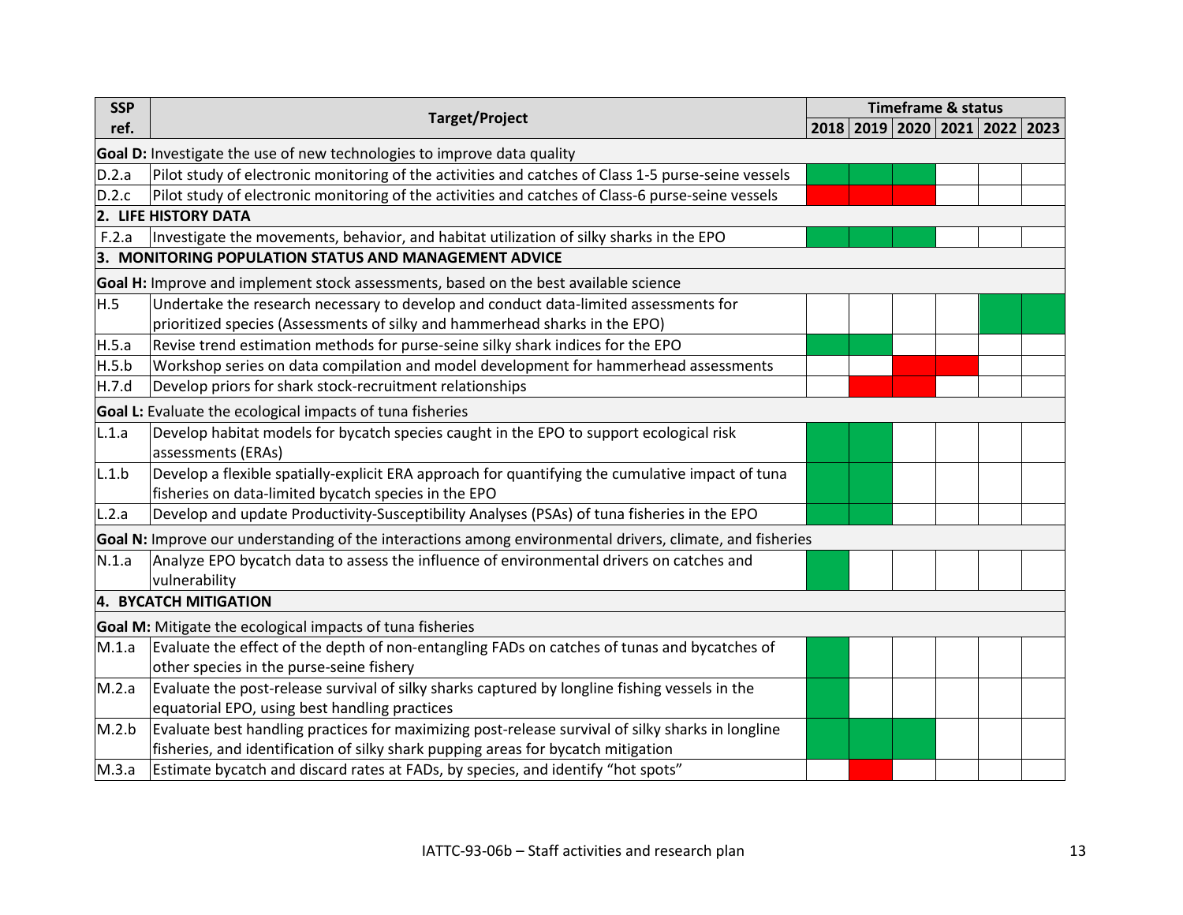| SSP ref. | Target/Project | Timeframe & status | | | | | |
|---|---|---|---|---|---|---|---|
| | | 2018 | 2019 | 2020 | 2021 | 2022 | 2023 |
| **Goal D:** Investigate the use of new technologies to improve data quality | | | | | | | |
| D.2.a | Pilot study of electronic monitoring of the activities and catches of Class 1-5 purse-seine vessels | | | | | | |
| D.2.c | Pilot study of electronic monitoring of the activities and catches of Class-6 purse-seine vessels | | | | | | |
| **2. LIFE HISTORY DATA** | | | | | | | |
| F.2.a | Investigate the movements, behavior, and habitat utilization of silky sharks in the EPO | | | | | | |
| **3. MONITORING POPULATION STATUS AND MANAGEMENT ADVICE** | | | | | | | |
| **Goal H:** Improve and implement stock assessments, based on the best available science | | | | | | | |
| H.5 | Undertake the research necessary to develop and conduct data-limited assessments for prioritized species (Assessments of silky and hammerhead sharks in the EPO) | | | | | | |
| H.5.a | Revise trend estimation methods for purse-seine silky shark indices for the EPO | | | | | | |
| H.5.b | Workshop series on data compilation and model development for hammerhead assessments | | | | | | |
| H.7.d | Develop priors for shark stock-recruitment relationships | | | | | | |
| **Goal L:** Evaluate the ecological impacts of tuna fisheries | | | | | | | |
| L.1.a | Develop habitat models for bycatch species caught in the EPO to support ecological risk assessments (ERAs) | | | | | | |
| L.1.b | Develop a flexible spatially-explicit ERA approach for quantifying the cumulative impact of tuna fisheries on data-limited bycatch species in the EPO | | | | | | |
| L.2.a | Develop and update Productivity-Susceptibility Analyses (PSAs) of tuna fisheries in the EPO | | | | | | |
| **Goal N:** Improve our understanding of the interactions among environmental drivers, climate, and fisheries | | | | | | | |
| N.1.a | Analyze EPO bycatch data to assess the influence of environmental drivers on catches and vulnerability | | | | | | |
| **4. BYCATCH MITIGATION** | | | | | | | |
| **Goal M:** Mitigate the ecological impacts of tuna fisheries | | | | | | | |
| M.1.a | Evaluate the effect of the depth of non-entangling FADs on catches of tunas and bycatches of other species in the purse-seine fishery | | | | | | |
| M.2.a | Evaluate the post-release survival of silky sharks captured by longline fishing vessels in the equatorial EPO, using best handling practices | | | | | | |
| M.2.b | Evaluate best handling practices for maximizing post-release survival of silky sharks in longline fisheries, and identification of silky shark pupping areas for bycatch mitigation | | | | | | |
| M.3.a | Estimate bycatch and discard rates at FADs, by species, and identify "hot spots" | | | | | | |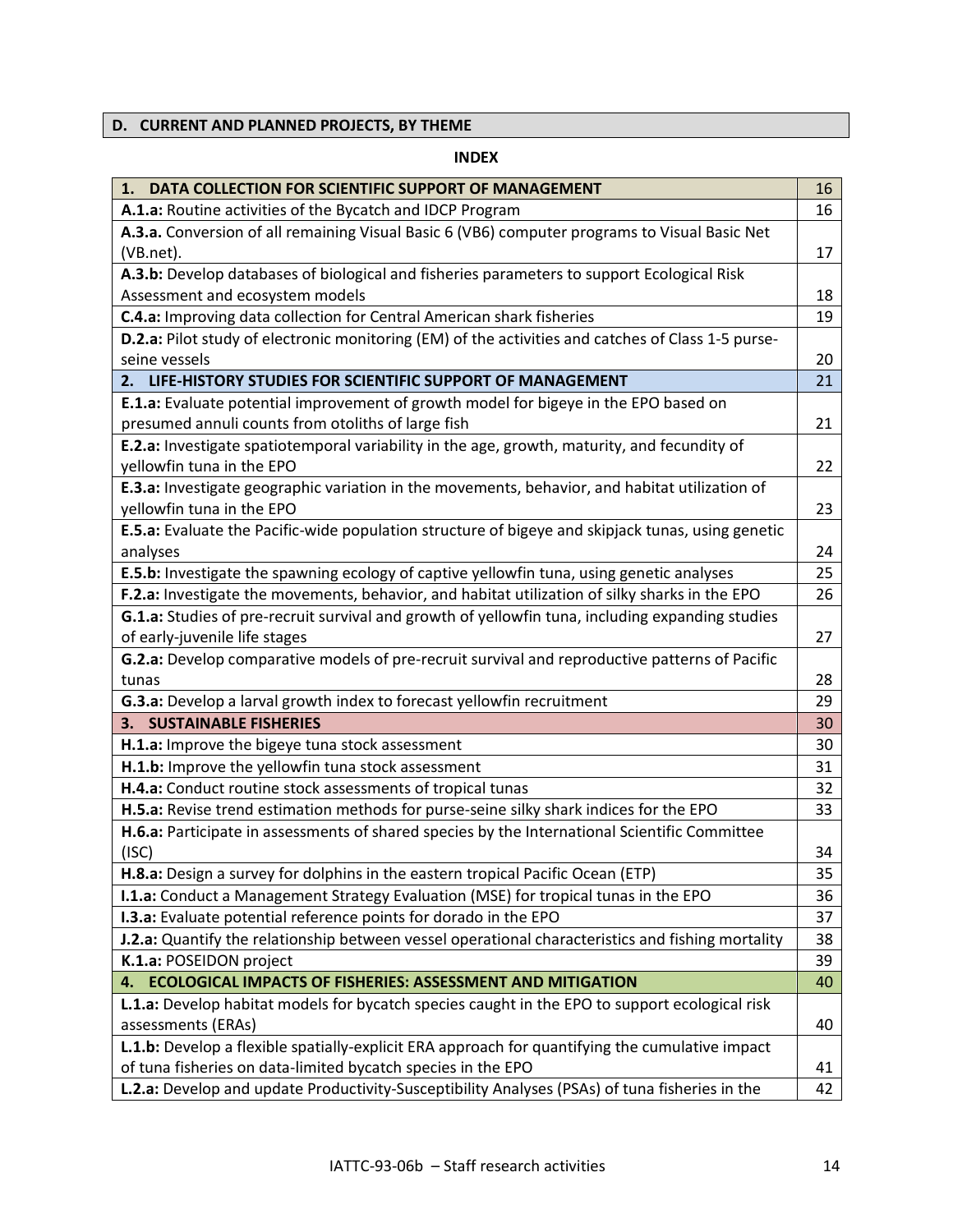## D. CURRENT AND PLANNED PROJECTS, BY THEME

**INDEX**

| | |
|---|---|
| **1. DATA COLLECTION FOR SCIENTIFIC SUPPORT OF MANAGEMENT** | 16 |
| **A.1.a:** Routine activities of the Bycatch and IDCP Program | 16 |
| **A.3.a.** Conversion of all remaining Visual Basic 6 (VB6) computer programs to Visual Basic Net (VB.net). | 17 |
| **A.3.b:** Develop databases of biological and fisheries parameters to support Ecological Risk Assessment and ecosystem models | 18 |
| **C.4.a:** Improving data collection for Central American shark fisheries | 19 |
| **D.2.a:** Pilot study of electronic monitoring (EM) of the activities and catches of Class 1-5 purse-seine vessels | 20 |
| **2. LIFE-HISTORY STUDIES FOR SCIENTIFIC SUPPORT OF MANAGEMENT** | 21 |
| **E.1.a:** Evaluate potential improvement of growth model for bigeye in the EPO based on presumed annuli counts from otoliths of large fish | 21 |
| **E.2.a:** Investigate spatiotemporal variability in the age, growth, maturity, and fecundity of yellowfin tuna in the EPO | 22 |
| **E.3.a:** Investigate geographic variation in the movements, behavior, and habitat utilization of yellowfin tuna in the EPO | 23 |
| **E.5.a:** Evaluate the Pacific-wide population structure of bigeye and skipjack tunas, using genetic analyses | 24 |
| **E.5.b:** Investigate the spawning ecology of captive yellowfin tuna, using genetic analyses | 25 |
| **F.2.a:** Investigate the movements, behavior, and habitat utilization of silky sharks in the EPO | 26 |
| **G.1.a:** Studies of pre-recruit survival and growth of yellowfin tuna, including expanding studies of early-juvenile life stages | 27 |
| **G.2.a:** Develop comparative models of pre-recruit survival and reproductive patterns of Pacific tunas | 28 |
| **G.3.a:** Develop a larval growth index to forecast yellowfin recruitment | 29 |
| **3. SUSTAINABLE FISHERIES** | 30 |
| **H.1.a:** Improve the bigeye tuna stock assessment | 30 |
| **H.1.b:** Improve the yellowfin tuna stock assessment | 31 |
| **H.4.a:** Conduct routine stock assessments of tropical tunas | 32 |
| **H.5.a:** Revise trend estimation methods for purse-seine silky shark indices for the EPO | 33 |
| **H.6.a:** Participate in assessments of shared species by the International Scientific Committee (ISC) | 34 |
| **H.8.a:** Design a survey for dolphins in the eastern tropical Pacific Ocean (ETP) | 35 |
| **I.1.a:** Conduct a Management Strategy Evaluation (MSE) for tropical tunas in the EPO | 36 |
| **I.3.a:** Evaluate potential reference points for dorado in the EPO | 37 |
| **J.2.a:** Quantify the relationship between vessel operational characteristics and fishing mortality | 38 |
| **K.1.a:** POSEIDON project | 39 |
| **4. ECOLOGICAL IMPACTS OF FISHERIES: ASSESSMENT AND MITIGATION** | 40 |
| **L.1.a:** Develop habitat models for bycatch species caught in the EPO to support ecological risk assessments (ERAs) | 40 |
| **L.1.b:** Develop a flexible spatially-explicit ERA approach for quantifying the cumulative impact of tuna fisheries on data-limited bycatch species in the EPO | 41 |
| **L.2.a:** Develop and update Productivity-Susceptibility Analyses (PSAs) of tuna fisheries in the | 42 |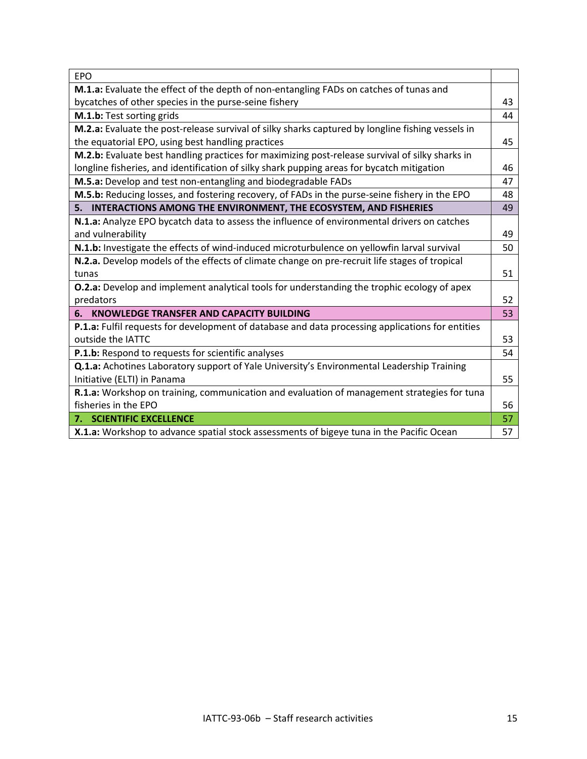| EPO | |
|---|---|
| **M.1.a:** Evaluate the effect of the depth of non-entangling FADs on catches of tunas and bycatches of other species in the purse-seine fishery | 43 |
| **M.1.b:** Test sorting grids | 44 |
| **M.2.a:** Evaluate the post-release survival of silky sharks captured by longline fishing vessels in the equatorial EPO, using best handling practices | 45 |
| **M.2.b:** Evaluate best handling practices for maximizing post-release survival of silky sharks in longline fisheries, and identification of silky shark pupping areas for bycatch mitigation | 46 |
| **M.5.a:** Develop and test non-entangling and biodegradable FADs | 47 |
| **M.5.b:** Reducing losses, and fostering recovery, of FADs in the purse-seine fishery in the EPO | 48 |
| **5. INTERACTIONS AMONG THE ENVIRONMENT, THE ECOSYSTEM, AND FISHERIES** | 49 |
| **N.1.a:** Analyze EPO bycatch data to assess the influence of environmental drivers on catches and vulnerability | 49 |
| **N.1.b:** Investigate the effects of wind-induced microturbulence on yellowfin larval survival | 50 |
| **N.2.a.** Develop models of the effects of climate change on pre-recruit life stages of tropical tunas | 51 |
| **O.2.a:** Develop and implement analytical tools for understanding the trophic ecology of apex predators | 52 |
| **6. KNOWLEDGE TRANSFER AND CAPACITY BUILDING** | 53 |
| **P.1.a:** Fulfil requests for development of database and data processing applications for entities outside the IATTC | 53 |
| **P.1.b:** Respond to requests for scientific analyses | 54 |
| **Q.1.a:** Achotines Laboratory support of Yale University's Environmental Leadership Training Initiative (ELTI) in Panama | 55 |
| **R.1.a:** Workshop on training, communication and evaluation of management strategies for tuna fisheries in the EPO | 56 |
| **7. SCIENTIFIC EXCELLENCE** | 57 |
| **X.1.a:** Workshop to advance spatial stock assessments of bigeye tuna in the Pacific Ocean | 57 |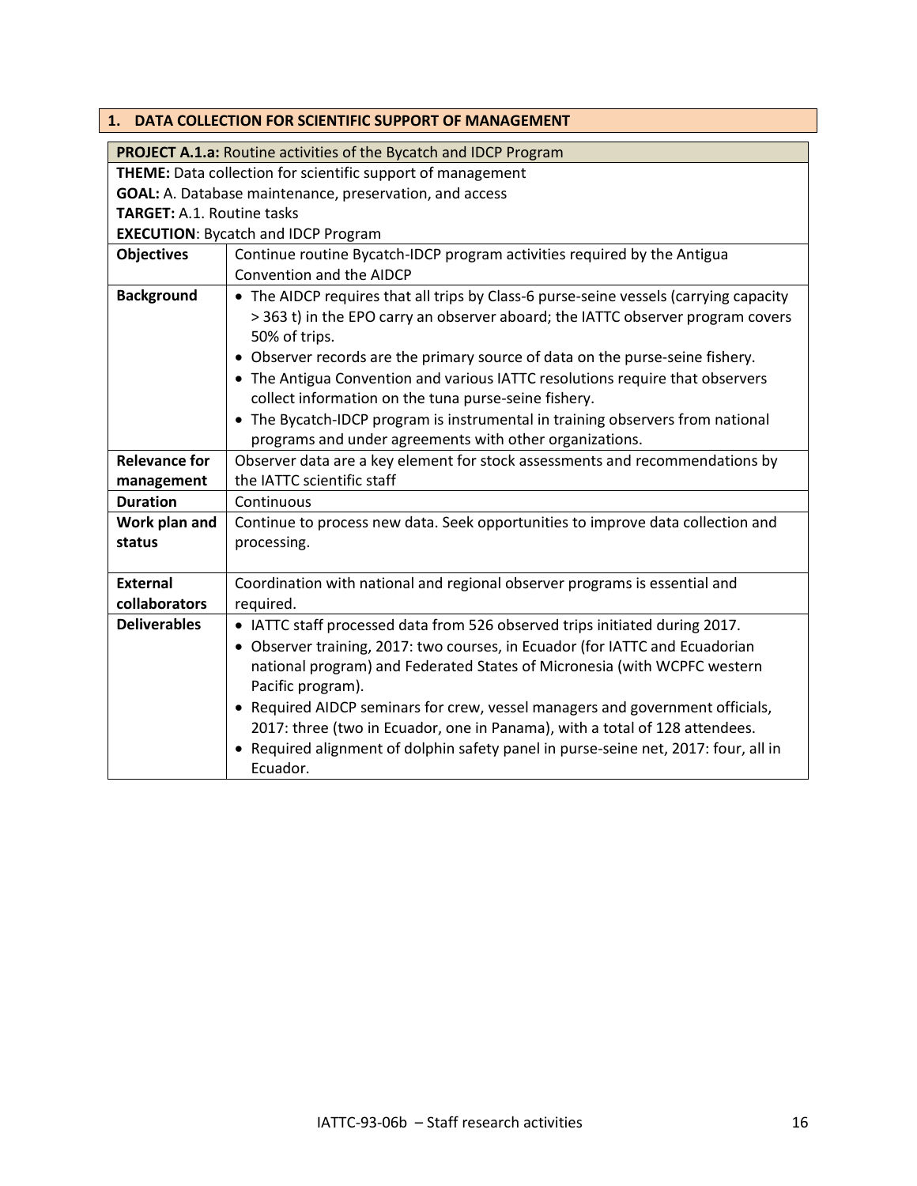## 1. DATA COLLECTION FOR SCIENTIFIC SUPPORT OF MANAGEMENT

| **PROJECT A.1.a:** Routine activities of the Bycatch and IDCP Program | |
|---|---|
| **THEME:** Data collection for scientific support of management<br>**GOAL:** A. Database maintenance, preservation, and access<br>**TARGET:** A.1. Routine tasks<br>**EXECUTION**: Bycatch and IDCP Program | |
| **Objectives** | Continue routine Bycatch-IDCP program activities required by the Antigua Convention and the AIDCP |
| **Background** | • The AIDCP requires that all trips by Class-6 purse-seine vessels (carrying capacity > 363 t) in the EPO carry an observer aboard; the IATTC observer program covers 50% of trips.<br>• Observer records are the primary source of data on the purse-seine fishery.<br>• The Antigua Convention and various IATTC resolutions require that observers collect information on the tuna purse-seine fishery.<br>• The Bycatch-IDCP program is instrumental in training observers from national programs and under agreements with other organizations. |
| **Relevance for management** | Observer data are a key element for stock assessments and recommendations by the IATTC scientific staff |
| **Duration** | Continuous |
| **Work plan and status** | Continue to process new data. Seek opportunities to improve data collection and processing. |
| **External collaborators** | Coordination with national and regional observer programs is essential and required. |
| **Deliverables** | • IATTC staff processed data from 526 observed trips initiated during 2017.<br>• Observer training, 2017: two courses, in Ecuador (for IATTC and Ecuadorian national program) and Federated States of Micronesia (with WCPFC western Pacific program).<br>• Required AIDCP seminars for crew, vessel managers and government officials, 2017: three (two in Ecuador, one in Panama), with a total of 128 attendees.<br>• Required alignment of dolphin safety panel in purse-seine net, 2017: four, all in Ecuador. |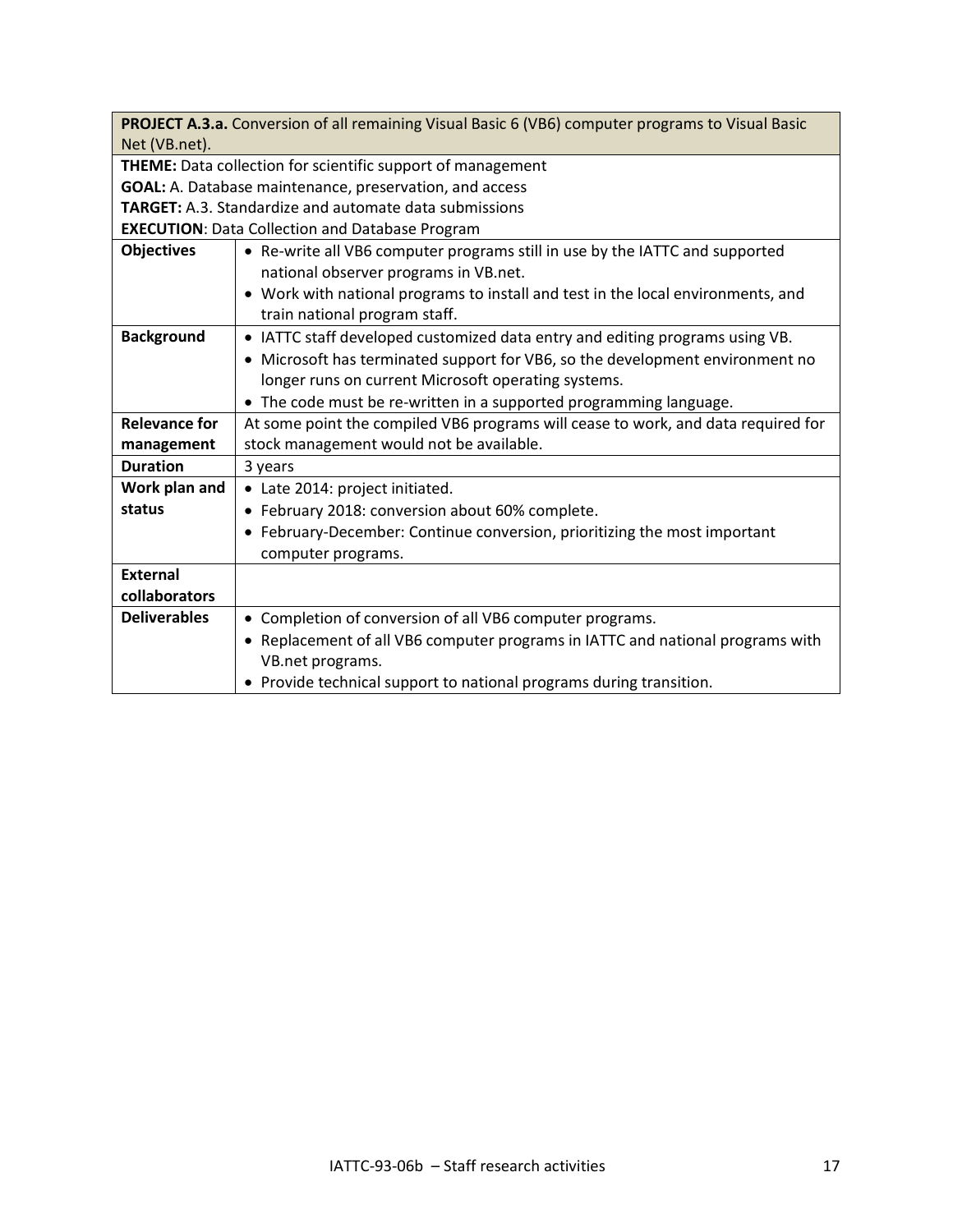| **PROJECT A.3.a.** Conversion of all remaining Visual Basic 6 (VB6) computer programs to Visual Basic Net (VB.net). | |
|---|---|
| **THEME:** Data collection for scientific support of management<br>**GOAL:** A. Database maintenance, preservation, and access<br>**TARGET:** A.3. Standardize and automate data submissions<br>**EXECUTION**: Data Collection and Database Program | |
| **Objectives** | • Re-write all VB6 computer programs still in use by the IATTC and supported national observer programs in VB.net.<br>• Work with national programs to install and test in the local environments, and train national program staff. |
| **Background** | • IATTC staff developed customized data entry and editing programs using VB.<br>• Microsoft has terminated support for VB6, so the development environment no longer runs on current Microsoft operating systems.<br>• The code must be re-written in a supported programming language. |
| **Relevance for management** | At some point the compiled VB6 programs will cease to work, and data required for stock management would not be available. |
| **Duration** | 3 years |
| **Work plan and status** | • Late 2014: project initiated.<br>• February 2018: conversion about 60% complete.<br>• February-December: Continue conversion, prioritizing the most important computer programs. |
| **External collaborators** | |
| **Deliverables** | • Completion of conversion of all VB6 computer programs.<br>• Replacement of all VB6 computer programs in IATTC and national programs with VB.net programs.<br>• Provide technical support to national programs during transition. |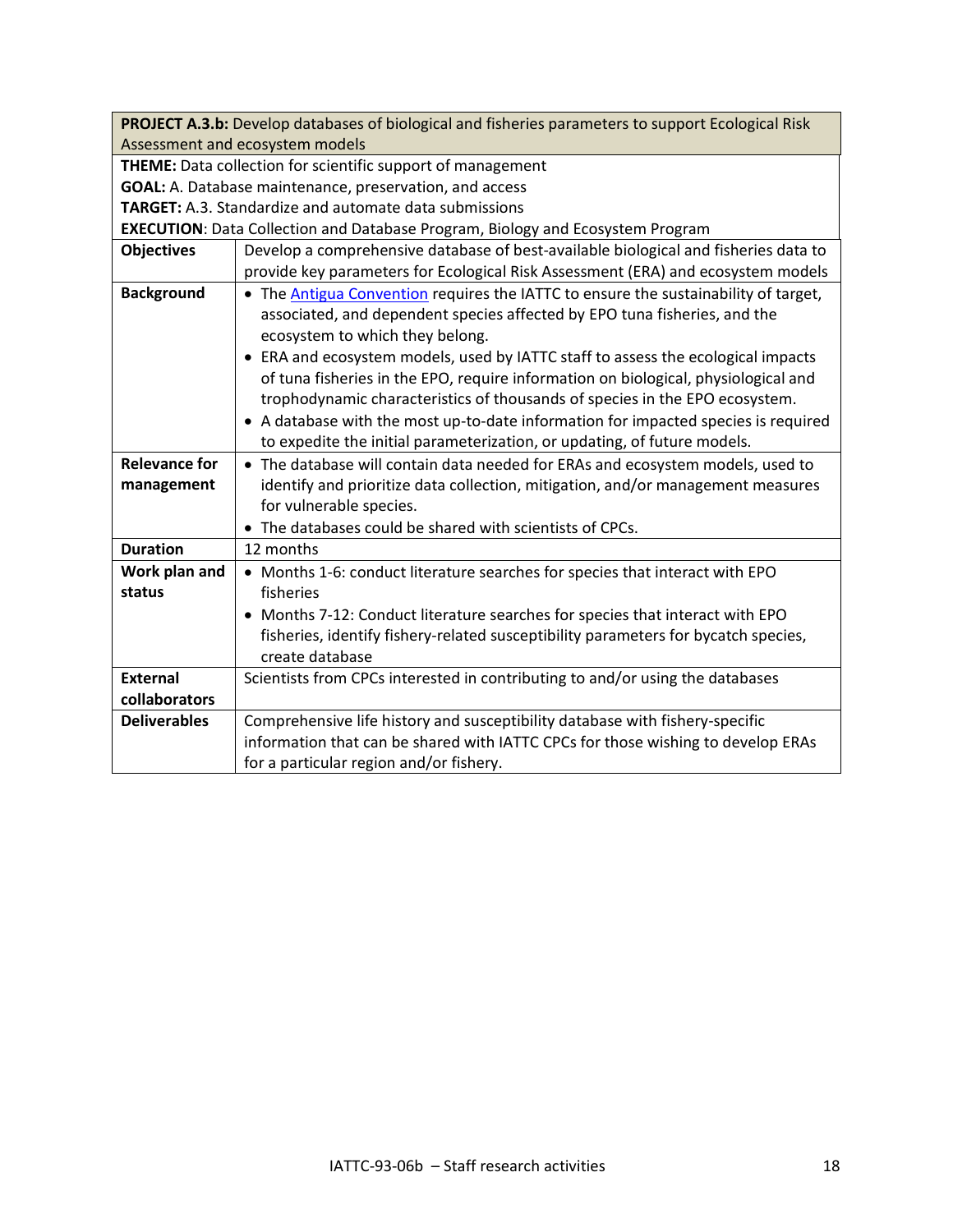| **PROJECT A.3.b:** Develop databases of biological and fisheries parameters to support Ecological Risk Assessment and ecosystem models | |
|---|---|
| **THEME:** Data collection for scientific support of management<br>**GOAL:** A. Database maintenance, preservation, and access<br>**TARGET:** A.3. Standardize and automate data submissions<br>**EXECUTION**: Data Collection and Database Program, Biology and Ecosystem Program | |
| **Objectives** | Develop a comprehensive database of best-available biological and fisheries data to provide key parameters for Ecological Risk Assessment (ERA) and ecosystem models |
| **Background** | • The Antigua Convention requires the IATTC to ensure the sustainability of target, associated, and dependent species affected by EPO tuna fisheries, and the ecosystem to which they belong.<br>• ERA and ecosystem models, used by IATTC staff to assess the ecological impacts of tuna fisheries in the EPO, require information on biological, physiological and trophodynamic characteristics of thousands of species in the EPO ecosystem.<br>• A database with the most up-to-date information for impacted species is required to expedite the initial parameterization, or updating, of future models. |
| **Relevance for management** | • The database will contain data needed for ERAs and ecosystem models, used to identify and prioritize data collection, mitigation, and/or management measures for vulnerable species.<br>• The databases could be shared with scientists of CPCs. |
| **Duration** | 12 months |
| **Work plan and status** | • Months 1-6: conduct literature searches for species that interact with EPO fisheries<br>• Months 7-12: Conduct literature searches for species that interact with EPO fisheries, identify fishery-related susceptibility parameters for bycatch species, create database |
| **External collaborators** | Scientists from CPCs interested in contributing to and/or using the databases |
| **Deliverables** | Comprehensive life history and susceptibility database with fishery-specific information that can be shared with IATTC CPCs for those wishing to develop ERAs for a particular region and/or fishery. |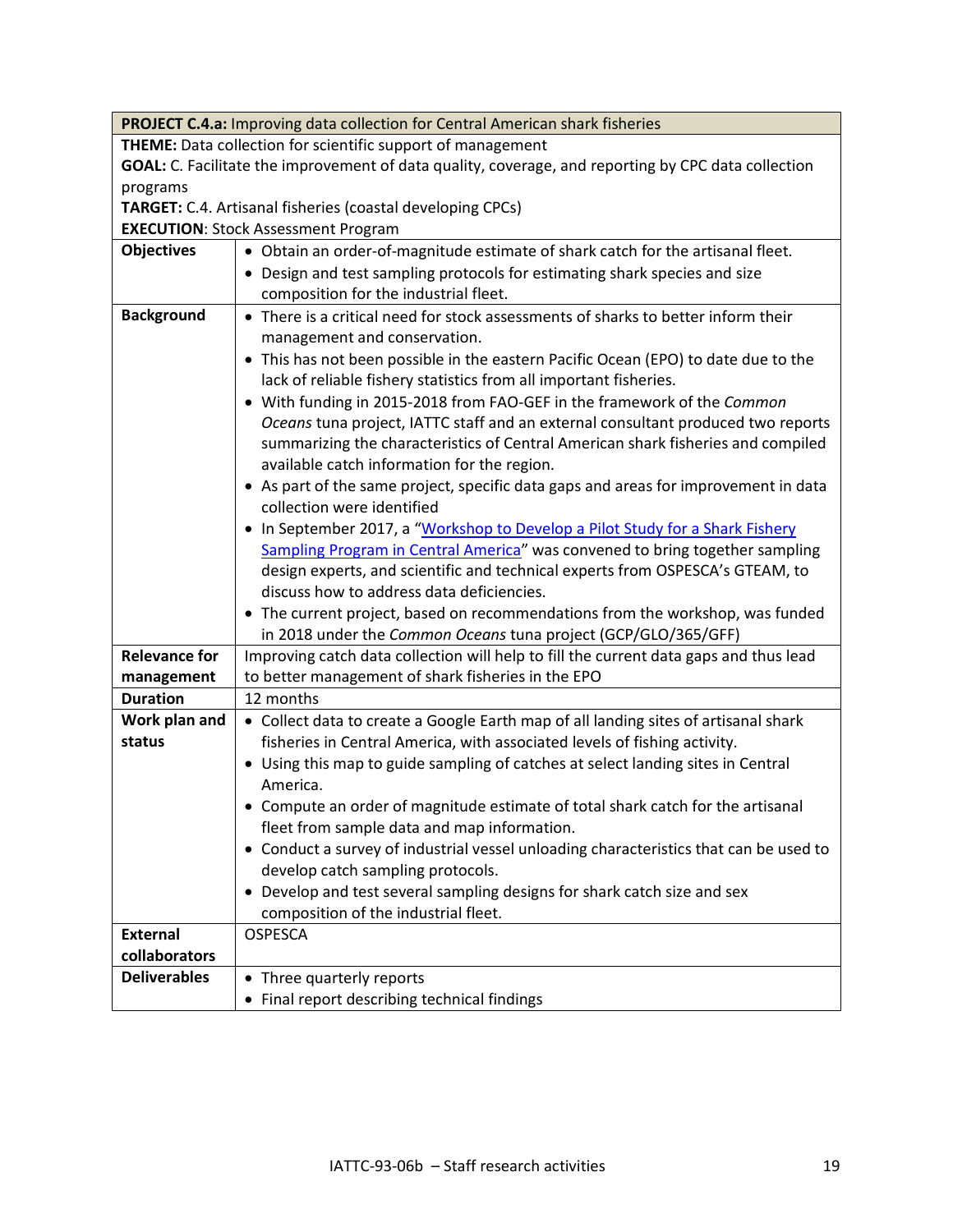| **PROJECT C.4.a:** Improving data collection for Central American shark fisheries | |
|---|---|
| **THEME:** Data collection for scientific support of management<br>**GOAL:** C. Facilitate the improvement of data quality, coverage, and reporting by CPC data collection programs<br>**TARGET:** C.4. Artisanal fisheries (coastal developing CPCs)<br>**EXECUTION**: Stock Assessment Program | |
| **Objectives** | • Obtain an order-of-magnitude estimate of shark catch for the artisanal fleet.<br>• Design and test sampling protocols for estimating shark species and size composition for the industrial fleet. |
| **Background** | • There is a critical need for stock assessments of sharks to better inform their management and conservation.<br>• This has not been possible in the eastern Pacific Ocean (EPO) to date due to the lack of reliable fishery statistics from all important fisheries.<br>• With funding in 2015-2018 from FAO-GEF in the framework of the *Common Oceans* tuna project, IATTC staff and an external consultant produced two reports summarizing the characteristics of Central American shark fisheries and compiled available catch information for the region.<br>• As part of the same project, specific data gaps and areas for improvement in data collection were identified<br>• In September 2017, a "Workshop to Develop a Pilot Study for a Shark Fishery Sampling Program in Central America" was convened to bring together sampling design experts, and scientific and technical experts from OSPESCA's GTEAM, to discuss how to address data deficiencies.<br>• The current project, based on recommendations from the workshop, was funded in 2018 under the *Common Oceans* tuna project (GCP/GLO/365/GFF) |
| **Relevance for management** | Improving catch data collection will help to fill the current data gaps and thus lead to better management of shark fisheries in the EPO |
| **Duration** | 12 months |
| **Work plan and status** | • Collect data to create a Google Earth map of all landing sites of artisanal shark fisheries in Central America, with associated levels of fishing activity.<br>• Using this map to guide sampling of catches at select landing sites in Central America.<br>• Compute an order of magnitude estimate of total shark catch for the artisanal fleet from sample data and map information.<br>• Conduct a survey of industrial vessel unloading characteristics that can be used to develop catch sampling protocols.<br>• Develop and test several sampling designs for shark catch size and sex composition of the industrial fleet. |
| **External collaborators** | OSPESCA |
| **Deliverables** | • Three quarterly reports<br>• Final report describing technical findings |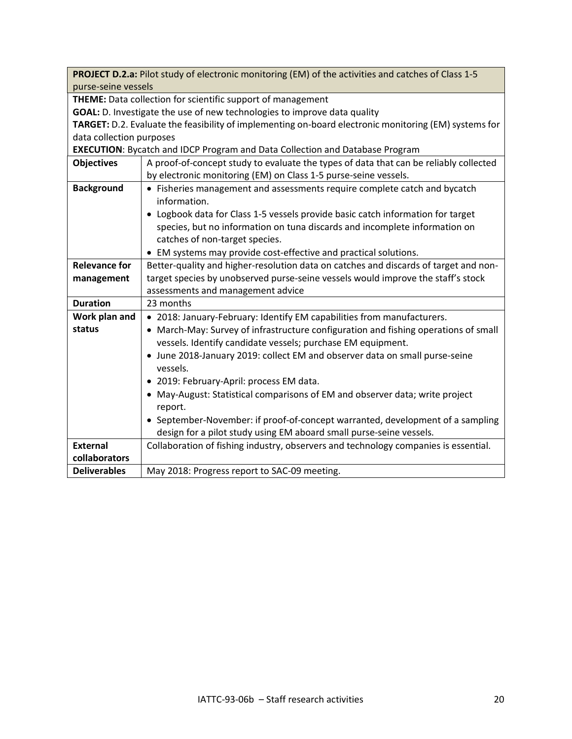| **PROJECT D.2.a:** Pilot study of electronic monitoring (EM) of the activities and catches of Class 1-5 purse-seine vessels | |
|---|---|
| **THEME:** Data collection for scientific support of management<br>**GOAL:** D. Investigate the use of new technologies to improve data quality<br>**TARGET:** D.2. Evaluate the feasibility of implementing on-board electronic monitoring (EM) systems for data collection purposes<br>**EXECUTION**: Bycatch and IDCP Program and Data Collection and Database Program | |
| **Objectives** | A proof-of-concept study to evaluate the types of data that can be reliably collected by electronic monitoring (EM) on Class 1-5 purse-seine vessels. |
| **Background** | • Fisheries management and assessments require complete catch and bycatch information.<br>• Logbook data for Class 1-5 vessels provide basic catch information for target species, but no information on tuna discards and incomplete information on catches of non-target species.<br>• EM systems may provide cost-effective and practical solutions. |
| **Relevance for management** | Better-quality and higher-resolution data on catches and discards of target and non-target species by unobserved purse-seine vessels would improve the staff's stock assessments and management advice |
| **Duration** | 23 months |
| **Work plan and status** | • 2018: January-February: Identify EM capabilities from manufacturers.<br>• March-May: Survey of infrastructure configuration and fishing operations of small vessels. Identify candidate vessels; purchase EM equipment.<br>• June 2018-January 2019: collect EM and observer data on small purse-seine vessels.<br>• 2019: February-April: process EM data.<br>• May-August: Statistical comparisons of EM and observer data; write project report.<br>• September-November: if proof-of-concept warranted, development of a sampling design for a pilot study using EM aboard small purse-seine vessels. |
| **External collaborators** | Collaboration of fishing industry, observers and technology companies is essential. |
| **Deliverables** | May 2018: Progress report to SAC-09 meeting. |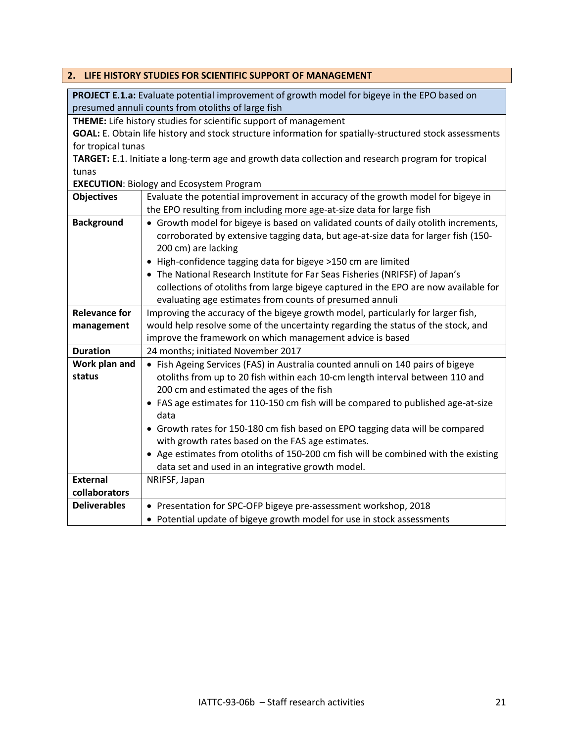## 2. LIFE HISTORY STUDIES FOR SCIENTIFIC SUPPORT OF MANAGEMENT

**PROJECT E.1.a:** Evaluate potential improvement of growth model for bigeye in the EPO based on presumed annuli counts from otoliths of large fish

**THEME:** Life history studies for scientific support of management

**GOAL:** E. Obtain life history and stock structure information for spatially-structured stock assessments for tropical tunas

**TARGET:** E.1. Initiate a long-term age and growth data collection and research program for tropical tunas

**EXECUTION**: Biology and Ecosystem Program

| | |
|---|---|
| **Objectives** | Evaluate the potential improvement in accuracy of the growth model for bigeye in the EPO resulting from including more age-at-size data for large fish |
| **Background** | • Growth model for bigeye is based on validated counts of daily otolith increments, corroborated by extensive tagging data, but age-at-size data for larger fish (150-200 cm) are lacking<br>• High-confidence tagging data for bigeye >150 cm are limited<br>• The National Research Institute for Far Seas Fisheries (NRIFSF) of Japan's collections of otoliths from large bigeye captured in the EPO are now available for evaluating age estimates from counts of presumed annuli |
| **Relevance for management** | Improving the accuracy of the bigeye growth model, particularly for larger fish, would help resolve some of the uncertainty regarding the status of the stock, and improve the framework on which management advice is based |
| **Duration** | 24 months; initiated November 2017 |
| **Work plan and status** | • Fish Ageing Services (FAS) in Australia counted annuli on 140 pairs of bigeye otoliths from up to 20 fish within each 10-cm length interval between 110 and 200 cm and estimated the ages of the fish<br>• FAS age estimates for 110-150 cm fish will be compared to published age-at-size data<br>• Growth rates for 150-180 cm fish based on EPO tagging data will be compared with growth rates based on the FAS age estimates.<br>• Age estimates from otoliths of 150-200 cm fish will be combined with the existing data set and used in an integrative growth model. |
| **External collaborators** | NRIFSF, Japan |
| **Deliverables** | • Presentation for SPC-OFP bigeye pre-assessment workshop, 2018<br>• Potential update of bigeye growth model for use in stock assessments |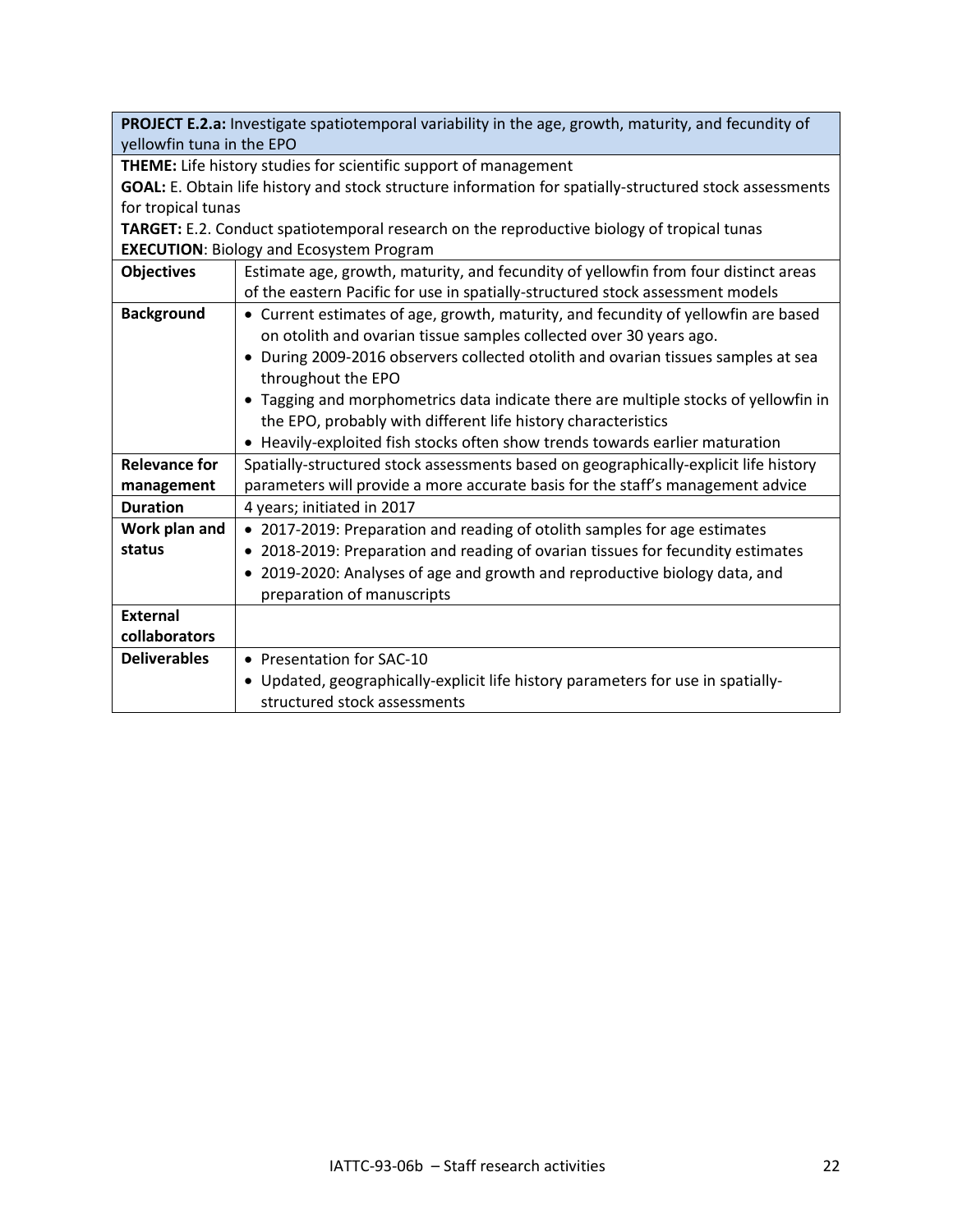| **PROJECT E.2.a:** Investigate spatiotemporal variability in the age, growth, maturity, and fecundity of yellowfin tuna in the EPO | |
|---|---|
| **THEME:** Life history studies for scientific support of management<br>**GOAL:** E. Obtain life history and stock structure information for spatially-structured stock assessments for tropical tunas<br>**TARGET:** E.2. Conduct spatiotemporal research on the reproductive biology of tropical tunas<br>**EXECUTION**: Biology and Ecosystem Program | |
| **Objectives** | Estimate age, growth, maturity, and fecundity of yellowfin from four distinct areas of the eastern Pacific for use in spatially-structured stock assessment models |
| **Background** | • Current estimates of age, growth, maturity, and fecundity of yellowfin are based on otolith and ovarian tissue samples collected over 30 years ago.<br>• During 2009-2016 observers collected otolith and ovarian tissues samples at sea throughout the EPO<br>• Tagging and morphometrics data indicate there are multiple stocks of yellowfin in the EPO, probably with different life history characteristics<br>• Heavily-exploited fish stocks often show trends towards earlier maturation |
| **Relevance for management** | Spatially-structured stock assessments based on geographically-explicit life history parameters will provide a more accurate basis for the staff's management advice |
| **Duration** | 4 years; initiated in 2017 |
| **Work plan and status** | • 2017-2019: Preparation and reading of otolith samples for age estimates<br>• 2018-2019: Preparation and reading of ovarian tissues for fecundity estimates<br>• 2019-2020: Analyses of age and growth and reproductive biology data, and preparation of manuscripts |
| **External collaborators** | |
| **Deliverables** | • Presentation for SAC-10<br>• Updated, geographically-explicit life history parameters for use in spatially-structured stock assessments |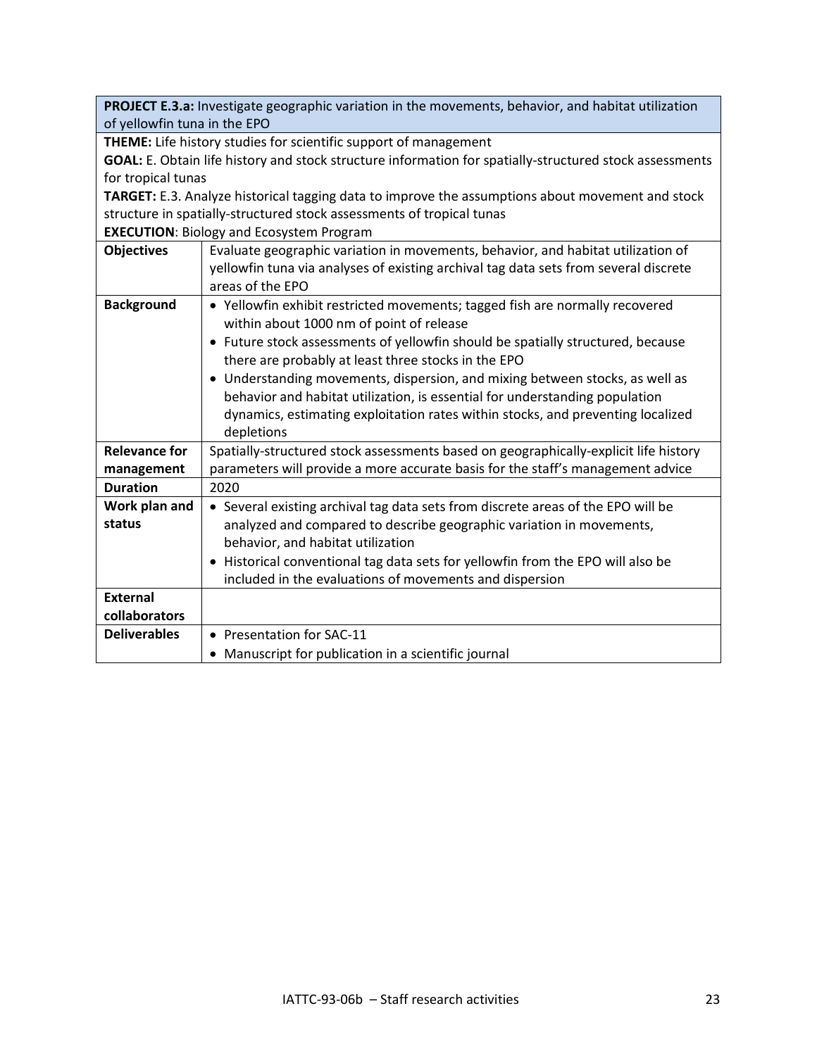| **PROJECT E.3.a:** Investigate geographic variation in the movements, behavior, and habitat utilization of yellowfin tuna in the EPO | |
|---|---|
| **THEME:** Life history studies for scientific support of management<br>**GOAL:** E. Obtain life history and stock structure information for spatially-structured stock assessments for tropical tunas<br>**TARGET:** E.3. Analyze historical tagging data to improve the assumptions about movement and stock structure in spatially-structured stock assessments of tropical tunas<br>**EXECUTION**: Biology and Ecosystem Program | |
| **Objectives** | Evaluate geographic variation in movements, behavior, and habitat utilization of yellowfin tuna via analyses of existing archival tag data sets from several discrete areas of the EPO |
| **Background** | • Yellowfin exhibit restricted movements; tagged fish are normally recovered within about 1000 nm of point of release<br>• Future stock assessments of yellowfin should be spatially structured, because there are probably at least three stocks in the EPO<br>• Understanding movements, dispersion, and mixing between stocks, as well as behavior and habitat utilization, is essential for understanding population dynamics, estimating exploitation rates within stocks, and preventing localized depletions |
| **Relevance for management** | Spatially-structured stock assessments based on geographically-explicit life history parameters will provide a more accurate basis for the staff's management advice |
| **Duration** | 2020 |
| **Work plan and status** | • Several existing archival tag data sets from discrete areas of the EPO will be analyzed and compared to describe geographic variation in movements, behavior, and habitat utilization<br>• Historical conventional tag data sets for yellowfin from the EPO will also be included in the evaluations of movements and dispersion |
| **External collaborators** | |
| **Deliverables** | • Presentation for SAC-11<br>• Manuscript for publication in a scientific journal |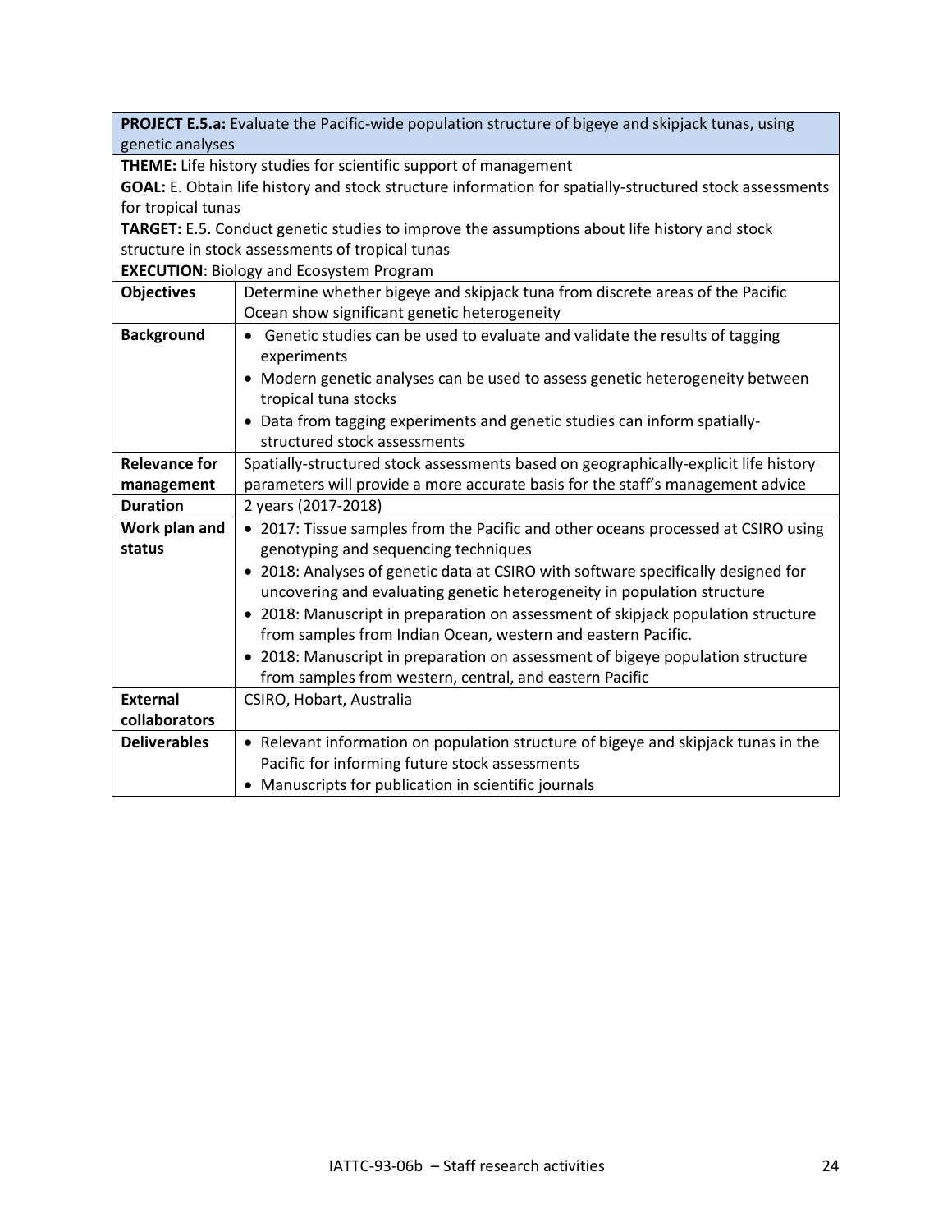| **PROJECT E.5.a:** Evaluate the Pacific-wide population structure of bigeye and skipjack tunas, using genetic analyses | |
|---|---|
| **THEME:** Life history studies for scientific support of management<br>**GOAL:** E. Obtain life history and stock structure information for spatially-structured stock assessments for tropical tunas<br>**TARGET:** E.5. Conduct genetic studies to improve the assumptions about life history and stock structure in stock assessments of tropical tunas<br>**EXECUTION**: Biology and Ecosystem Program | |
| **Objectives** | Determine whether bigeye and skipjack tuna from discrete areas of the Pacific Ocean show significant genetic heterogeneity |
| **Background** | • Genetic studies can be used to evaluate and validate the results of tagging experiments<br>• Modern genetic analyses can be used to assess genetic heterogeneity between tropical tuna stocks<br>• Data from tagging experiments and genetic studies can inform spatially-structured stock assessments |
| **Relevance for management** | Spatially-structured stock assessments based on geographically-explicit life history parameters will provide a more accurate basis for the staff's management advice |
| **Duration** | 2 years (2017-2018) |
| **Work plan and status** | • 2017: Tissue samples from the Pacific and other oceans processed at CSIRO using genotyping and sequencing techniques<br>• 2018: Analyses of genetic data at CSIRO with software specifically designed for uncovering and evaluating genetic heterogeneity in population structure<br>• 2018: Manuscript in preparation on assessment of skipjack population structure from samples from Indian Ocean, western and eastern Pacific.<br>• 2018: Manuscript in preparation on assessment of bigeye population structure from samples from western, central, and eastern Pacific |
| **External collaborators** | CSIRO, Hobart, Australia |
| **Deliverables** | • Relevant information on population structure of bigeye and skipjack tunas in the Pacific for informing future stock assessments<br>• Manuscripts for publication in scientific journals |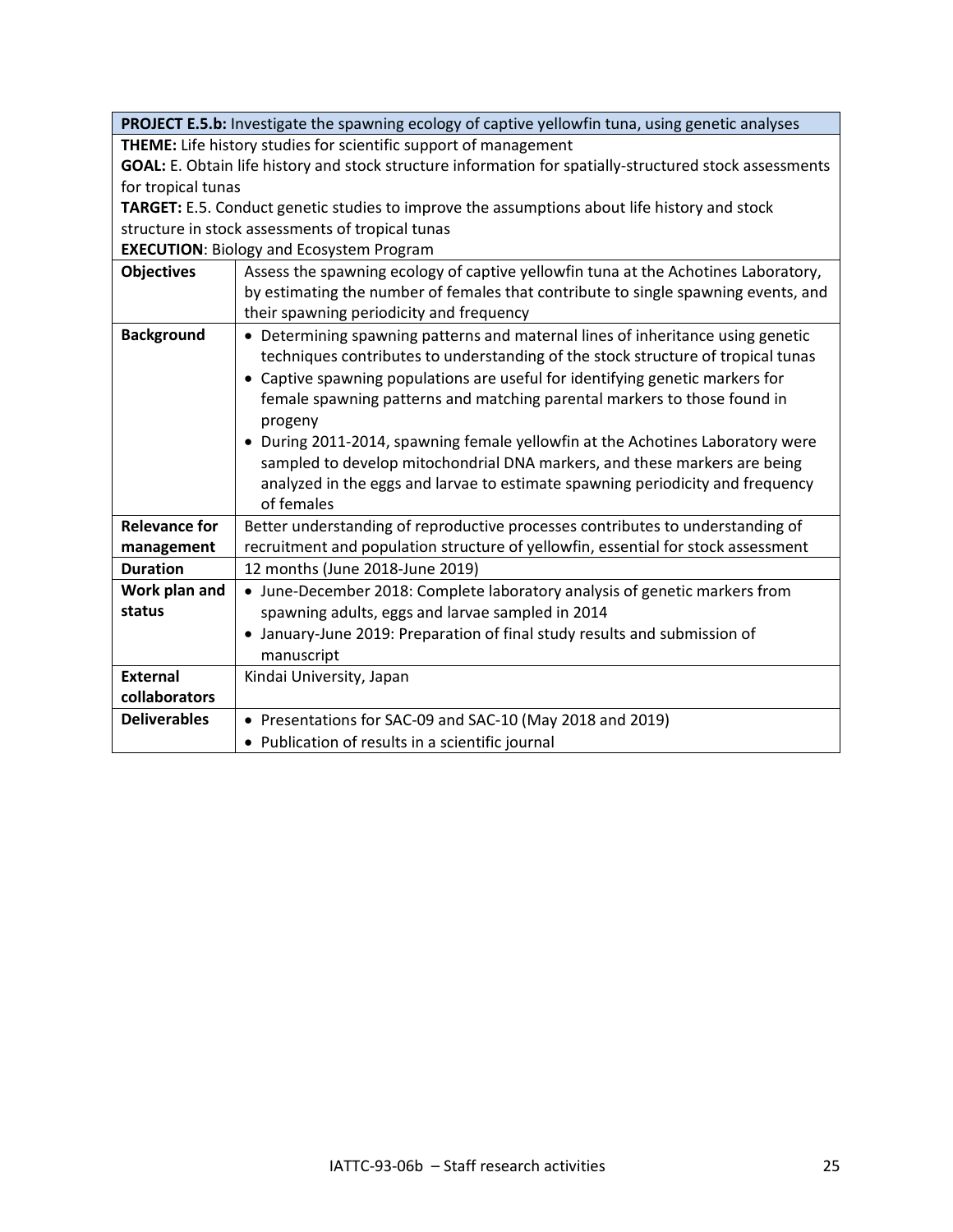| **PROJECT E.5.b:** Investigate the spawning ecology of captive yellowfin tuna, using genetic analyses | |
|---|---|
| **THEME:** Life history studies for scientific support of management<br>**GOAL:** E. Obtain life history and stock structure information for spatially-structured stock assessments for tropical tunas<br>**TARGET:** E.5. Conduct genetic studies to improve the assumptions about life history and stock structure in stock assessments of tropical tunas<br>**EXECUTION**: Biology and Ecosystem Program | |
| **Objectives** | Assess the spawning ecology of captive yellowfin tuna at the Achotines Laboratory, by estimating the number of females that contribute to single spawning events, and their spawning periodicity and frequency |
| **Background** | • Determining spawning patterns and maternal lines of inheritance using genetic techniques contributes to understanding of the stock structure of tropical tunas<br>• Captive spawning populations are useful for identifying genetic markers for female spawning patterns and matching parental markers to those found in progeny<br>• During 2011-2014, spawning female yellowfin at the Achotines Laboratory were sampled to develop mitochondrial DNA markers, and these markers are being analyzed in the eggs and larvae to estimate spawning periodicity and frequency of females |
| **Relevance for management** | Better understanding of reproductive processes contributes to understanding of recruitment and population structure of yellowfin, essential for stock assessment |
| **Duration** | 12 months (June 2018-June 2019) |
| **Work plan and status** | • June-December 2018: Complete laboratory analysis of genetic markers from spawning adults, eggs and larvae sampled in 2014<br>• January-June 2019: Preparation of final study results and submission of manuscript |
| **External collaborators** | Kindai University, Japan |
| **Deliverables** | • Presentations for SAC-09 and SAC-10 (May 2018 and 2019)<br>• Publication of results in a scientific journal |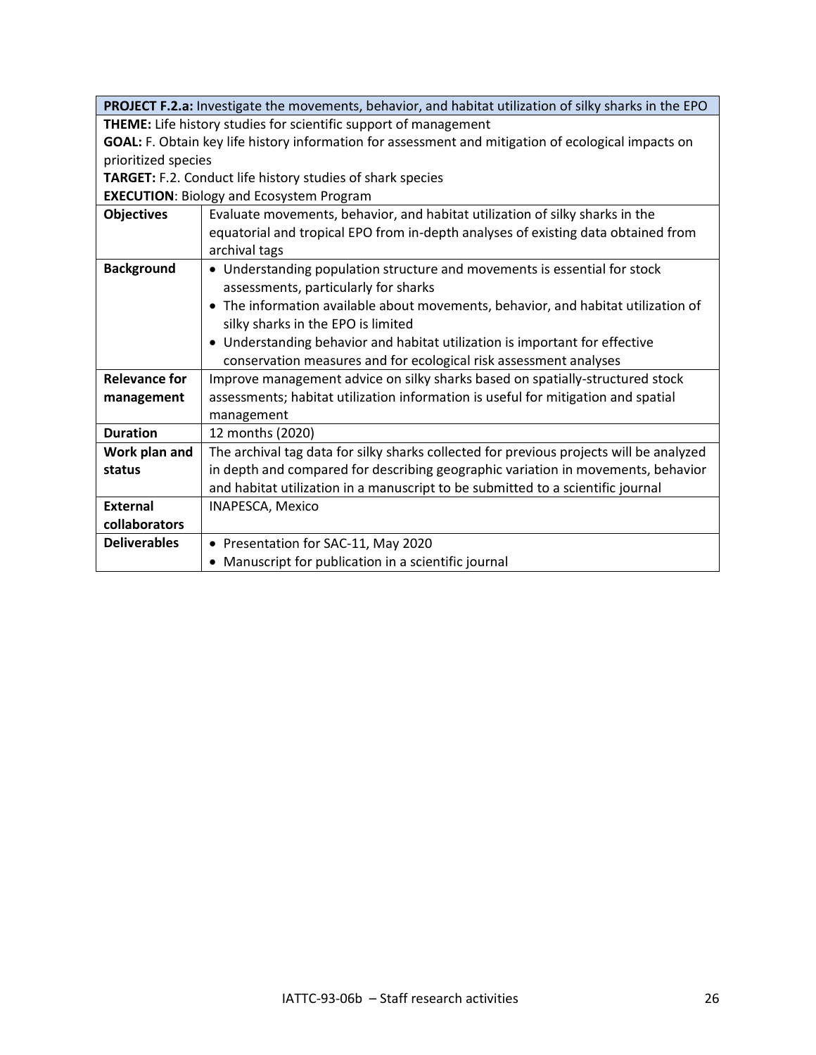| **PROJECT F.2.a:** Investigate the movements, behavior, and habitat utilization of silky sharks in the EPO | |
|---|---|
| **THEME:** Life history studies for scientific support of management<br>**GOAL:** F. Obtain key life history information for assessment and mitigation of ecological impacts on prioritized species<br>**TARGET:** F.2. Conduct life history studies of shark species<br>**EXECUTION**: Biology and Ecosystem Program | |
| **Objectives** | Evaluate movements, behavior, and habitat utilization of silky sharks in the equatorial and tropical EPO from in-depth analyses of existing data obtained from archival tags |
| **Background** | • Understanding population structure and movements is essential for stock assessments, particularly for sharks<br>• The information available about movements, behavior, and habitat utilization of silky sharks in the EPO is limited<br>• Understanding behavior and habitat utilization is important for effective conservation measures and for ecological risk assessment analyses |
| **Relevance for management** | Improve management advice on silky sharks based on spatially-structured stock assessments; habitat utilization information is useful for mitigation and spatial management |
| **Duration** | 12 months (2020) |
| **Work plan and status** | The archival tag data for silky sharks collected for previous projects will be analyzed in depth and compared for describing geographic variation in movements, behavior and habitat utilization in a manuscript to be submitted to a scientific journal |
| **External collaborators** | INAPESCA, Mexico |
| **Deliverables** | • Presentation for SAC-11, May 2020<br>• Manuscript for publication in a scientific journal |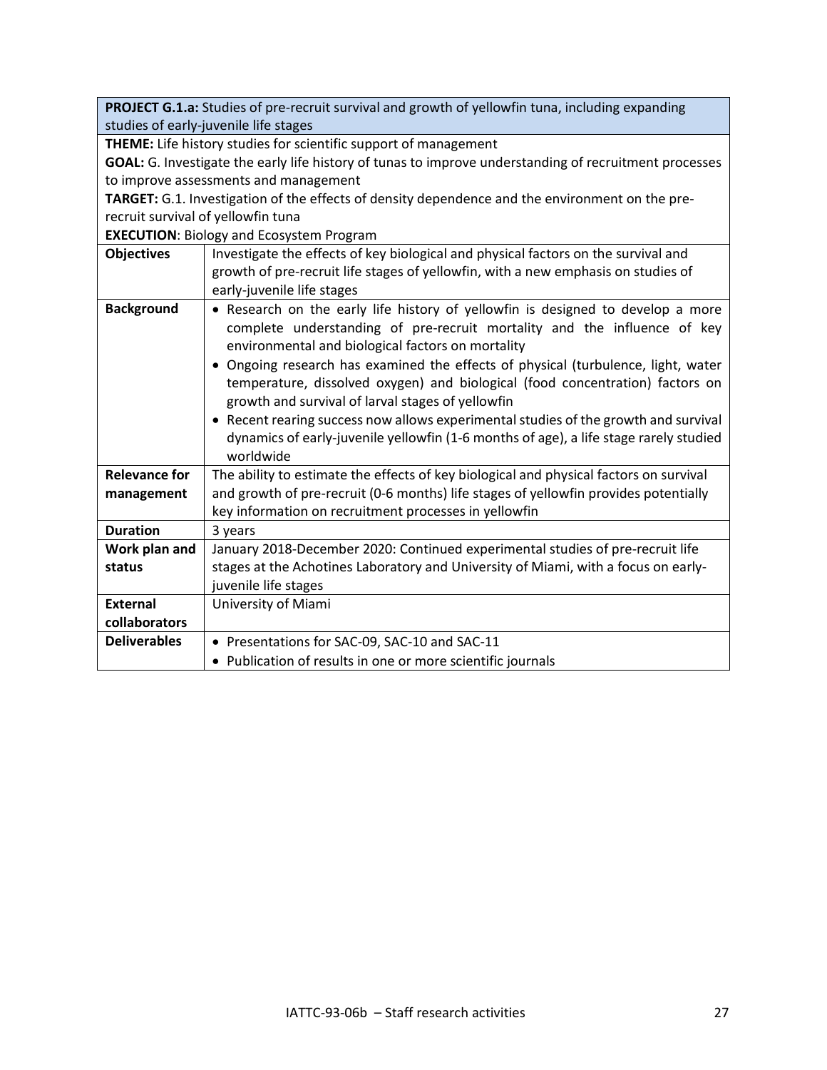| **PROJECT G.1.a:** Studies of pre-recruit survival and growth of yellowfin tuna, including expanding studies of early-juvenile life stages | |
|---|---|
| **THEME:** Life history studies for scientific support of management<br>**GOAL:** G. Investigate the early life history of tunas to improve understanding of recruitment processes to improve assessments and management<br>**TARGET:** G.1. Investigation of the effects of density dependence and the environment on the pre-recruit survival of yellowfin tuna<br>**EXECUTION**: Biology and Ecosystem Program | |
| **Objectives** | Investigate the effects of key biological and physical factors on the survival and growth of pre-recruit life stages of yellowfin, with a new emphasis on studies of early-juvenile life stages |
| **Background** | • Research on the early life history of yellowfin is designed to develop a more complete understanding of pre-recruit mortality and the influence of key environmental and biological factors on mortality<br>• Ongoing research has examined the effects of physical (turbulence, light, water temperature, dissolved oxygen) and biological (food concentration) factors on growth and survival of larval stages of yellowfin<br>• Recent rearing success now allows experimental studies of the growth and survival dynamics of early-juvenile yellowfin (1-6 months of age), a life stage rarely studied worldwide |
| **Relevance for management** | The ability to estimate the effects of key biological and physical factors on survival and growth of pre-recruit (0-6 months) life stages of yellowfin provides potentially key information on recruitment processes in yellowfin |
| **Duration** | 3 years |
| **Work plan and status** | January 2018-December 2020: Continued experimental studies of pre-recruit life stages at the Achotines Laboratory and University of Miami, with a focus on early-juvenile life stages |
| **External collaborators** | University of Miami |
| **Deliverables** | • Presentations for SAC-09, SAC-10 and SAC-11<br>• Publication of results in one or more scientific journals |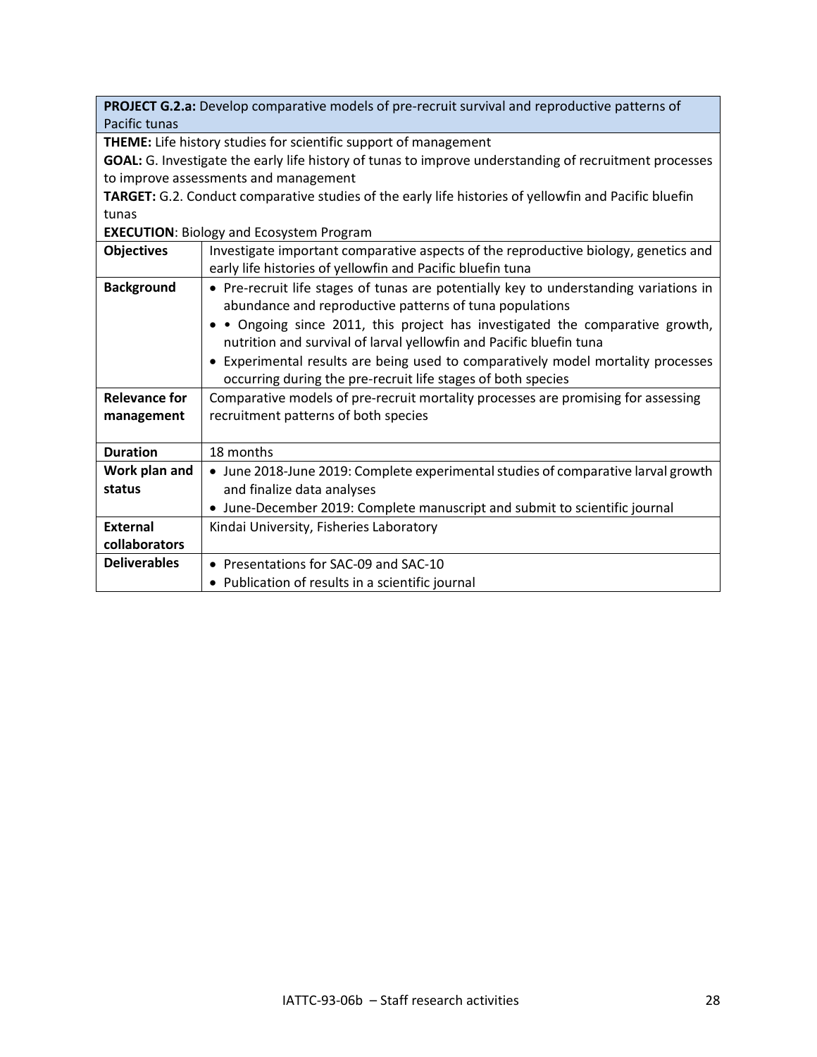| **PROJECT G.2.a:** Develop comparative models of pre-recruit survival and reproductive patterns of Pacific tunas | |
|---|---|
| **THEME:** Life history studies for scientific support of management<br>**GOAL:** G. Investigate the early life history of tunas to improve understanding of recruitment processes to improve assessments and management<br>**TARGET:** G.2. Conduct comparative studies of the early life histories of yellowfin and Pacific bluefin tunas<br>**EXECUTION**: Biology and Ecosystem Program | |
| **Objectives** | Investigate important comparative aspects of the reproductive biology, genetics and early life histories of yellowfin and Pacific bluefin tuna |
| **Background** | • Pre-recruit life stages of tunas are potentially key to understanding variations in abundance and reproductive patterns of tuna populations<br>• • Ongoing since 2011, this project has investigated the comparative growth, nutrition and survival of larval yellowfin and Pacific bluefin tuna<br>• Experimental results are being used to comparatively model mortality processes occurring during the pre-recruit life stages of both species |
| **Relevance for management** | Comparative models of pre-recruit mortality processes are promising for assessing recruitment patterns of both species |
| **Duration** | 18 months |
| **Work plan and status** | • June 2018-June 2019: Complete experimental studies of comparative larval growth and finalize data analyses<br>• June-December 2019: Complete manuscript and submit to scientific journal |
| **External collaborators** | Kindai University, Fisheries Laboratory |
| **Deliverables** | • Presentations for SAC-09 and SAC-10<br>• Publication of results in a scientific journal |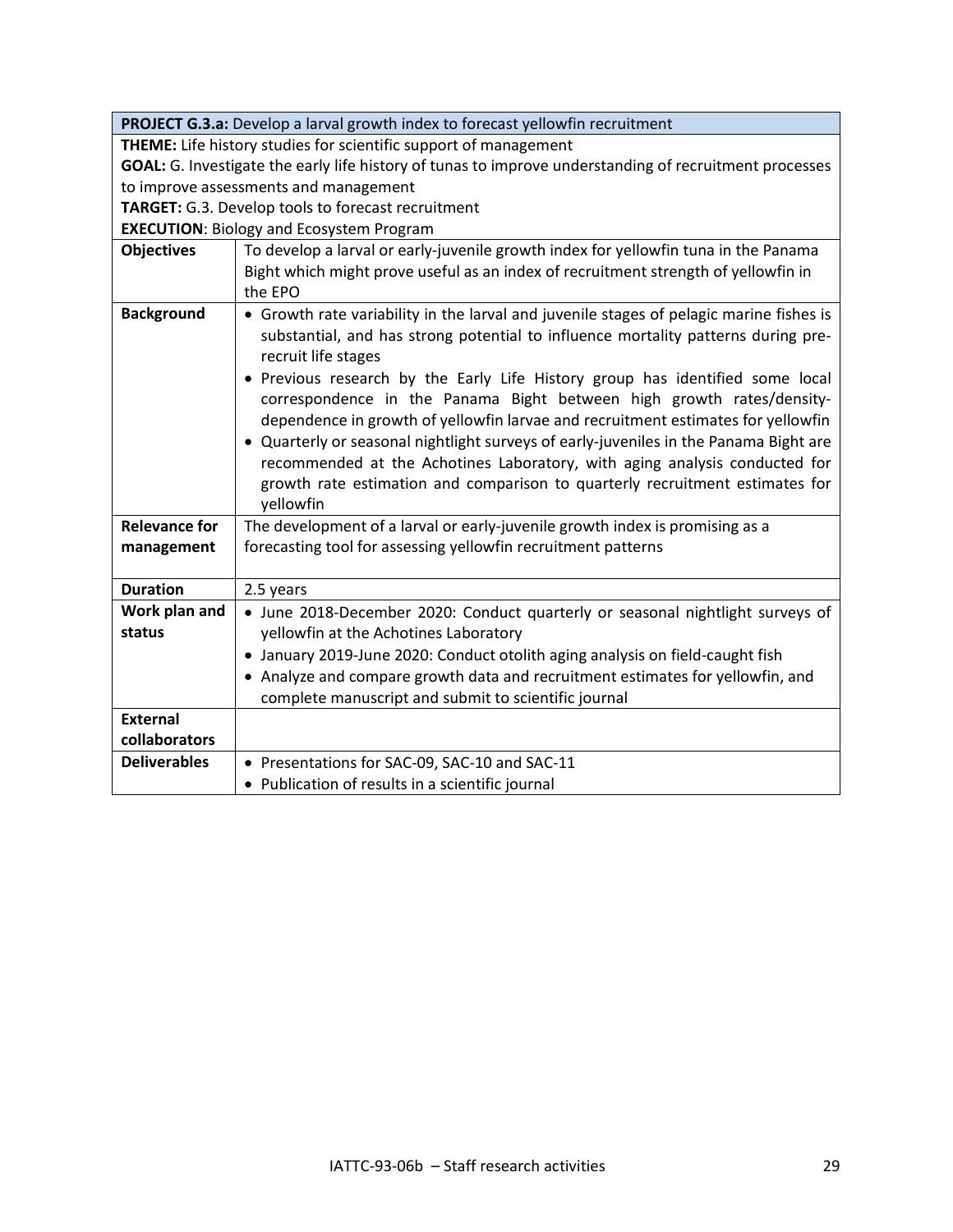| **PROJECT G.3.a:** Develop a larval growth index to forecast yellowfin recruitment | |
|---|---|
| **THEME:** Life history studies for scientific support of management<br>**GOAL:** G. Investigate the early life history of tunas to improve understanding of recruitment processes to improve assessments and management<br>**TARGET:** G.3. Develop tools to forecast recruitment<br>**EXECUTION**: Biology and Ecosystem Program | |
| **Objectives** | To develop a larval or early-juvenile growth index for yellowfin tuna in the Panama Bight which might prove useful as an index of recruitment strength of yellowfin in the EPO |
| **Background** | • Growth rate variability in the larval and juvenile stages of pelagic marine fishes is substantial, and has strong potential to influence mortality patterns during pre-recruit life stages<br>• Previous research by the Early Life History group has identified some local correspondence in the Panama Bight between high growth rates/density-dependence in growth of yellowfin larvae and recruitment estimates for yellowfin<br>• Quarterly or seasonal nightlight surveys of early-juveniles in the Panama Bight are recommended at the Achotines Laboratory, with aging analysis conducted for growth rate estimation and comparison to quarterly recruitment estimates for yellowfin |
| **Relevance for management** | The development of a larval or early-juvenile growth index is promising as a forecasting tool for assessing yellowfin recruitment patterns |
| **Duration** | 2.5 years |
| **Work plan and status** | • June 2018-December 2020: Conduct quarterly or seasonal nightlight surveys of yellowfin at the Achotines Laboratory<br>• January 2019-June 2020: Conduct otolith aging analysis on field-caught fish<br>• Analyze and compare growth data and recruitment estimates for yellowfin, and complete manuscript and submit to scientific journal |
| **External collaborators** | |
| **Deliverables** | • Presentations for SAC-09, SAC-10 and SAC-11<br>• Publication of results in a scientific journal |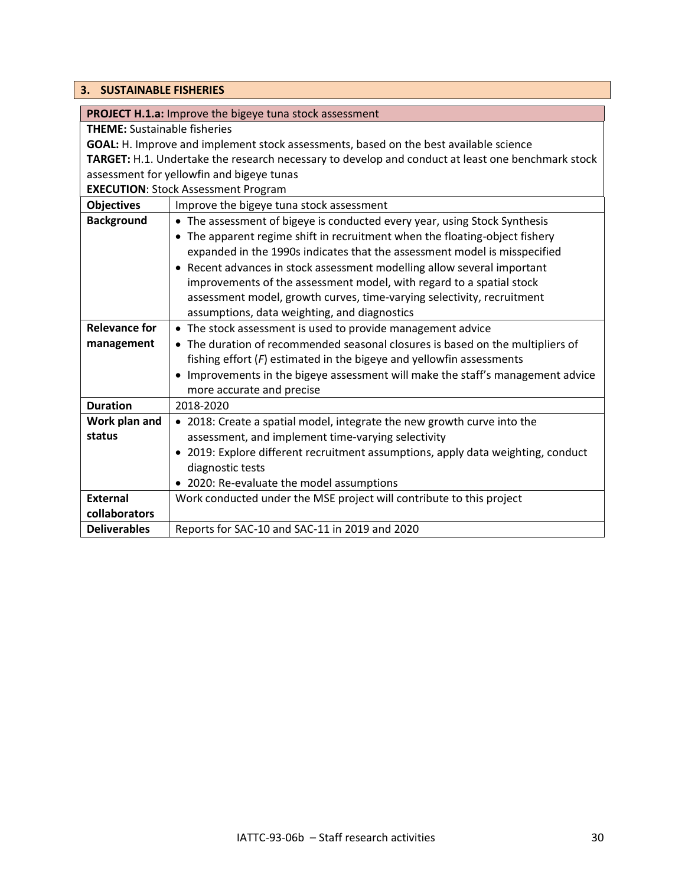## 3. SUSTAINABLE FISHERIES

**PROJECT H.1.a:** Improve the bigeye tuna stock assessment

**THEME:** Sustainable fisheries
**GOAL:** H. Improve and implement stock assessments, based on the best available science
**TARGET:** H.1. Undertake the research necessary to develop and conduct at least one benchmark stock assessment for yellowfin and bigeye tunas
**EXECUTION**: Stock Assessment Program

| | |
|---|---|
| **Objectives** | Improve the bigeye tuna stock assessment |
| **Background** | • The assessment of bigeye is conducted every year, using Stock Synthesis<br>• The apparent regime shift in recruitment when the floating-object fishery expanded in the 1990s indicates that the assessment model is misspecified<br>• Recent advances in stock assessment modelling allow several important improvements of the assessment model, with regard to a spatial stock assessment model, growth curves, time-varying selectivity, recruitment assumptions, data weighting, and diagnostics |
| **Relevance for management** | • The stock assessment is used to provide management advice<br>• The duration of recommended seasonal closures is based on the multipliers of fishing effort (*F*) estimated in the bigeye and yellowfin assessments<br>• Improvements in the bigeye assessment will make the staff's management advice more accurate and precise |
| **Duration** | 2018-2020 |
| **Work plan and status** | • 2018: Create a spatial model, integrate the new growth curve into the assessment, and implement time-varying selectivity<br>• 2019: Explore different recruitment assumptions, apply data weighting, conduct diagnostic tests<br>• 2020: Re-evaluate the model assumptions |
| **External collaborators** | Work conducted under the MSE project will contribute to this project |
| **Deliverables** | Reports for SAC-10 and SAC-11 in 2019 and 2020 |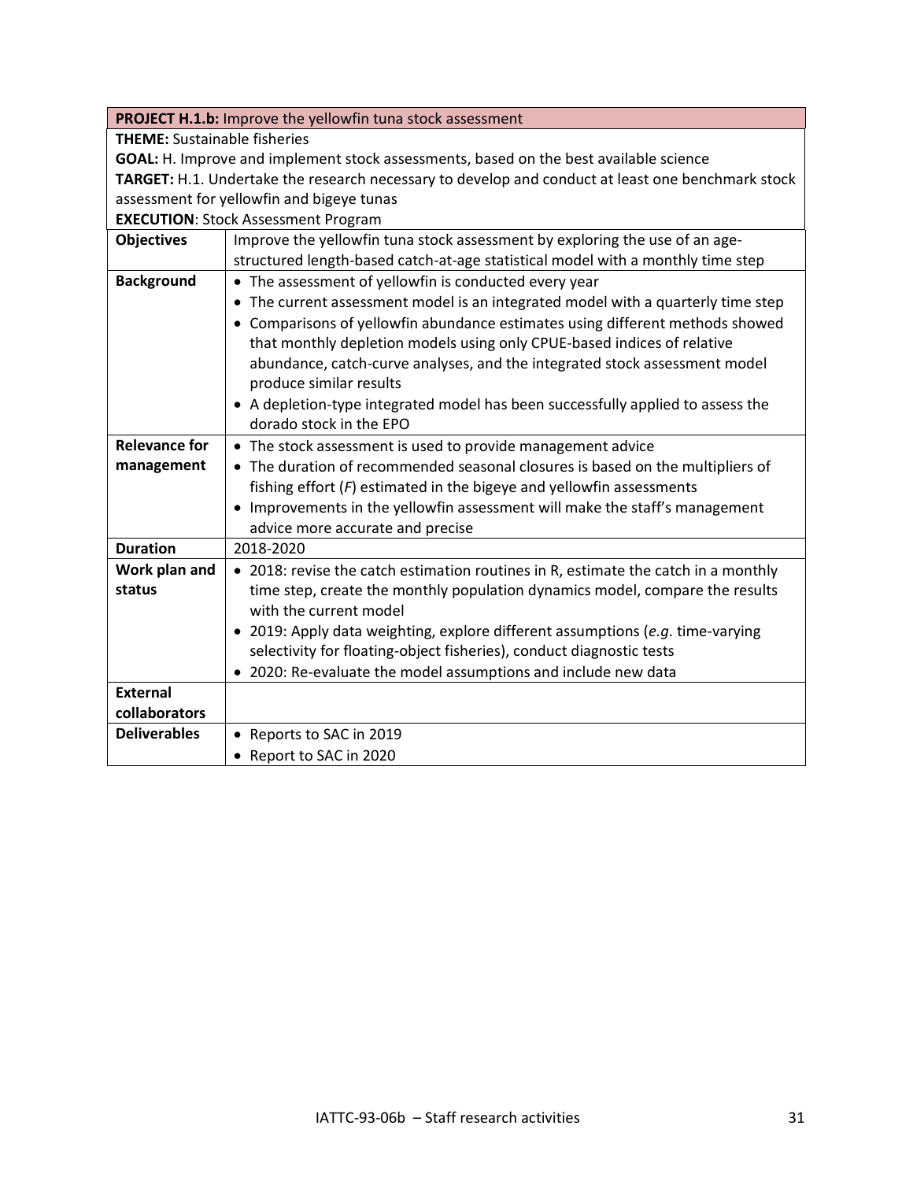| **PROJECT H.1.b:** Improve the yellowfin tuna stock assessment | |
|---|---|
| **THEME:** Sustainable fisheries<br>**GOAL:** H. Improve and implement stock assessments, based on the best available science<br>**TARGET:** H.1. Undertake the research necessary to develop and conduct at least one benchmark stock assessment for yellowfin and bigeye tunas<br>**EXECUTION**: Stock Assessment Program | |
| **Objectives** | Improve the yellowfin tuna stock assessment by exploring the use of an age-structured length-based catch-at-age statistical model with a monthly time step |
| **Background** | • The assessment of yellowfin is conducted every year<br>• The current assessment model is an integrated model with a quarterly time step<br>• Comparisons of yellowfin abundance estimates using different methods showed that monthly depletion models using only CPUE-based indices of relative abundance, catch-curve analyses, and the integrated stock assessment model produce similar results<br>• A depletion-type integrated model has been successfully applied to assess the dorado stock in the EPO |
| **Relevance for management** | • The stock assessment is used to provide management advice<br>• The duration of recommended seasonal closures is based on the multipliers of fishing effort (*F*) estimated in the bigeye and yellowfin assessments<br>• Improvements in the yellowfin assessment will make the staff's management advice more accurate and precise |
| **Duration** | 2018-2020 |
| **Work plan and status** | • 2018: revise the catch estimation routines in R, estimate the catch in a monthly time step, create the monthly population dynamics model, compare the results with the current model<br>• 2019: Apply data weighting, explore different assumptions (*e.g*. time-varying selectivity for floating-object fisheries), conduct diagnostic tests<br>• 2020: Re-evaluate the model assumptions and include new data |
| **External collaborators** | |
| **Deliverables** | • Reports to SAC in 2019<br>• Report to SAC in 2020 |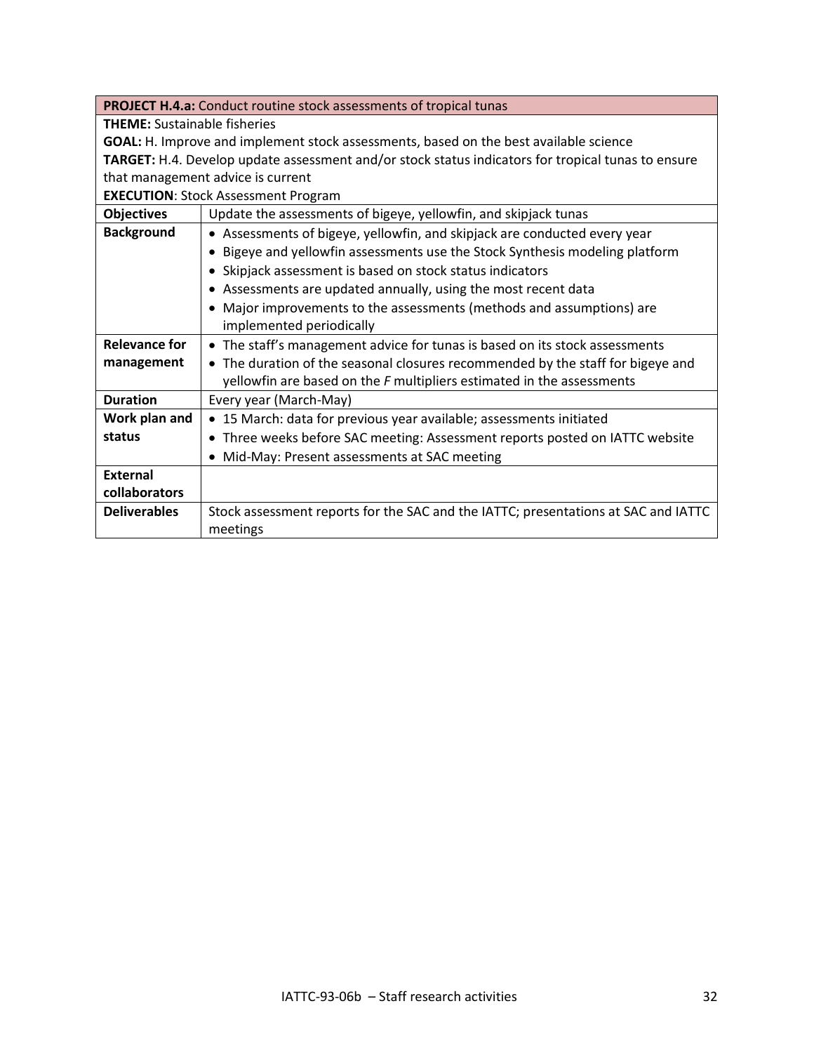| **PROJECT H.4.a:** Conduct routine stock assessments of tropical tunas | |
|---|---|
| **THEME:** Sustainable fisheries<br>**GOAL:** H. Improve and implement stock assessments, based on the best available science<br>**TARGET:** H.4. Develop update assessment and/or stock status indicators for tropical tunas to ensure that management advice is current<br>**EXECUTION**: Stock Assessment Program | |
| **Objectives** | Update the assessments of bigeye, yellowfin, and skipjack tunas |
| **Background** | • Assessments of bigeye, yellowfin, and skipjack are conducted every year<br>• Bigeye and yellowfin assessments use the Stock Synthesis modeling platform<br>• Skipjack assessment is based on stock status indicators<br>• Assessments are updated annually, using the most recent data<br>• Major improvements to the assessments (methods and assumptions) are implemented periodically |
| **Relevance for management** | • The staff's management advice for tunas is based on its stock assessments<br>• The duration of the seasonal closures recommended by the staff for bigeye and yellowfin are based on the *F* multipliers estimated in the assessments |
| **Duration** | Every year (March-May) |
| **Work plan and status** | • 15 March: data for previous year available; assessments initiated<br>• Three weeks before SAC meeting: Assessment reports posted on IATTC website<br>• Mid-May: Present assessments at SAC meeting |
| **External collaborators** | |
| **Deliverables** | Stock assessment reports for the SAC and the IATTC; presentations at SAC and IATTC meetings |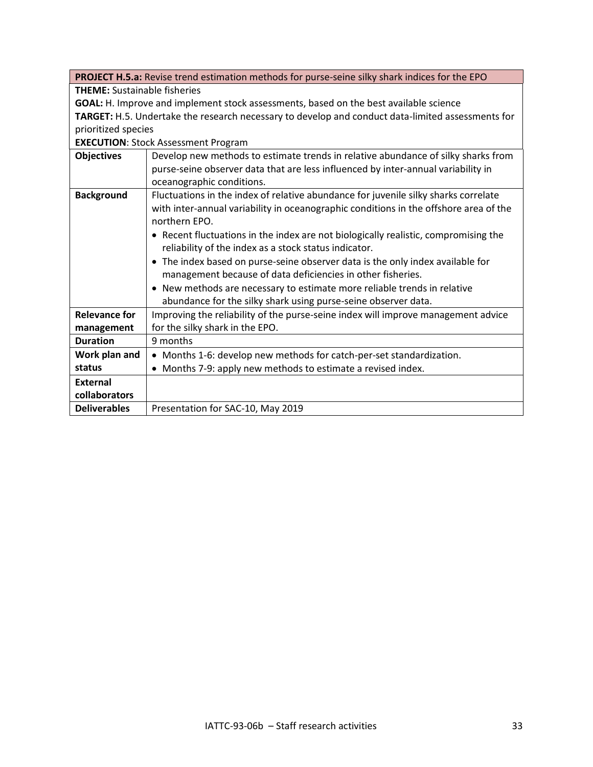| **PROJECT H.5.a:** Revise trend estimation methods for purse-seine silky shark indices for the EPO | |
|---|---|
| **THEME:** Sustainable fisheries<br>**GOAL:** H. Improve and implement stock assessments, based on the best available science<br>**TARGET:** H.5. Undertake the research necessary to develop and conduct data-limited assessments for prioritized species<br>**EXECUTION**: Stock Assessment Program | |
| **Objectives** | Develop new methods to estimate trends in relative abundance of silky sharks from purse-seine observer data that are less influenced by inter-annual variability in oceanographic conditions. |
| **Background** | Fluctuations in the index of relative abundance for juvenile silky sharks correlate with inter-annual variability in oceanographic conditions in the offshore area of the northern EPO.<br>• Recent fluctuations in the index are not biologically realistic, compromising the reliability of the index as a stock status indicator.<br>• The index based on purse-seine observer data is the only index available for management because of data deficiencies in other fisheries.<br>• New methods are necessary to estimate more reliable trends in relative abundance for the silky shark using purse-seine observer data. |
| **Relevance for management** | Improving the reliability of the purse-seine index will improve management advice for the silky shark in the EPO. |
| **Duration** | 9 months |
| **Work plan and status** | • Months 1-6: develop new methods for catch-per-set standardization.<br>• Months 7-9: apply new methods to estimate a revised index. |
| **External collaborators** | |
| **Deliverables** | Presentation for SAC-10, May 2019 |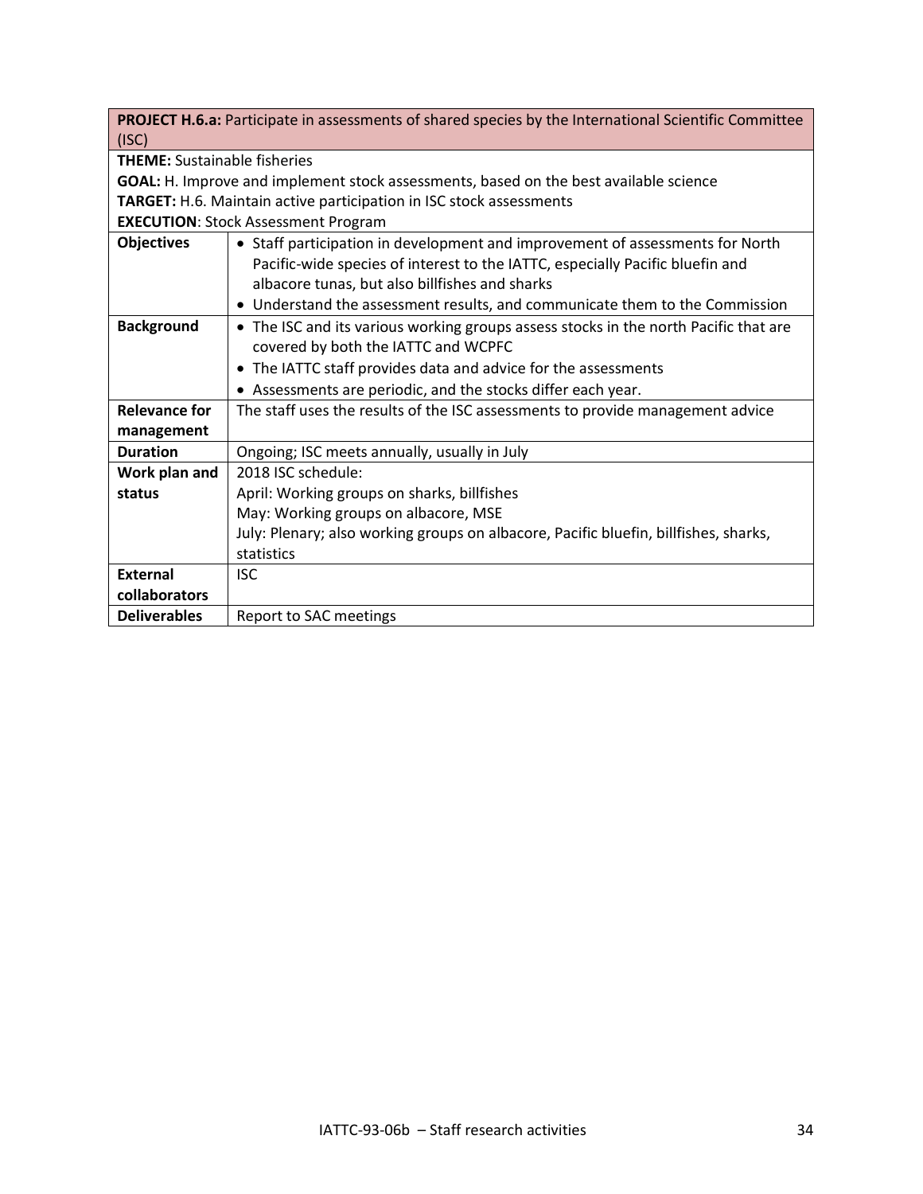| **PROJECT H.6.a:** Participate in assessments of shared species by the International Scientific Committee (ISC) | |
|---|---|
| **THEME:** Sustainable fisheries<br>**GOAL:** H. Improve and implement stock assessments, based on the best available science<br>**TARGET:** H.6. Maintain active participation in ISC stock assessments<br>**EXECUTION**: Stock Assessment Program | |
| **Objectives** | • Staff participation in development and improvement of assessments for North Pacific-wide species of interest to the IATTC, especially Pacific bluefin and albacore tunas, but also billfishes and sharks<br>• Understand the assessment results, and communicate them to the Commission |
| **Background** | • The ISC and its various working groups assess stocks in the north Pacific that are covered by both the IATTC and WCPFC<br>• The IATTC staff provides data and advice for the assessments<br>• Assessments are periodic, and the stocks differ each year. |
| **Relevance for management** | The staff uses the results of the ISC assessments to provide management advice |
| **Duration** | Ongoing; ISC meets annually, usually in July |
| **Work plan and status** | 2018 ISC schedule:<br>April: Working groups on sharks, billfishes<br>May: Working groups on albacore, MSE<br>July: Plenary; also working groups on albacore, Pacific bluefin, billfishes, sharks, statistics |
| **External collaborators** | ISC |
| **Deliverables** | Report to SAC meetings |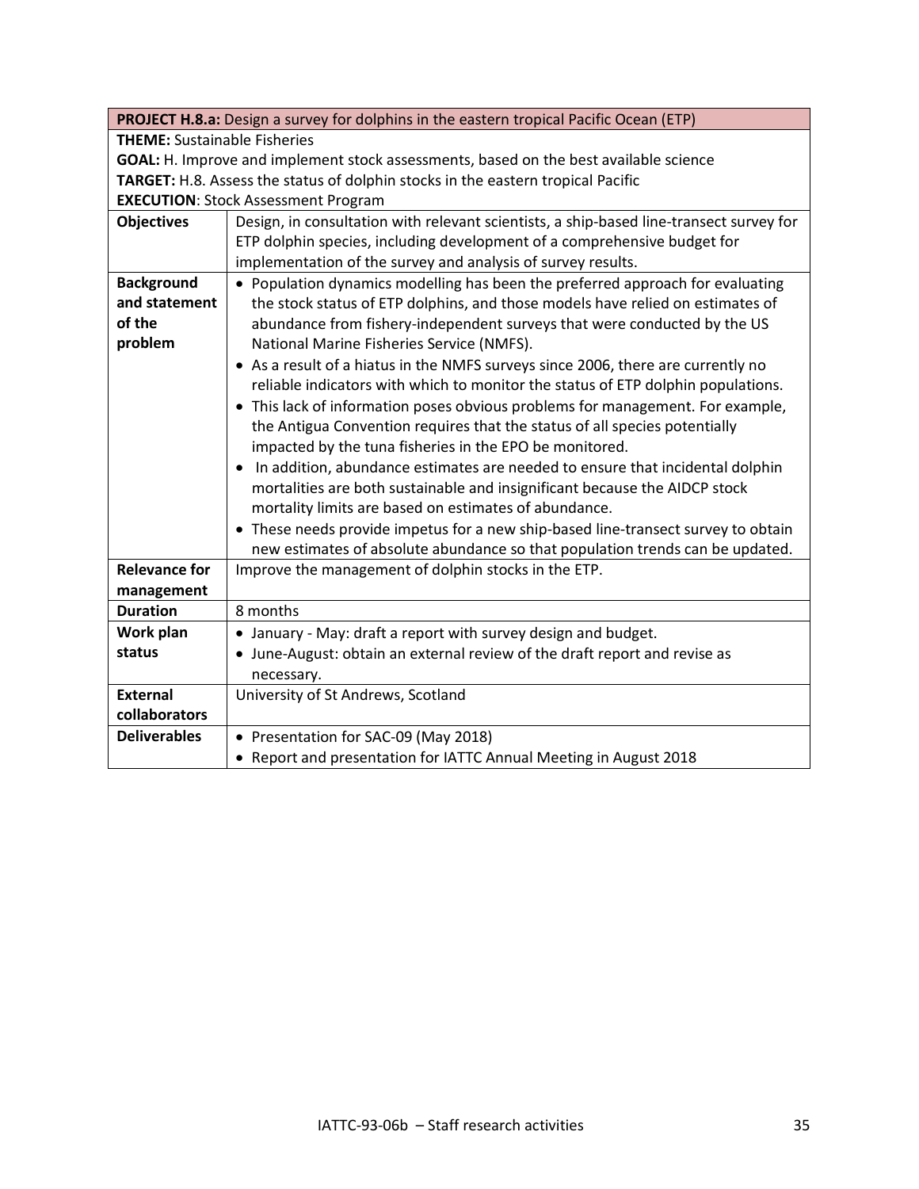| **PROJECT H.8.a:** Design a survey for dolphins in the eastern tropical Pacific Ocean (ETP) | |
|---|---|
| **THEME:** Sustainable Fisheries<br>**GOAL:** H. Improve and implement stock assessments, based on the best available science<br>**TARGET:** H.8. Assess the status of dolphin stocks in the eastern tropical Pacific<br>**EXECUTION**: Stock Assessment Program | |
| **Objectives** | Design, in consultation with relevant scientists, a ship-based line-transect survey for ETP dolphin species, including development of a comprehensive budget for implementation of the survey and analysis of survey results. |
| **Background and statement of the problem** | • Population dynamics modelling has been the preferred approach for evaluating the stock status of ETP dolphins, and those models have relied on estimates of abundance from fishery-independent surveys that were conducted by the US National Marine Fisheries Service (NMFS).<br>• As a result of a hiatus in the NMFS surveys since 2006, there are currently no reliable indicators with which to monitor the status of ETP dolphin populations.<br>• This lack of information poses obvious problems for management. For example, the Antigua Convention requires that the status of all species potentially impacted by the tuna fisheries in the EPO be monitored.<br>• In addition, abundance estimates are needed to ensure that incidental dolphin mortalities are both sustainable and insignificant because the AIDCP stock mortality limits are based on estimates of abundance.<br>• These needs provide impetus for a new ship-based line-transect survey to obtain new estimates of absolute abundance so that population trends can be updated. |
| **Relevance for management** | Improve the management of dolphin stocks in the ETP. |
| **Duration** | 8 months |
| **Work plan status** | • January - May: draft a report with survey design and budget.<br>• June-August: obtain an external review of the draft report and revise as necessary. |
| **External collaborators** | University of St Andrews, Scotland |
| **Deliverables** | • Presentation for SAC-09 (May 2018)<br>• Report and presentation for IATTC Annual Meeting in August 2018 |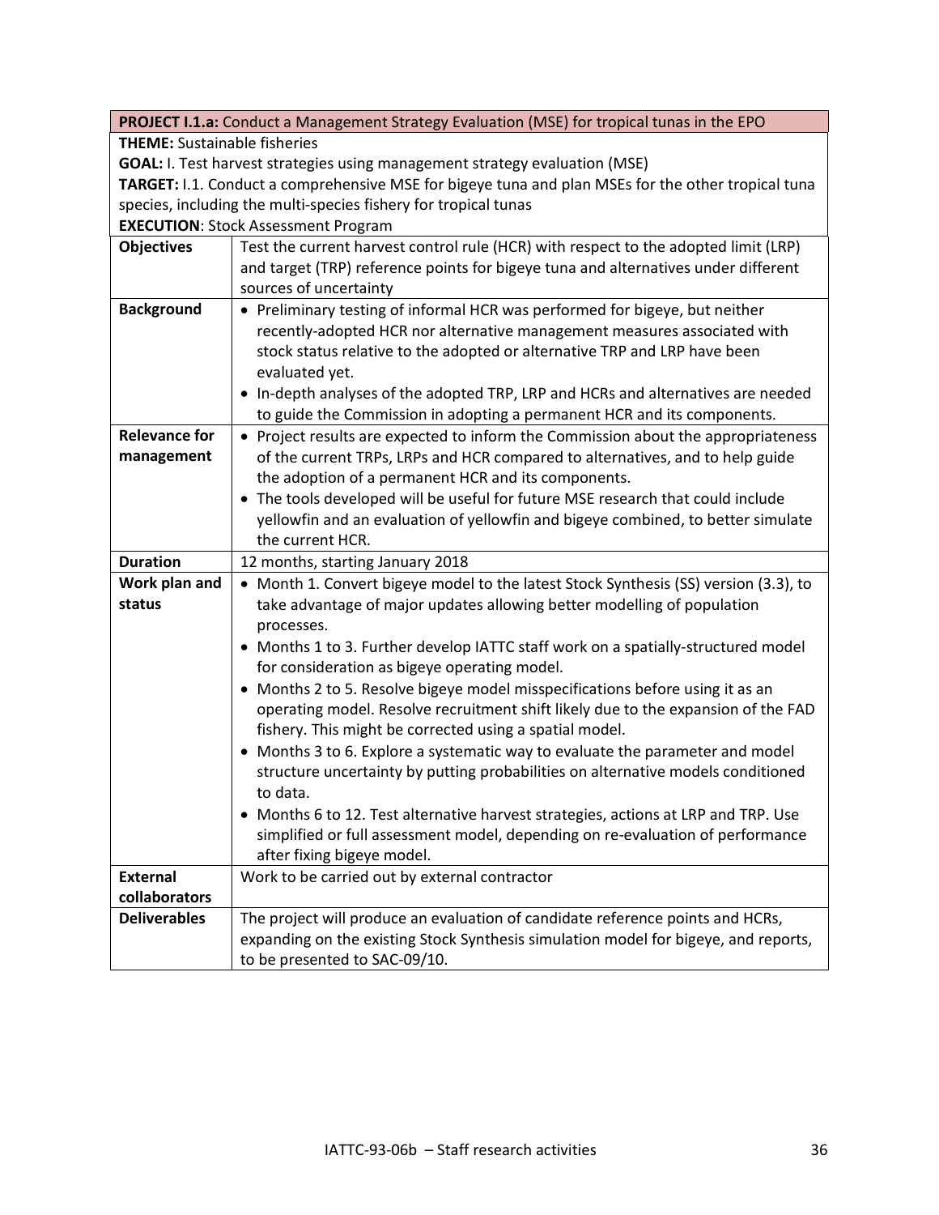| **PROJECT I.1.a:** Conduct a Management Strategy Evaluation (MSE) for tropical tunas in the EPO | |
|---|---|
| **THEME:** Sustainable fisheries<br>**GOAL:** I. Test harvest strategies using management strategy evaluation (MSE)<br>**TARGET:** I.1. Conduct a comprehensive MSE for bigeye tuna and plan MSEs for the other tropical tuna species, including the multi-species fishery for tropical tunas<br>**EXECUTION**: Stock Assessment Program | |
| **Objectives** | Test the current harvest control rule (HCR) with respect to the adopted limit (LRP) and target (TRP) reference points for bigeye tuna and alternatives under different sources of uncertainty |
| **Background** | • Preliminary testing of informal HCR was performed for bigeye, but neither recently-adopted HCR nor alternative management measures associated with stock status relative to the adopted or alternative TRP and LRP have been evaluated yet.<br>• In-depth analyses of the adopted TRP, LRP and HCRs and alternatives are needed to guide the Commission in adopting a permanent HCR and its components. |
| **Relevance for management** | • Project results are expected to inform the Commission about the appropriateness of the current TRPs, LRPs and HCR compared to alternatives, and to help guide the adoption of a permanent HCR and its components.<br>• The tools developed will be useful for future MSE research that could include yellowfin and an evaluation of yellowfin and bigeye combined, to better simulate the current HCR. |
| **Duration** | 12 months, starting January 2018 |
| **Work plan and status** | • Month 1. Convert bigeye model to the latest Stock Synthesis (SS) version (3.3), to take advantage of major updates allowing better modelling of population processes.<br>• Months 1 to 3. Further develop IATTC staff work on a spatially-structured model for consideration as bigeye operating model.<br>• Months 2 to 5. Resolve bigeye model misspecifications before using it as an operating model. Resolve recruitment shift likely due to the expansion of the FAD fishery. This might be corrected using a spatial model.<br>• Months 3 to 6. Explore a systematic way to evaluate the parameter and model structure uncertainty by putting probabilities on alternative models conditioned to data.<br>• Months 6 to 12. Test alternative harvest strategies, actions at LRP and TRP. Use simplified or full assessment model, depending on re-evaluation of performance after fixing bigeye model. |
| **External collaborators** | Work to be carried out by external contractor |
| **Deliverables** | The project will produce an evaluation of candidate reference points and HCRs, expanding on the existing Stock Synthesis simulation model for bigeye, and reports, to be presented to SAC-09/10. |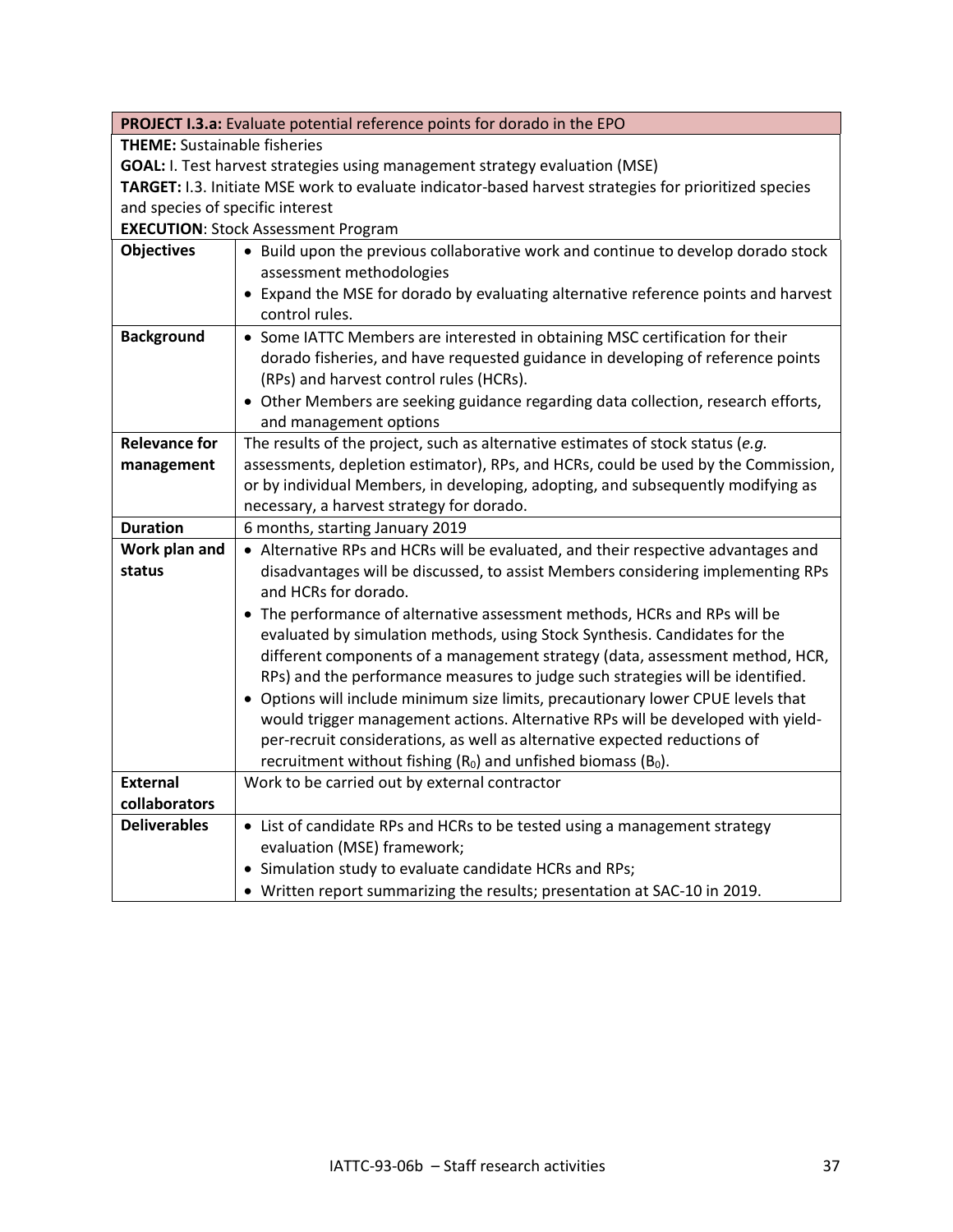| **PROJECT I.3.a:** Evaluate potential reference points for dorado in the EPO | |
|---|---|
| **THEME:** Sustainable fisheries<br>**GOAL:** I. Test harvest strategies using management strategy evaluation (MSE)<br>**TARGET:** I.3. Initiate MSE work to evaluate indicator-based harvest strategies for prioritized species and species of specific interest<br>**EXECUTION**: Stock Assessment Program | |
| **Objectives** | • Build upon the previous collaborative work and continue to develop dorado stock assessment methodologies<br>• Expand the MSE for dorado by evaluating alternative reference points and harvest control rules. |
| **Background** | • Some IATTC Members are interested in obtaining MSC certification for their dorado fisheries, and have requested guidance in developing of reference points (RPs) and harvest control rules (HCRs).<br>• Other Members are seeking guidance regarding data collection, research efforts, and management options |
| **Relevance for management** | The results of the project, such as alternative estimates of stock status (*e.g.* assessments, depletion estimator), RPs, and HCRs, could be used by the Commission, or by individual Members, in developing, adopting, and subsequently modifying as necessary, a harvest strategy for dorado. |
| **Duration** | 6 months, starting January 2019 |
| **Work plan and status** | • Alternative RPs and HCRs will be evaluated, and their respective advantages and disadvantages will be discussed, to assist Members considering implementing RPs and HCRs for dorado.<br>• The performance of alternative assessment methods, HCRs and RPs will be evaluated by simulation methods, using Stock Synthesis. Candidates for the different components of a management strategy (data, assessment method, HCR, RPs) and the performance measures to judge such strategies will be identified.<br>• Options will include minimum size limits, precautionary lower CPUE levels that would trigger management actions. Alternative RPs will be developed with yield-per-recruit considerations, as well as alternative expected reductions of recruitment without fishing ($R_0$) and unfished biomass ($B_0$). |
| **External collaborators** | Work to be carried out by external contractor |
| **Deliverables** | • List of candidate RPs and HCRs to be tested using a management strategy evaluation (MSE) framework;<br>• Simulation study to evaluate candidate HCRs and RPs;<br>• Written report summarizing the results; presentation at SAC-10 in 2019. |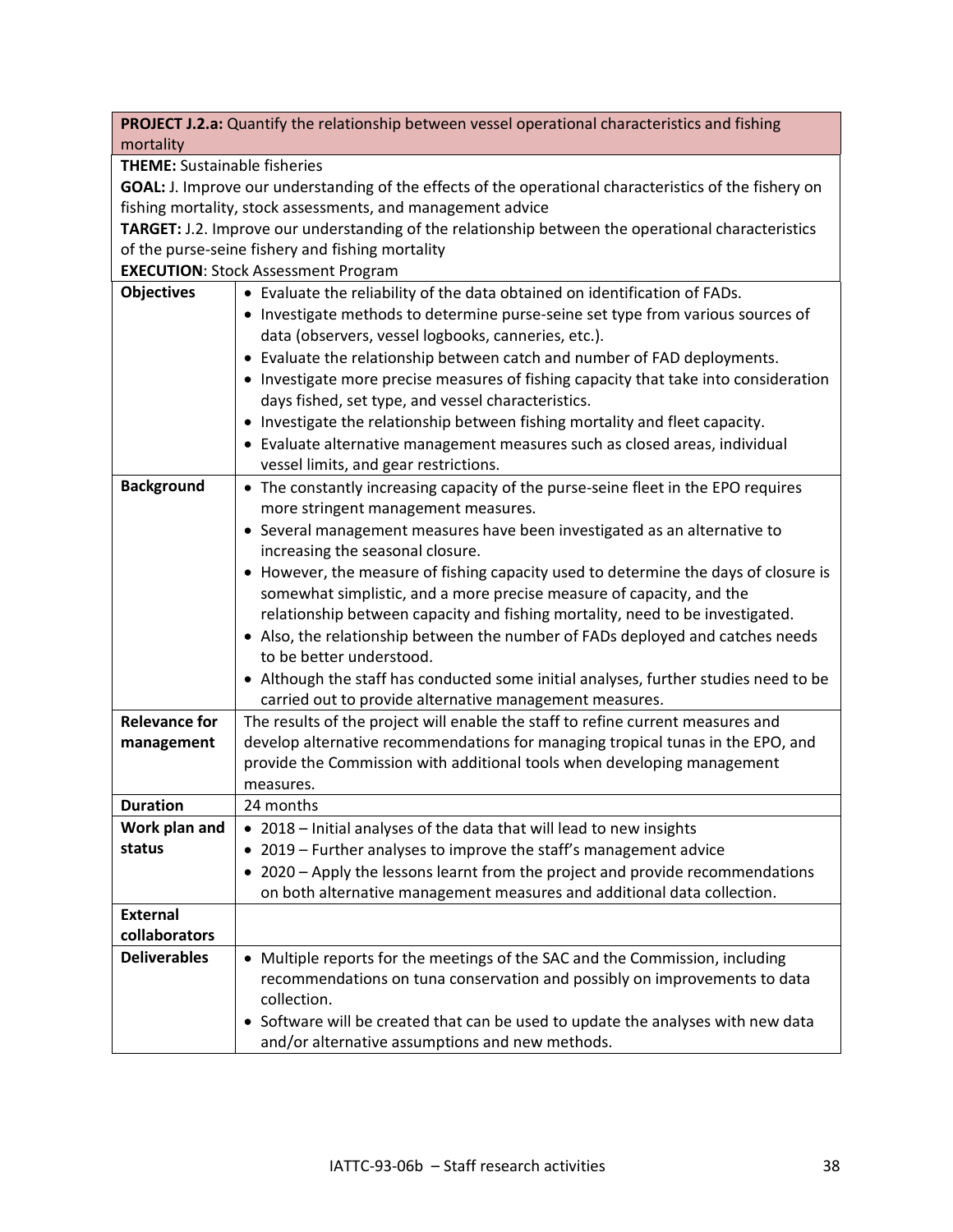| **PROJECT J.2.a:** Quantify the relationship between vessel operational characteristics and fishing mortality | |
|---|---|
| **THEME:** Sustainable fisheries<br>**GOAL:** J. Improve our understanding of the effects of the operational characteristics of the fishery on fishing mortality, stock assessments, and management advice<br>**TARGET:** J.2. Improve our understanding of the relationship between the operational characteristics of the purse-seine fishery and fishing mortality<br>**EXECUTION**: Stock Assessment Program | |
| **Objectives** | • Evaluate the reliability of the data obtained on identification of FADs.<br>• Investigate methods to determine purse-seine set type from various sources of data (observers, vessel logbooks, canneries, etc.).<br>• Evaluate the relationship between catch and number of FAD deployments.<br>• Investigate more precise measures of fishing capacity that take into consideration days fished, set type, and vessel characteristics.<br>• Investigate the relationship between fishing mortality and fleet capacity.<br>• Evaluate alternative management measures such as closed areas, individual vessel limits, and gear restrictions. |
| **Background** | • The constantly increasing capacity of the purse-seine fleet in the EPO requires more stringent management measures.<br>• Several management measures have been investigated as an alternative to increasing the seasonal closure.<br>• However, the measure of fishing capacity used to determine the days of closure is somewhat simplistic, and a more precise measure of capacity, and the relationship between capacity and fishing mortality, need to be investigated.<br>• Also, the relationship between the number of FADs deployed and catches needs to be better understood.<br>• Although the staff has conducted some initial analyses, further studies need to be carried out to provide alternative management measures. |
| **Relevance for management** | The results of the project will enable the staff to refine current measures and develop alternative recommendations for managing tropical tunas in the EPO, and provide the Commission with additional tools when developing management measures. |
| **Duration** | 24 months |
| **Work plan and status** | • 2018 – Initial analyses of the data that will lead to new insights<br>• 2019 – Further analyses to improve the staff's management advice<br>• 2020 – Apply the lessons learnt from the project and provide recommendations on both alternative management measures and additional data collection. |
| **External collaborators** | |
| **Deliverables** | • Multiple reports for the meetings of the SAC and the Commission, including recommendations on tuna conservation and possibly on improvements to data collection.<br>• Software will be created that can be used to update the analyses with new data and/or alternative assumptions and new methods. |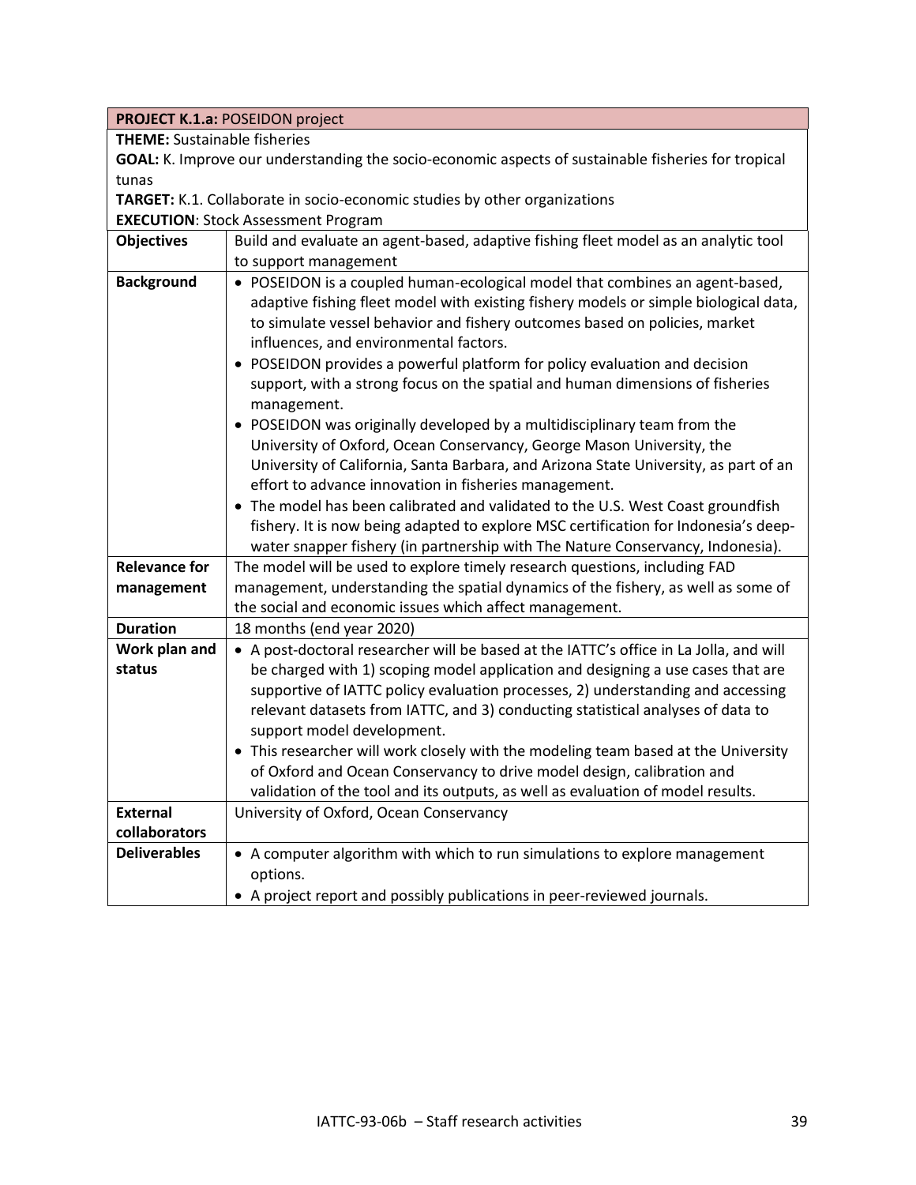| **PROJECT K.1.a:** POSEIDON project | |
|---|---|
| **THEME:** Sustainable fisheries<br>**GOAL:** K. Improve our understanding the socio-economic aspects of sustainable fisheries for tropical tunas<br>**TARGET:** K.1. Collaborate in socio-economic studies by other organizations<br>**EXECUTION**: Stock Assessment Program | |
| **Objectives** | Build and evaluate an agent-based, adaptive fishing fleet model as an analytic tool to support management |
| **Background** | • POSEIDON is a coupled human-ecological model that combines an agent-based, adaptive fishing fleet model with existing fishery models or simple biological data, to simulate vessel behavior and fishery outcomes based on policies, market influences, and environmental factors.<br>• POSEIDON provides a powerful platform for policy evaluation and decision support, with a strong focus on the spatial and human dimensions of fisheries management.<br>• POSEIDON was originally developed by a multidisciplinary team from the University of Oxford, Ocean Conservancy, George Mason University, the University of California, Santa Barbara, and Arizona State University, as part of an effort to advance innovation in fisheries management.<br>• The model has been calibrated and validated to the U.S. West Coast groundfish fishery. It is now being adapted to explore MSC certification for Indonesia's deep-water snapper fishery (in partnership with The Nature Conservancy, Indonesia). |
| **Relevance for management** | The model will be used to explore timely research questions, including FAD management, understanding the spatial dynamics of the fishery, as well as some of the social and economic issues which affect management. |
| **Duration** | 18 months (end year 2020) |
| **Work plan and status** | • A post-doctoral researcher will be based at the IATTC's office in La Jolla, and will be charged with 1) scoping model application and designing a use cases that are supportive of IATTC policy evaluation processes, 2) understanding and accessing relevant datasets from IATTC, and 3) conducting statistical analyses of data to support model development.<br>• This researcher will work closely with the modeling team based at the University of Oxford and Ocean Conservancy to drive model design, calibration and validation of the tool and its outputs, as well as evaluation of model results. |
| **External collaborators** | University of Oxford, Ocean Conservancy |
| **Deliverables** | • A computer algorithm with which to run simulations to explore management options.<br>• A project report and possibly publications in peer-reviewed journals. |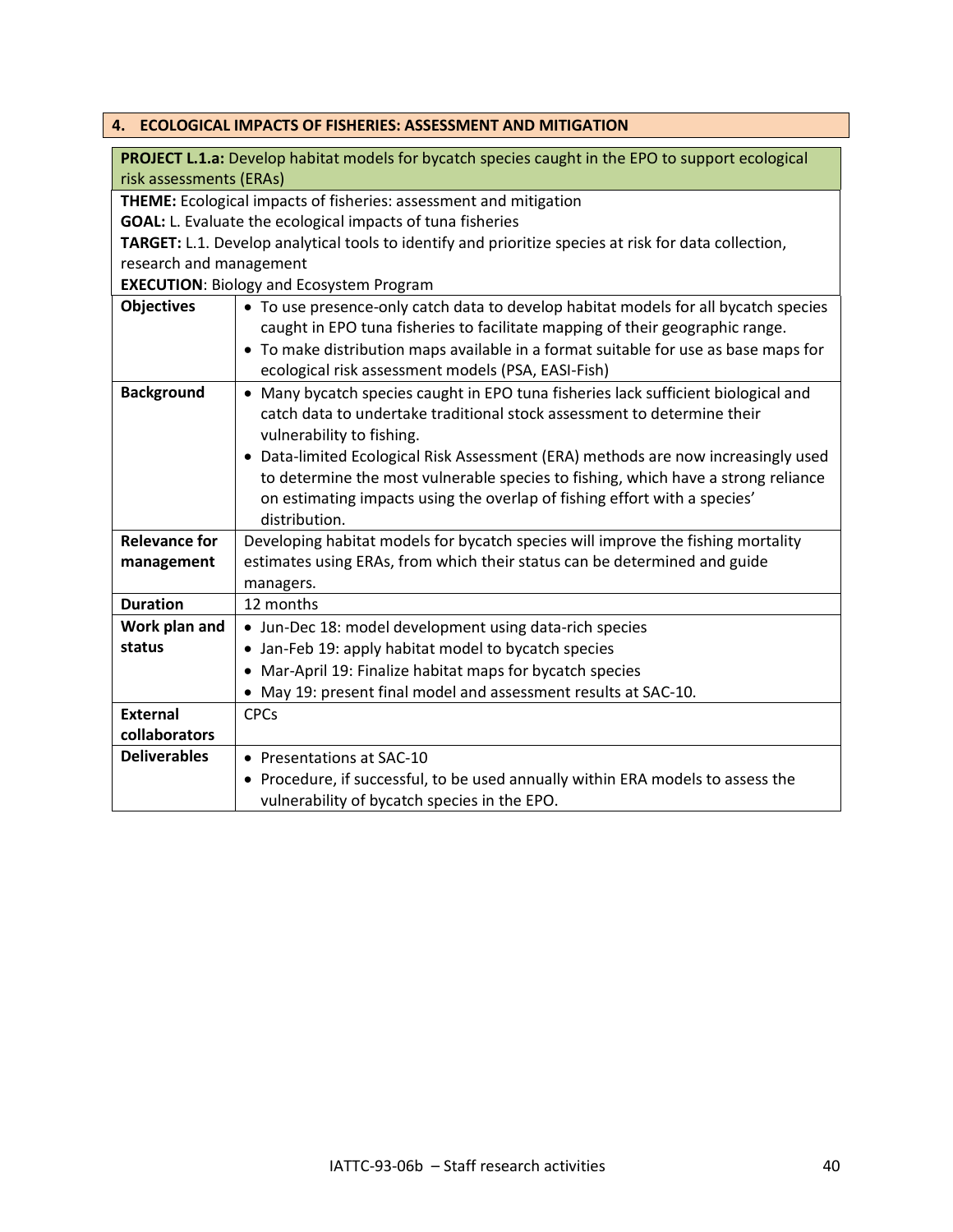## 4. ECOLOGICAL IMPACTS OF FISHERIES: ASSESSMENT AND MITIGATION

**PROJECT L.1.a:** Develop habitat models for bycatch species caught in the EPO to support ecological risk assessments (ERAs)

**THEME:** Ecological impacts of fisheries: assessment and mitigation
**GOAL:** L. Evaluate the ecological impacts of tuna fisheries
**TARGET:** L.1. Develop analytical tools to identify and prioritize species at risk for data collection, research and management
**EXECUTION**: Biology and Ecosystem Program

| | |
|---|---|
| **Objectives** | • To use presence-only catch data to develop habitat models for all bycatch species caught in EPO tuna fisheries to facilitate mapping of their geographic range.<br>• To make distribution maps available in a format suitable for use as base maps for ecological risk assessment models (PSA, EASI-Fish) |
| **Background** | • Many bycatch species caught in EPO tuna fisheries lack sufficient biological and catch data to undertake traditional stock assessment to determine their vulnerability to fishing.<br>• Data-limited Ecological Risk Assessment (ERA) methods are now increasingly used to determine the most vulnerable species to fishing, which have a strong reliance on estimating impacts using the overlap of fishing effort with a species' distribution. |
| **Relevance for management** | Developing habitat models for bycatch species will improve the fishing mortality estimates using ERAs, from which their status can be determined and guide managers. |
| **Duration** | 12 months |
| **Work plan and status** | • Jun-Dec 18: model development using data-rich species<br>• Jan-Feb 19: apply habitat model to bycatch species<br>• Mar-April 19: Finalize habitat maps for bycatch species<br>• May 19: present final model and assessment results at SAC-10. |
| **External collaborators** | CPCs |
| **Deliverables** | • Presentations at SAC-10<br>• Procedure, if successful, to be used annually within ERA models to assess the vulnerability of bycatch species in the EPO. |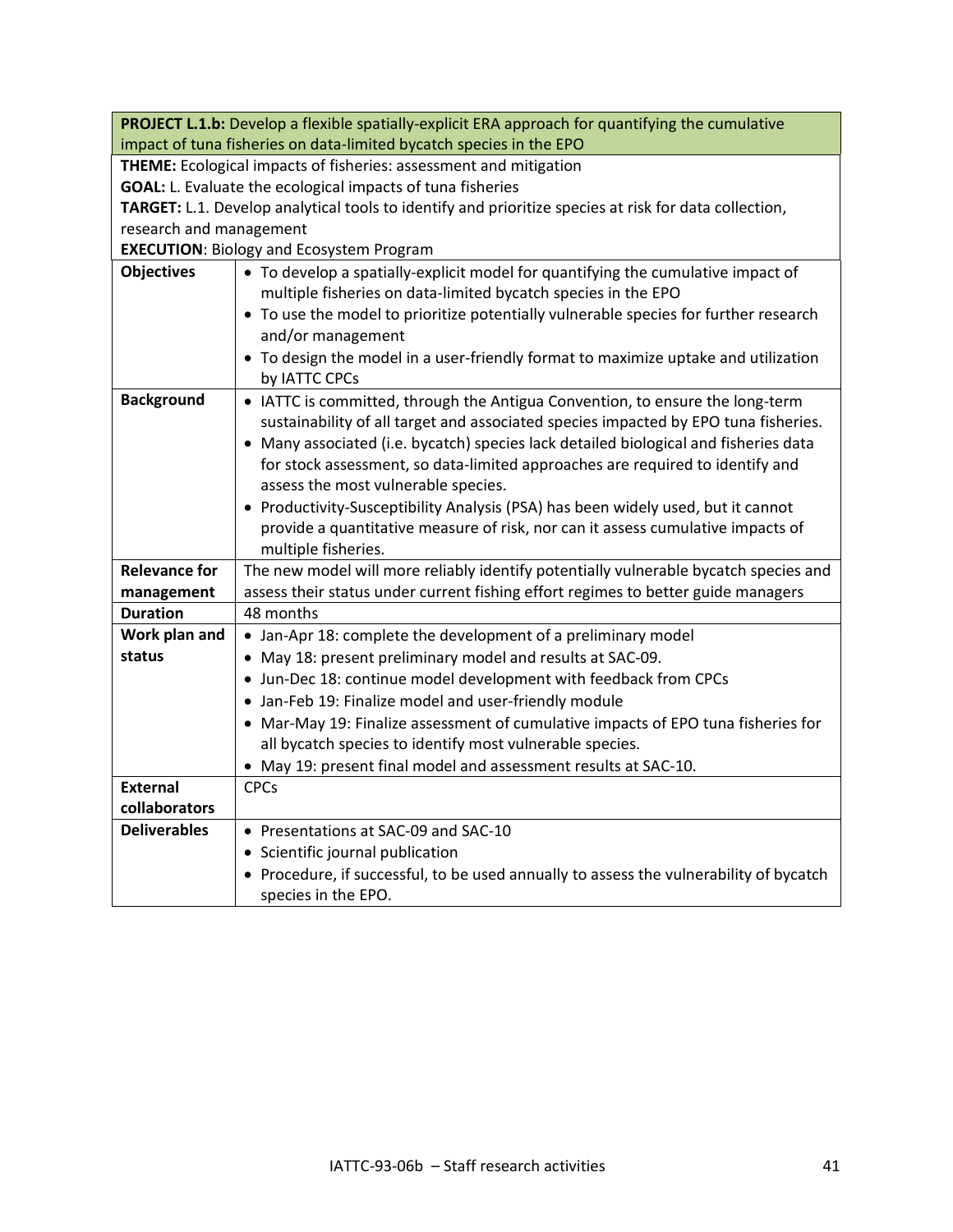| **PROJECT L.1.b:** Develop a flexible spatially-explicit ERA approach for quantifying the cumulative impact of tuna fisheries on data-limited bycatch species in the EPO | |
|---|---|
| **THEME:** Ecological impacts of fisheries: assessment and mitigation<br>**GOAL:** L. Evaluate the ecological impacts of tuna fisheries<br>**TARGET:** L.1. Develop analytical tools to identify and prioritize species at risk for data collection, research and management<br>**EXECUTION**: Biology and Ecosystem Program | |
| **Objectives** | • To develop a spatially-explicit model for quantifying the cumulative impact of multiple fisheries on data-limited bycatch species in the EPO<br>• To use the model to prioritize potentially vulnerable species for further research and/or management<br>• To design the model in a user-friendly format to maximize uptake and utilization by IATTC CPCs |
| **Background** | • IATTC is committed, through the Antigua Convention, to ensure the long-term sustainability of all target and associated species impacted by EPO tuna fisheries.<br>• Many associated (i.e. bycatch) species lack detailed biological and fisheries data for stock assessment, so data-limited approaches are required to identify and assess the most vulnerable species.<br>• Productivity-Susceptibility Analysis (PSA) has been widely used, but it cannot provide a quantitative measure of risk, nor can it assess cumulative impacts of multiple fisheries. |
| **Relevance for management** | The new model will more reliably identify potentially vulnerable bycatch species and assess their status under current fishing effort regimes to better guide managers |
| **Duration** | 48 months |
| **Work plan and status** | • Jan-Apr 18: complete the development of a preliminary model<br>• May 18: present preliminary model and results at SAC-09.<br>• Jun-Dec 18: continue model development with feedback from CPCs<br>• Jan-Feb 19: Finalize model and user-friendly module<br>• Mar-May 19: Finalize assessment of cumulative impacts of EPO tuna fisheries for all bycatch species to identify most vulnerable species.<br>• May 19: present final model and assessment results at SAC-10. |
| **External collaborators** | CPCs |
| **Deliverables** | • Presentations at SAC-09 and SAC-10<br>• Scientific journal publication<br>• Procedure, if successful, to be used annually to assess the vulnerability of bycatch species in the EPO. |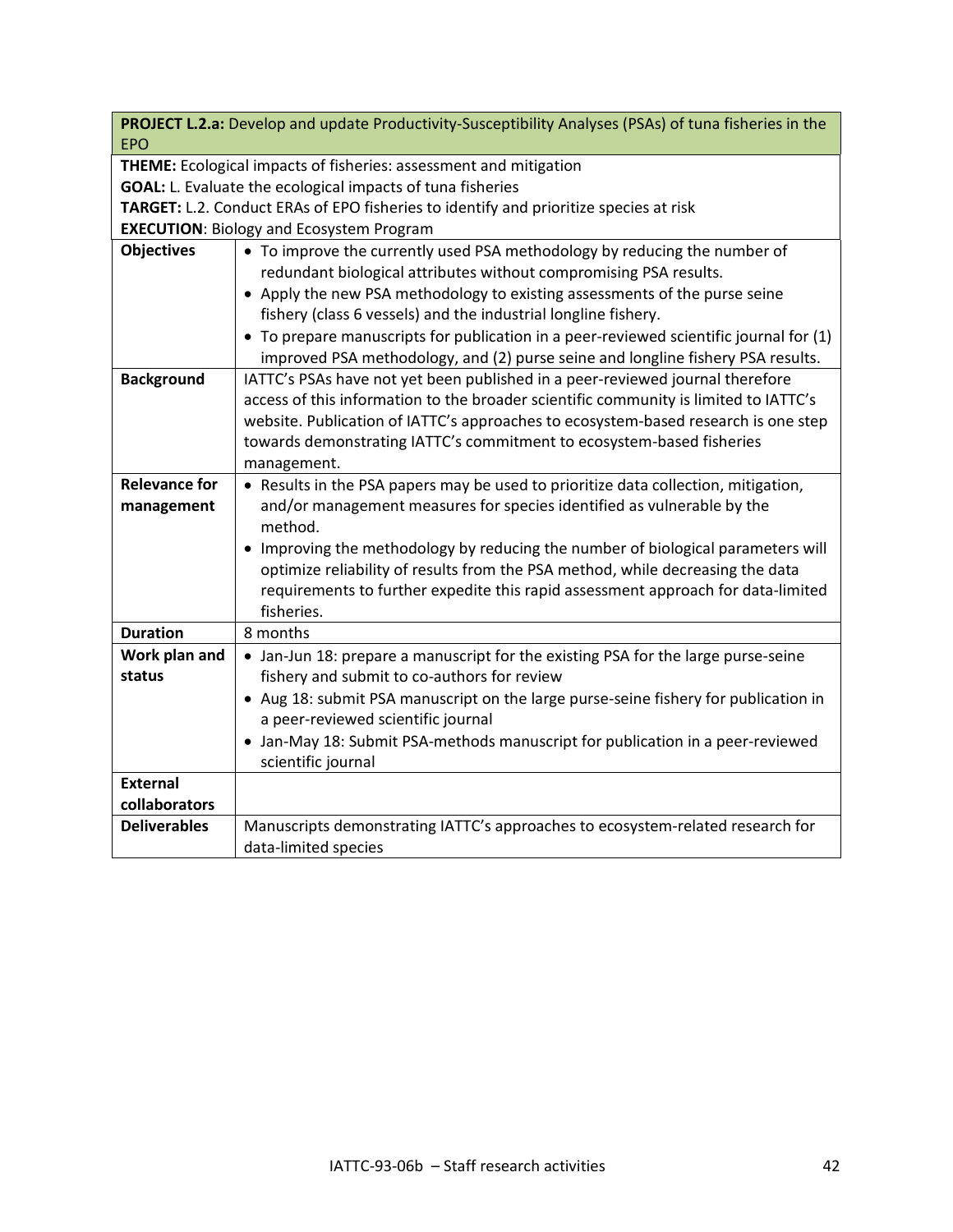| **PROJECT L.2.a:** Develop and update Productivity-Susceptibility Analyses (PSAs) of tuna fisheries in the EPO | |
|---|---|
| **THEME:** Ecological impacts of fisheries: assessment and mitigation<br>**GOAL:** L. Evaluate the ecological impacts of tuna fisheries<br>**TARGET:** L.2. Conduct ERAs of EPO fisheries to identify and prioritize species at risk<br>**EXECUTION**: Biology and Ecosystem Program | |
| **Objectives** | • To improve the currently used PSA methodology by reducing the number of redundant biological attributes without compromising PSA results.<br>• Apply the new PSA methodology to existing assessments of the purse seine fishery (class 6 vessels) and the industrial longline fishery.<br>• To prepare manuscripts for publication in a peer-reviewed scientific journal for (1) improved PSA methodology, and (2) purse seine and longline fishery PSA results. |
| **Background** | IATTC's PSAs have not yet been published in a peer-reviewed journal therefore access of this information to the broader scientific community is limited to IATTC's website. Publication of IATTC's approaches to ecosystem-based research is one step towards demonstrating IATTC's commitment to ecosystem-based fisheries management. |
| **Relevance for management** | • Results in the PSA papers may be used to prioritize data collection, mitigation, and/or management measures for species identified as vulnerable by the method.<br>• Improving the methodology by reducing the number of biological parameters will optimize reliability of results from the PSA method, while decreasing the data requirements to further expedite this rapid assessment approach for data-limited fisheries. |
| **Duration** | 8 months |
| **Work plan and status** | • Jan-Jun 18: prepare a manuscript for the existing PSA for the large purse-seine fishery and submit to co-authors for review<br>• Aug 18: submit PSA manuscript on the large purse-seine fishery for publication in a peer-reviewed scientific journal<br>• Jan-May 18: Submit PSA-methods manuscript for publication in a peer-reviewed scientific journal |
| **External collaborators** | |
| **Deliverables** | Manuscripts demonstrating IATTC's approaches to ecosystem-related research for data-limited species |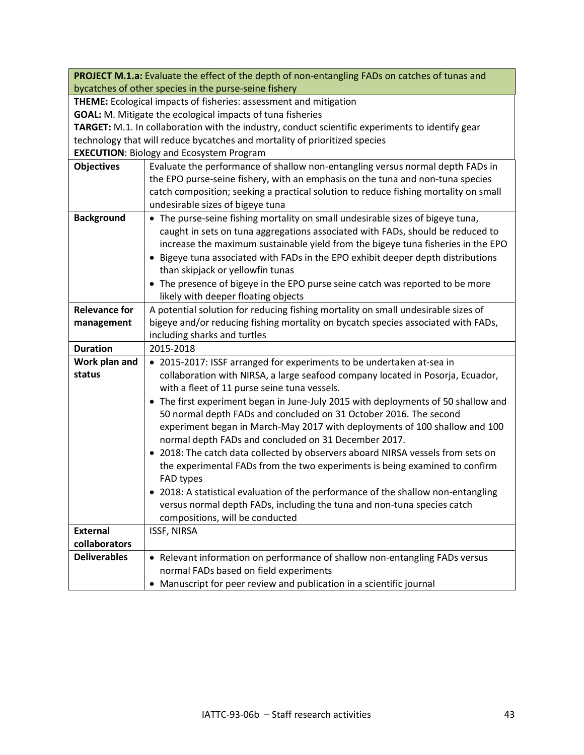| **PROJECT M.1.a:** Evaluate the effect of the depth of non-entangling FADs on catches of tunas and bycatches of other species in the purse-seine fishery | |
|---|---|
| **THEME:** Ecological impacts of fisheries: assessment and mitigation<br>**GOAL:** M. Mitigate the ecological impacts of tuna fisheries<br>**TARGET:** M.1. In collaboration with the industry, conduct scientific experiments to identify gear technology that will reduce bycatches and mortality of prioritized species<br>**EXECUTION**: Biology and Ecosystem Program | |
| **Objectives** | Evaluate the performance of shallow non-entangling versus normal depth FADs in the EPO purse-seine fishery, with an emphasis on the tuna and non-tuna species catch composition; seeking a practical solution to reduce fishing mortality on small undesirable sizes of bigeye tuna |
| **Background** | • The purse-seine fishing mortality on small undesirable sizes of bigeye tuna, caught in sets on tuna aggregations associated with FADs, should be reduced to increase the maximum sustainable yield from the bigeye tuna fisheries in the EPO<br>• Bigeye tuna associated with FADs in the EPO exhibit deeper depth distributions than skipjack or yellowfin tunas<br>• The presence of bigeye in the EPO purse seine catch was reported to be more likely with deeper floating objects |
| **Relevance for management** | A potential solution for reducing fishing mortality on small undesirable sizes of bigeye and/or reducing fishing mortality on bycatch species associated with FADs, including sharks and turtles |
| **Duration** | 2015-2018 |
| **Work plan and status** | • 2015-2017: ISSF arranged for experiments to be undertaken at-sea in collaboration with NIRSA, a large seafood company located in Posorja, Ecuador, with a fleet of 11 purse seine tuna vessels.<br>• The first experiment began in June-July 2015 with deployments of 50 shallow and 50 normal depth FADs and concluded on 31 October 2016. The second experiment began in March-May 2017 with deployments of 100 shallow and 100 normal depth FADs and concluded on 31 December 2017.<br>• 2018: The catch data collected by observers aboard NIRSA vessels from sets on the experimental FADs from the two experiments is being examined to confirm FAD types<br>• 2018: A statistical evaluation of the performance of the shallow non-entangling versus normal depth FADs, including the tuna and non-tuna species catch compositions, will be conducted |
| **External collaborators** | ISSF, NIRSA |
| **Deliverables** | • Relevant information on performance of shallow non-entangling FADs versus normal FADs based on field experiments<br>• Manuscript for peer review and publication in a scientific journal |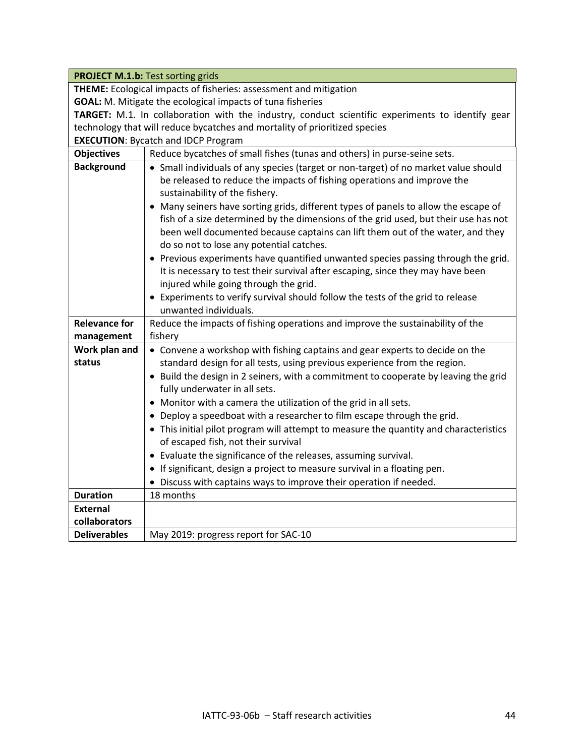| **PROJECT M.1.b:** Test sorting grids | |
|---|---|
| **THEME:** Ecological impacts of fisheries: assessment and mitigation<br>**GOAL:** M. Mitigate the ecological impacts of tuna fisheries<br>**TARGET:** M.1. In collaboration with the industry, conduct scientific experiments to identify gear technology that will reduce bycatches and mortality of prioritized species<br>**EXECUTION**: Bycatch and IDCP Program | |
| **Objectives** | Reduce bycatches of small fishes (tunas and others) in purse-seine sets. |
| **Background** | • Small individuals of any species (target or non-target) of no market value should be released to reduce the impacts of fishing operations and improve the sustainability of the fishery.<br>• Many seiners have sorting grids, different types of panels to allow the escape of fish of a size determined by the dimensions of the grid used, but their use has not been well documented because captains can lift them out of the water, and they do so not to lose any potential catches.<br>• Previous experiments have quantified unwanted species passing through the grid. It is necessary to test their survival after escaping, since they may have been injured while going through the grid.<br>• Experiments to verify survival should follow the tests of the grid to release unwanted individuals. |
| **Relevance for management** | Reduce the impacts of fishing operations and improve the sustainability of the fishery |
| **Work plan and status** | • Convene a workshop with fishing captains and gear experts to decide on the standard design for all tests, using previous experience from the region.<br>• Build the design in 2 seiners, with a commitment to cooperate by leaving the grid fully underwater in all sets.<br>• Monitor with a camera the utilization of the grid in all sets.<br>• Deploy a speedboat with a researcher to film escape through the grid.<br>• This initial pilot program will attempt to measure the quantity and characteristics of escaped fish, not their survival<br>• Evaluate the significance of the releases, assuming survival.<br>• If significant, design a project to measure survival in a floating pen.<br>• Discuss with captains ways to improve their operation if needed. |
| **Duration** | 18 months |
| **External collaborators** | |
| **Deliverables** | May 2019: progress report for SAC-10 |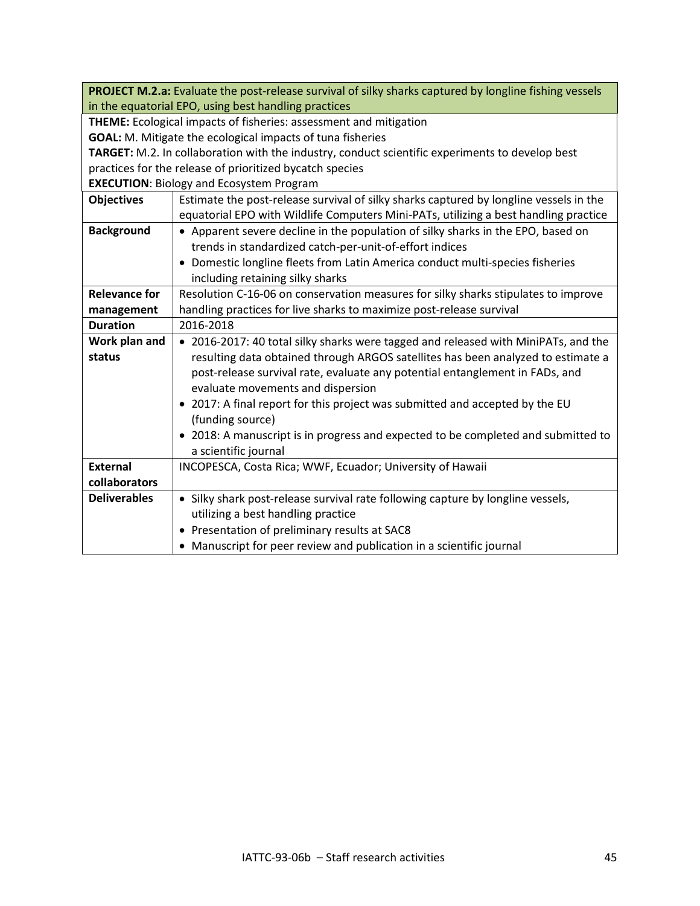| **PROJECT M.2.a:** Evaluate the post-release survival of silky sharks captured by longline fishing vessels in the equatorial EPO, using best handling practices | |
|---|---|
| **THEME:** Ecological impacts of fisheries: assessment and mitigation<br>**GOAL:** M. Mitigate the ecological impacts of tuna fisheries<br>**TARGET:** M.2. In collaboration with the industry, conduct scientific experiments to develop best practices for the release of prioritized bycatch species<br>**EXECUTION**: Biology and Ecosystem Program | |
| **Objectives** | Estimate the post-release survival of silky sharks captured by longline vessels in the equatorial EPO with Wildlife Computers Mini-PATs, utilizing a best handling practice |
| **Background** | • Apparent severe decline in the population of silky sharks in the EPO, based on trends in standardized catch-per-unit-of-effort indices<br>• Domestic longline fleets from Latin America conduct multi-species fisheries including retaining silky sharks |
| **Relevance for management** | Resolution C-16-06 on conservation measures for silky sharks stipulates to improve handling practices for live sharks to maximize post-release survival |
| **Duration** | 2016-2018 |
| **Work plan and status** | • 2016-2017: 40 total silky sharks were tagged and released with MiniPATs, and the resulting data obtained through ARGOS satellites has been analyzed to estimate a post-release survival rate, evaluate any potential entanglement in FADs, and evaluate movements and dispersion<br>• 2017: A final report for this project was submitted and accepted by the EU (funding source)<br>• 2018: A manuscript is in progress and expected to be completed and submitted to a scientific journal |
| **External collaborators** | INCOPESCA, Costa Rica; WWF, Ecuador; University of Hawaii |
| **Deliverables** | • Silky shark post-release survival rate following capture by longline vessels, utilizing a best handling practice<br>• Presentation of preliminary results at SAC8<br>• Manuscript for peer review and publication in a scientific journal |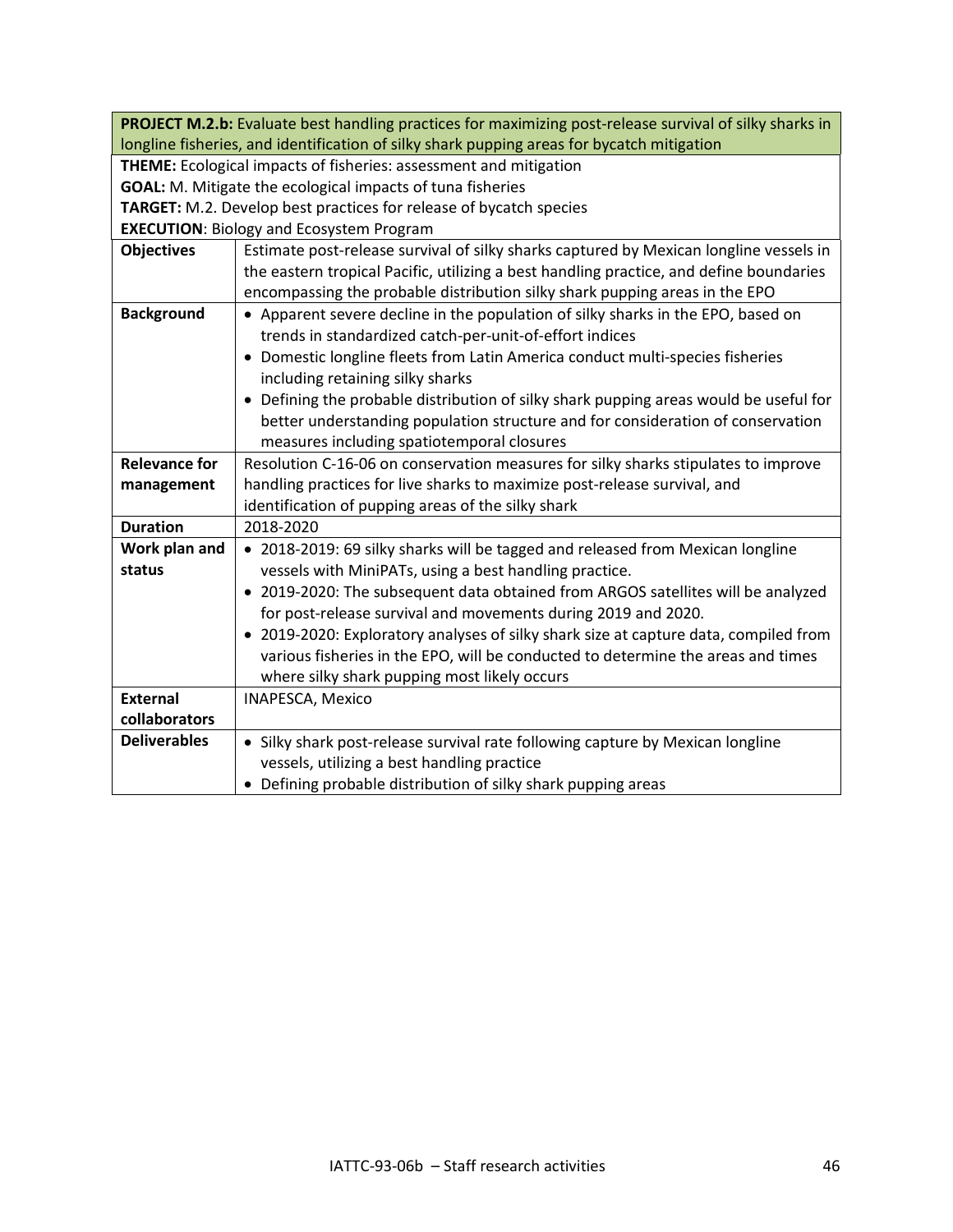| **PROJECT M.2.b:** Evaluate best handling practices for maximizing post-release survival of silky sharks in longline fisheries, and identification of silky shark pupping areas for bycatch mitigation | |
|---|---|
| **THEME:** Ecological impacts of fisheries: assessment and mitigation<br>**GOAL:** M. Mitigate the ecological impacts of tuna fisheries<br>**TARGET:** M.2. Develop best practices for release of bycatch species<br>**EXECUTION**: Biology and Ecosystem Program | |
| **Objectives** | Estimate post-release survival of silky sharks captured by Mexican longline vessels in the eastern tropical Pacific, utilizing a best handling practice, and define boundaries encompassing the probable distribution silky shark pupping areas in the EPO |
| **Background** | • Apparent severe decline in the population of silky sharks in the EPO, based on trends in standardized catch-per-unit-of-effort indices<br>• Domestic longline fleets from Latin America conduct multi-species fisheries including retaining silky sharks<br>• Defining the probable distribution of silky shark pupping areas would be useful for better understanding population structure and for consideration of conservation measures including spatiotemporal closures |
| **Relevance for management** | Resolution C-16-06 on conservation measures for silky sharks stipulates to improve handling practices for live sharks to maximize post-release survival, and identification of pupping areas of the silky shark |
| **Duration** | 2018-2020 |
| **Work plan and status** | • 2018-2019: 69 silky sharks will be tagged and released from Mexican longline vessels with MiniPATs, using a best handling practice.<br>• 2019-2020: The subsequent data obtained from ARGOS satellites will be analyzed for post-release survival and movements during 2019 and 2020.<br>• 2019-2020: Exploratory analyses of silky shark size at capture data, compiled from various fisheries in the EPO, will be conducted to determine the areas and times where silky shark pupping most likely occurs |
| **External collaborators** | INAPESCA, Mexico |
| **Deliverables** | • Silky shark post-release survival rate following capture by Mexican longline vessels, utilizing a best handling practice<br>• Defining probable distribution of silky shark pupping areas |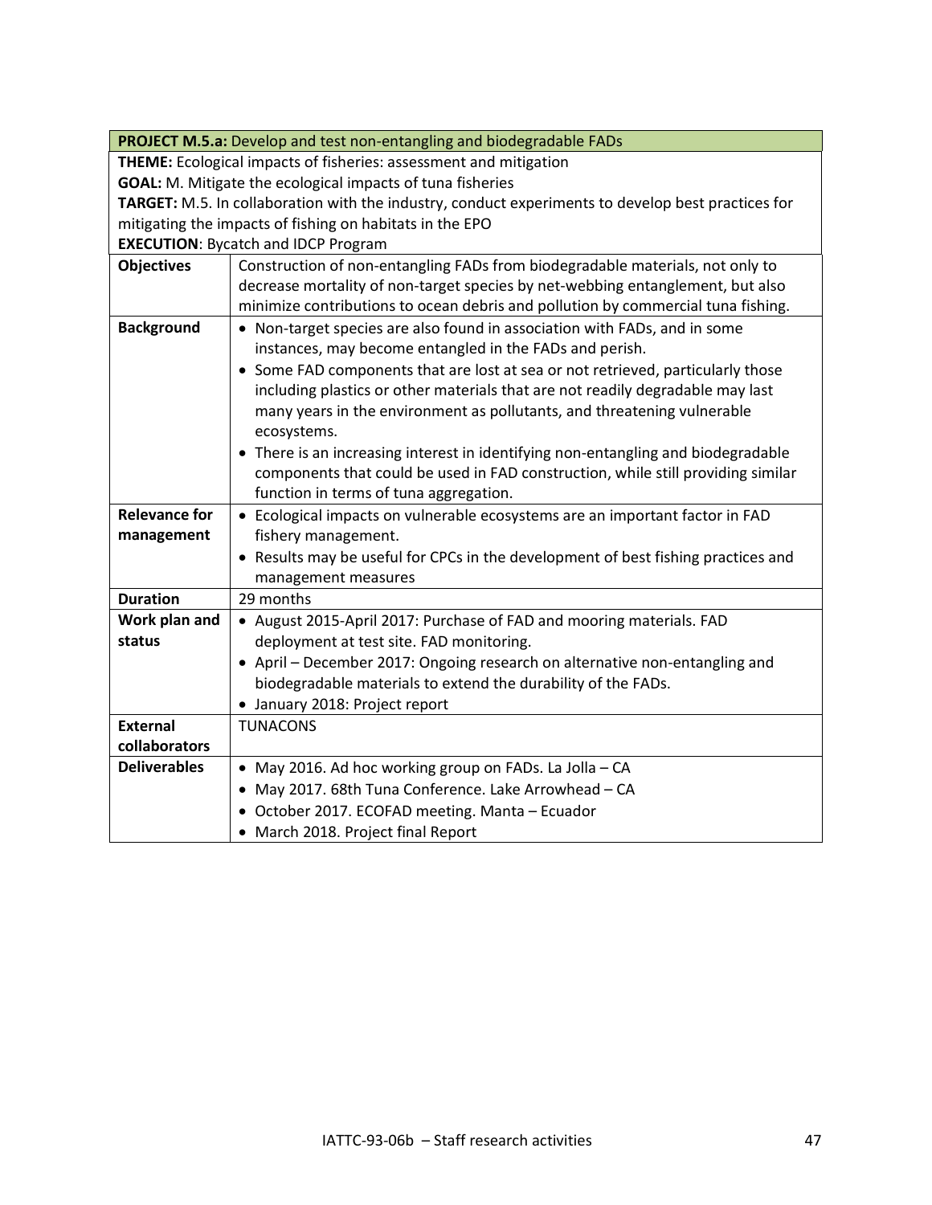| **PROJECT M.5.a:** Develop and test non-entangling and biodegradable FADs | |
|---|---|
| **THEME:** Ecological impacts of fisheries: assessment and mitigation<br>**GOAL:** M. Mitigate the ecological impacts of tuna fisheries<br>**TARGET:** M.5. In collaboration with the industry, conduct experiments to develop best practices for mitigating the impacts of fishing on habitats in the EPO<br>**EXECUTION**: Bycatch and IDCP Program | |
| **Objectives** | Construction of non-entangling FADs from biodegradable materials, not only to decrease mortality of non-target species by net-webbing entanglement, but also minimize contributions to ocean debris and pollution by commercial tuna fishing. |
| **Background** | • Non-target species are also found in association with FADs, and in some instances, may become entangled in the FADs and perish.<br>• Some FAD components that are lost at sea or not retrieved, particularly those including plastics or other materials that are not readily degradable may last many years in the environment as pollutants, and threatening vulnerable ecosystems.<br>• There is an increasing interest in identifying non-entangling and biodegradable components that could be used in FAD construction, while still providing similar function in terms of tuna aggregation. |
| **Relevance for management** | • Ecological impacts on vulnerable ecosystems are an important factor in FAD fishery management.<br>• Results may be useful for CPCs in the development of best fishing practices and management measures |
| **Duration** | 29 months |
| **Work plan and status** | • August 2015-April 2017: Purchase of FAD and mooring materials. FAD deployment at test site. FAD monitoring.<br>• April – December 2017: Ongoing research on alternative non-entangling and biodegradable materials to extend the durability of the FADs.<br>• January 2018: Project report |
| **External collaborators** | TUNACONS |
| **Deliverables** | • May 2016. Ad hoc working group on FADs. La Jolla – CA<br>• May 2017. 68th Tuna Conference. Lake Arrowhead – CA<br>• October 2017. ECOFAD meeting. Manta – Ecuador<br>• March 2018. Project final Report |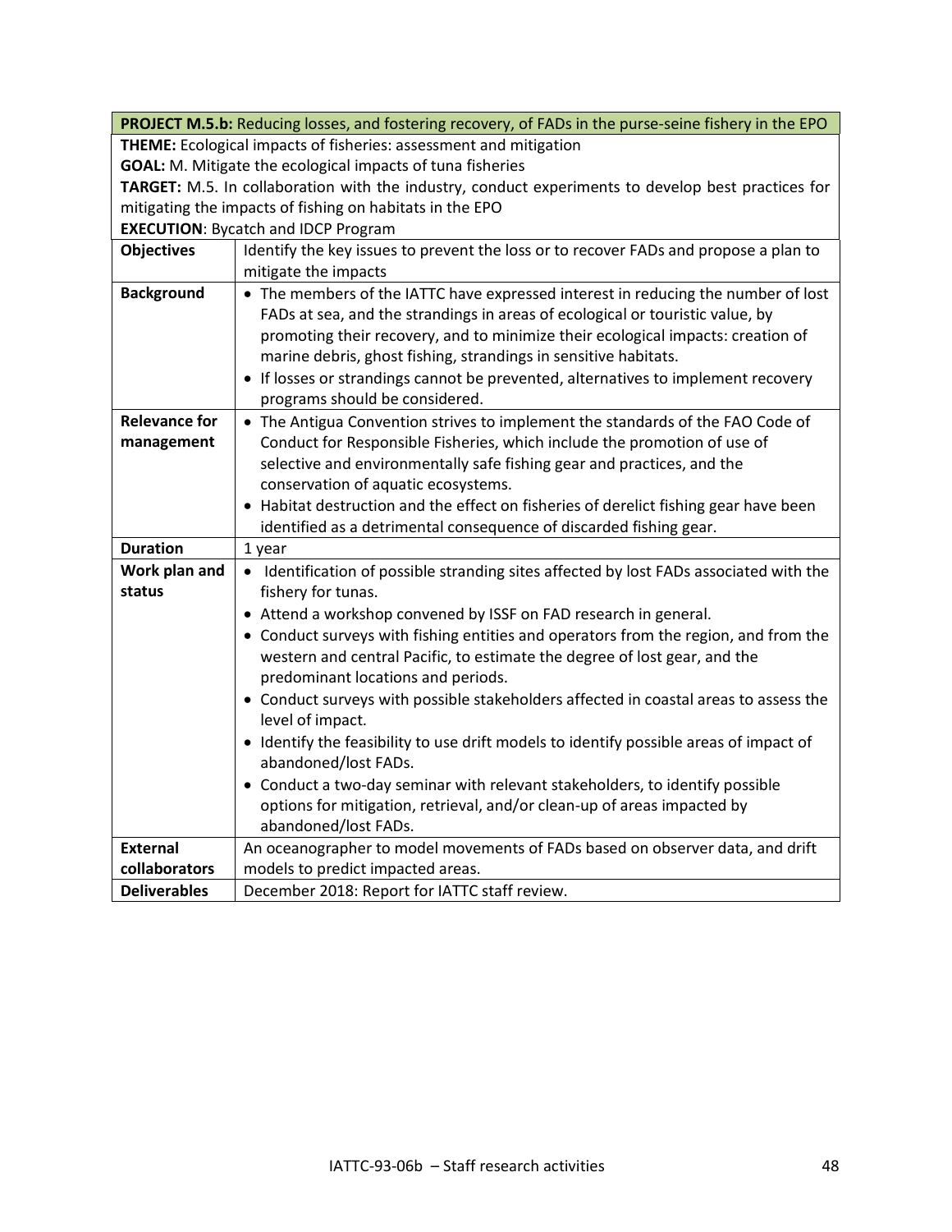| **PROJECT M.5.b:** Reducing losses, and fostering recovery, of FADs in the purse-seine fishery in the EPO | |
|---|---|
| **THEME:** Ecological impacts of fisheries: assessment and mitigation<br>**GOAL:** M. Mitigate the ecological impacts of tuna fisheries<br>**TARGET:** M.5. In collaboration with the industry, conduct experiments to develop best practices for mitigating the impacts of fishing on habitats in the EPO<br>**EXECUTION**: Bycatch and IDCP Program | |
| **Objectives** | Identify the key issues to prevent the loss or to recover FADs and propose a plan to mitigate the impacts |
| **Background** | • The members of the IATTC have expressed interest in reducing the number of lost FADs at sea, and the strandings in areas of ecological or touristic value, by promoting their recovery, and to minimize their ecological impacts: creation of marine debris, ghost fishing, strandings in sensitive habitats.<br>• If losses or strandings cannot be prevented, alternatives to implement recovery programs should be considered. |
| **Relevance for management** | • The Antigua Convention strives to implement the standards of the FAO Code of Conduct for Responsible Fisheries, which include the promotion of use of selective and environmentally safe fishing gear and practices, and the conservation of aquatic ecosystems.<br>• Habitat destruction and the effect on fisheries of derelict fishing gear have been identified as a detrimental consequence of discarded fishing gear. |
| **Duration** | 1 year |
| **Work plan and status** | • Identification of possible stranding sites affected by lost FADs associated with the fishery for tunas.<br>• Attend a workshop convened by ISSF on FAD research in general.<br>• Conduct surveys with fishing entities and operators from the region, and from the western and central Pacific, to estimate the degree of lost gear, and the predominant locations and periods.<br>• Conduct surveys with possible stakeholders affected in coastal areas to assess the level of impact.<br>• Identify the feasibility to use drift models to identify possible areas of impact of abandoned/lost FADs.<br>• Conduct a two-day seminar with relevant stakeholders, to identify possible options for mitigation, retrieval, and/or clean-up of areas impacted by abandoned/lost FADs. |
| **External collaborators** | An oceanographer to model movements of FADs based on observer data, and drift models to predict impacted areas. |
| **Deliverables** | December 2018: Report for IATTC staff review. |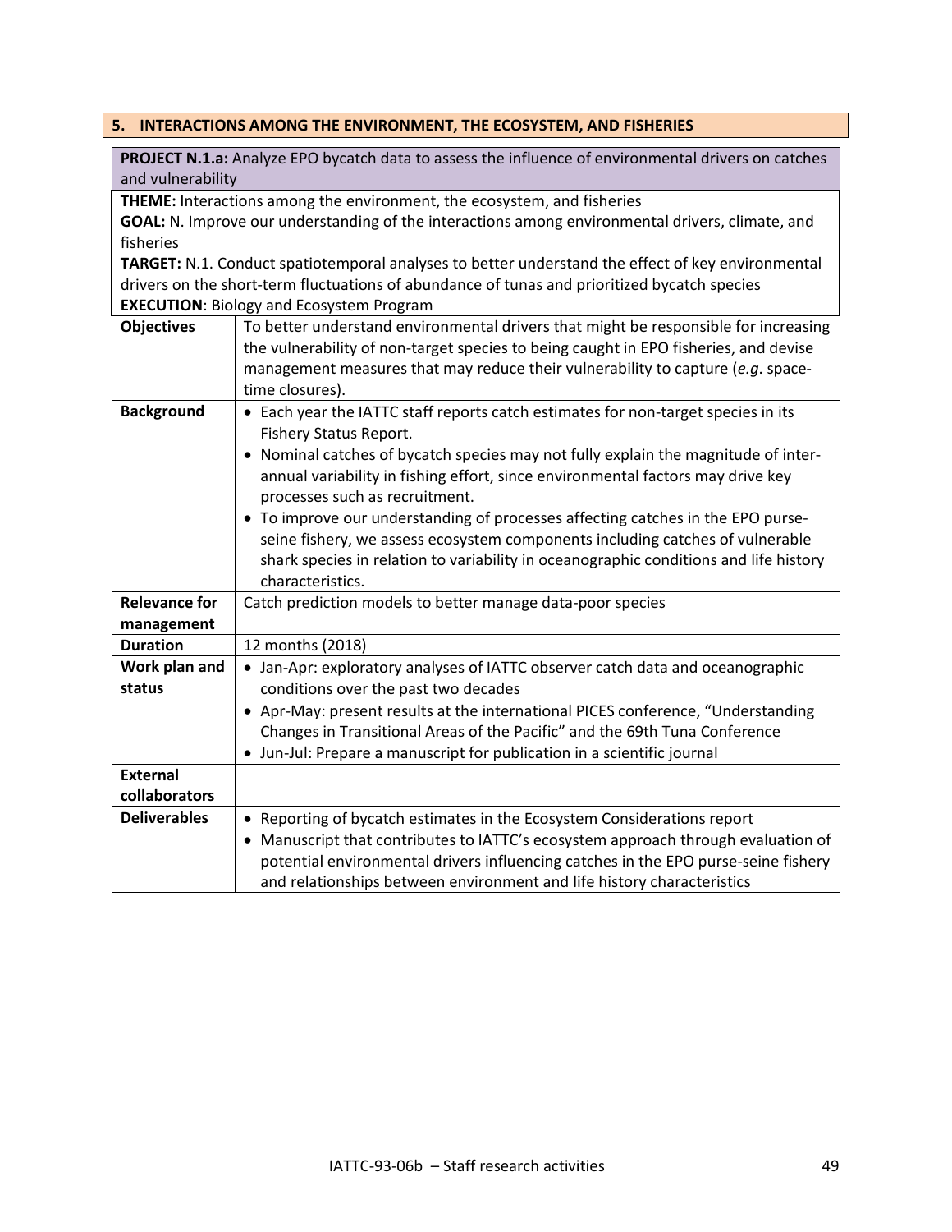## 5. INTERACTIONS AMONG THE ENVIRONMENT, THE ECOSYSTEM, AND FISHERIES

**PROJECT N.1.a:** Analyze EPO bycatch data to assess the influence of environmental drivers on catches and vulnerability

**THEME:** Interactions among the environment, the ecosystem, and fisheries
**GOAL:** N. Improve our understanding of the interactions among environmental drivers, climate, and fisheries
**TARGET:** N.1. Conduct spatiotemporal analyses to better understand the effect of key environmental drivers on the short-term fluctuations of abundance of tunas and prioritized bycatch species
**EXECUTION**: Biology and Ecosystem Program

| | |
|---|---|
| **Objectives** | To better understand environmental drivers that might be responsible for increasing the vulnerability of non-target species to being caught in EPO fisheries, and devise management measures that may reduce their vulnerability to capture (*e.g.* space-time closures). |
| **Background** | • Each year the IATTC staff reports catch estimates for non-target species in its Fishery Status Report.<br>• Nominal catches of bycatch species may not fully explain the magnitude of inter-annual variability in fishing effort, since environmental factors may drive key processes such as recruitment.<br>• To improve our understanding of processes affecting catches in the EPO purse-seine fishery, we assess ecosystem components including catches of vulnerable shark species in relation to variability in oceanographic conditions and life history characteristics. |
| **Relevance for management** | Catch prediction models to better manage data-poor species |
| **Duration** | 12 months (2018) |
| **Work plan and status** | • Jan-Apr: exploratory analyses of IATTC observer catch data and oceanographic conditions over the past two decades<br>• Apr-May: present results at the international PICES conference, "Understanding Changes in Transitional Areas of the Pacific" and the 69th Tuna Conference<br>• Jun-Jul: Prepare a manuscript for publication in a scientific journal |
| **External collaborators** | |
| **Deliverables** | • Reporting of bycatch estimates in the Ecosystem Considerations report<br>• Manuscript that contributes to IATTC's ecosystem approach through evaluation of potential environmental drivers influencing catches in the EPO purse-seine fishery and relationships between environment and life history characteristics |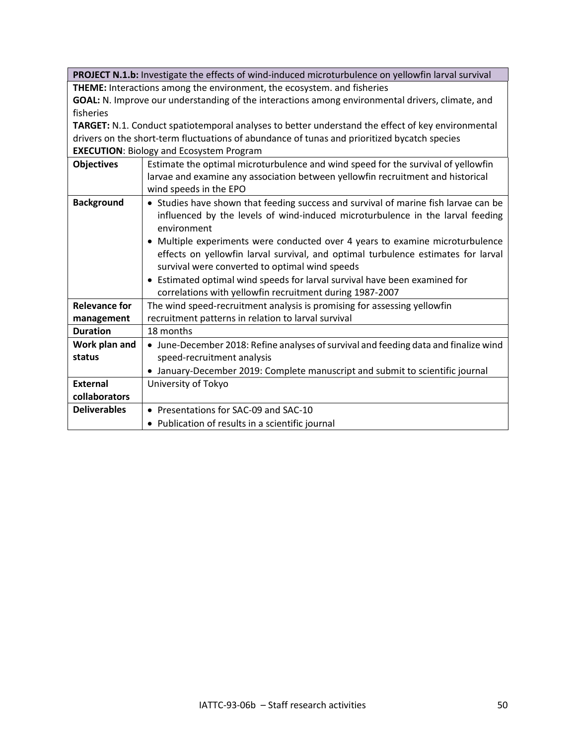| **PROJECT N.1.b:** Investigate the effects of wind-induced microturbulence on yellowfin larval survival | |
|---|---|
| **THEME:** Interactions among the environment, the ecosystem. and fisheries<br>**GOAL:** N. Improve our understanding of the interactions among environmental drivers, climate, and fisheries<br>**TARGET:** N.1. Conduct spatiotemporal analyses to better understand the effect of key environmental drivers on the short-term fluctuations of abundance of tunas and prioritized bycatch species<br>**EXECUTION**: Biology and Ecosystem Program | |
| **Objectives** | Estimate the optimal microturbulence and wind speed for the survival of yellowfin larvae and examine any association between yellowfin recruitment and historical wind speeds in the EPO |
| **Background** | • Studies have shown that feeding success and survival of marine fish larvae can be influenced by the levels of wind-induced microturbulence in the larval feeding environment<br>• Multiple experiments were conducted over 4 years to examine microturbulence effects on yellowfin larval survival, and optimal turbulence estimates for larval survival were converted to optimal wind speeds<br>• Estimated optimal wind speeds for larval survival have been examined for correlations with yellowfin recruitment during 1987-2007 |
| **Relevance for management** | The wind speed-recruitment analysis is promising for assessing yellowfin recruitment patterns in relation to larval survival |
| **Duration** | 18 months |
| **Work plan and status** | • June-December 2018: Refine analyses of survival and feeding data and finalize wind speed-recruitment analysis<br>• January-December 2019: Complete manuscript and submit to scientific journal |
| **External collaborators** | University of Tokyo |
| **Deliverables** | • Presentations for SAC-09 and SAC-10<br>• Publication of results in a scientific journal |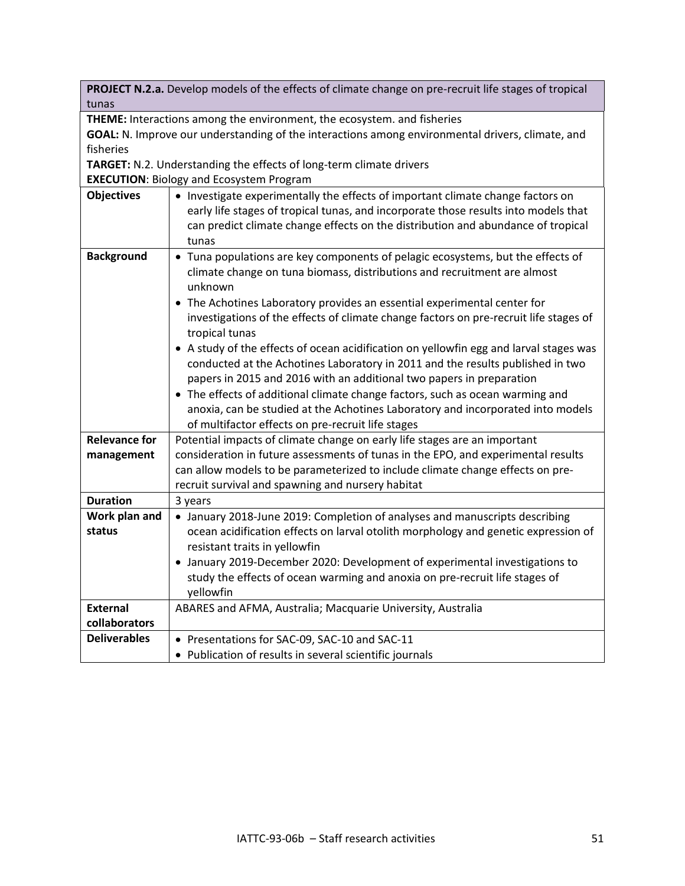| **PROJECT N.2.a.** Develop models of the effects of climate change on pre-recruit life stages of tropical tunas | |
|---|---|
| **THEME:** Interactions among the environment, the ecosystem. and fisheries<br>**GOAL:** N. Improve our understanding of the interactions among environmental drivers, climate, and fisheries<br>**TARGET:** N.2. Understanding the effects of long-term climate drivers<br>**EXECUTION**: Biology and Ecosystem Program | |
| **Objectives** | • Investigate experimentally the effects of important climate change factors on early life stages of tropical tunas, and incorporate those results into models that can predict climate change effects on the distribution and abundance of tropical tunas |
| **Background** | • Tuna populations are key components of pelagic ecosystems, but the effects of climate change on tuna biomass, distributions and recruitment are almost unknown<br>• The Achotines Laboratory provides an essential experimental center for investigations of the effects of climate change factors on pre-recruit life stages of tropical tunas<br>• A study of the effects of ocean acidification on yellowfin egg and larval stages was conducted at the Achotines Laboratory in 2011 and the results published in two papers in 2015 and 2016 with an additional two papers in preparation<br>• The effects of additional climate change factors, such as ocean warming and anoxia, can be studied at the Achotines Laboratory and incorporated into models of multifactor effects on pre-recruit life stages |
| **Relevance for management** | Potential impacts of climate change on early life stages are an important consideration in future assessments of tunas in the EPO, and experimental results can allow models to be parameterized to include climate change effects on pre-recruit survival and spawning and nursery habitat |
| **Duration** | 3 years |
| **Work plan and status** | • January 2018-June 2019: Completion of analyses and manuscripts describing ocean acidification effects on larval otolith morphology and genetic expression of resistant traits in yellowfin<br>• January 2019-December 2020: Development of experimental investigations to study the effects of ocean warming and anoxia on pre-recruit life stages of yellowfin |
| **External collaborators** | ABARES and AFMA, Australia; Macquarie University, Australia |
| **Deliverables** | • Presentations for SAC-09, SAC-10 and SAC-11<br>• Publication of results in several scientific journals |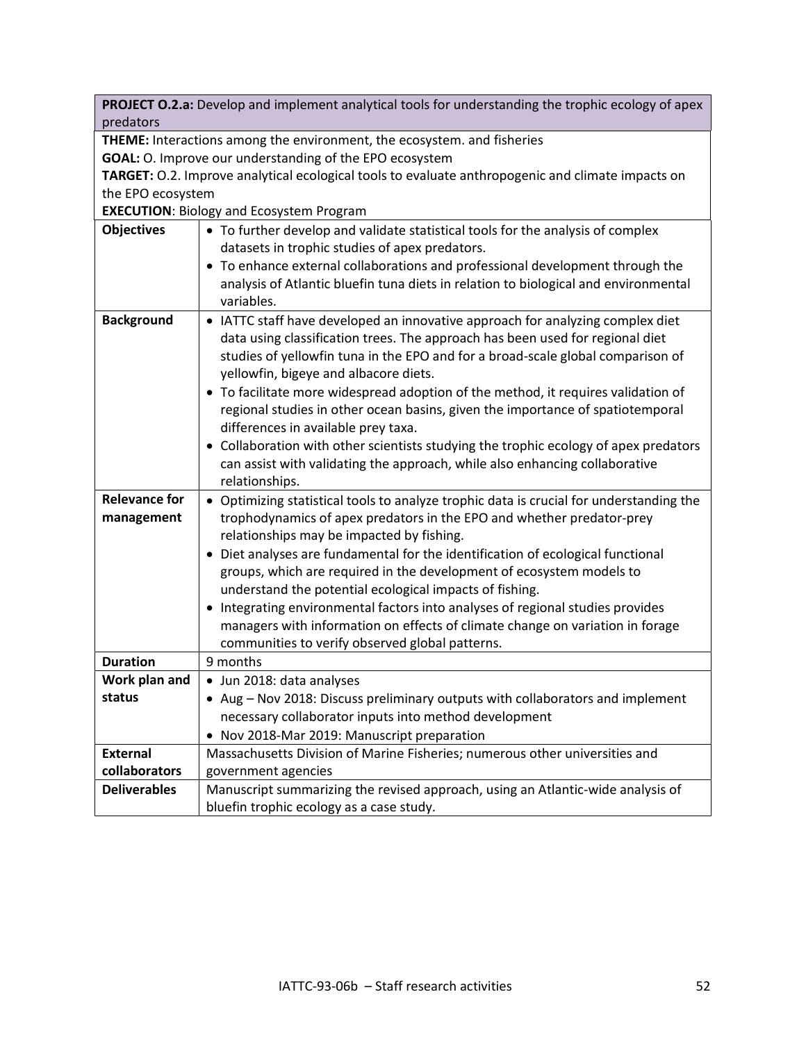| **PROJECT O.2.a:** Develop and implement analytical tools for understanding the trophic ecology of apex predators | |
|---|---|
| **THEME:** Interactions among the environment, the ecosystem. and fisheries<br>**GOAL:** O. Improve our understanding of the EPO ecosystem<br>**TARGET:** O.2. Improve analytical ecological tools to evaluate anthropogenic and climate impacts on the EPO ecosystem<br>**EXECUTION**: Biology and Ecosystem Program | |
| **Objectives** | • To further develop and validate statistical tools for the analysis of complex datasets in trophic studies of apex predators.<br>• To enhance external collaborations and professional development through the analysis of Atlantic bluefin tuna diets in relation to biological and environmental variables. |
| **Background** | • IATTC staff have developed an innovative approach for analyzing complex diet data using classification trees. The approach has been used for regional diet studies of yellowfin tuna in the EPO and for a broad-scale global comparison of yellowfin, bigeye and albacore diets.<br>• To facilitate more widespread adoption of the method, it requires validation of regional studies in other ocean basins, given the importance of spatiotemporal differences in available prey taxa.<br>• Collaboration with other scientists studying the trophic ecology of apex predators can assist with validating the approach, while also enhancing collaborative relationships. |
| **Relevance for management** | • Optimizing statistical tools to analyze trophic data is crucial for understanding the trophodynamics of apex predators in the EPO and whether predator-prey relationships may be impacted by fishing.<br>• Diet analyses are fundamental for the identification of ecological functional groups, which are required in the development of ecosystem models to understand the potential ecological impacts of fishing.<br>• Integrating environmental factors into analyses of regional studies provides managers with information on effects of climate change on variation in forage communities to verify observed global patterns. |
| **Duration** | 9 months |
| **Work plan and status** | • Jun 2018: data analyses<br>• Aug – Nov 2018: Discuss preliminary outputs with collaborators and implement necessary collaborator inputs into method development<br>• Nov 2018-Mar 2019: Manuscript preparation |
| **External collaborators** | Massachusetts Division of Marine Fisheries; numerous other universities and government agencies |
| **Deliverables** | Manuscript summarizing the revised approach, using an Atlantic-wide analysis of bluefin trophic ecology as a case study. |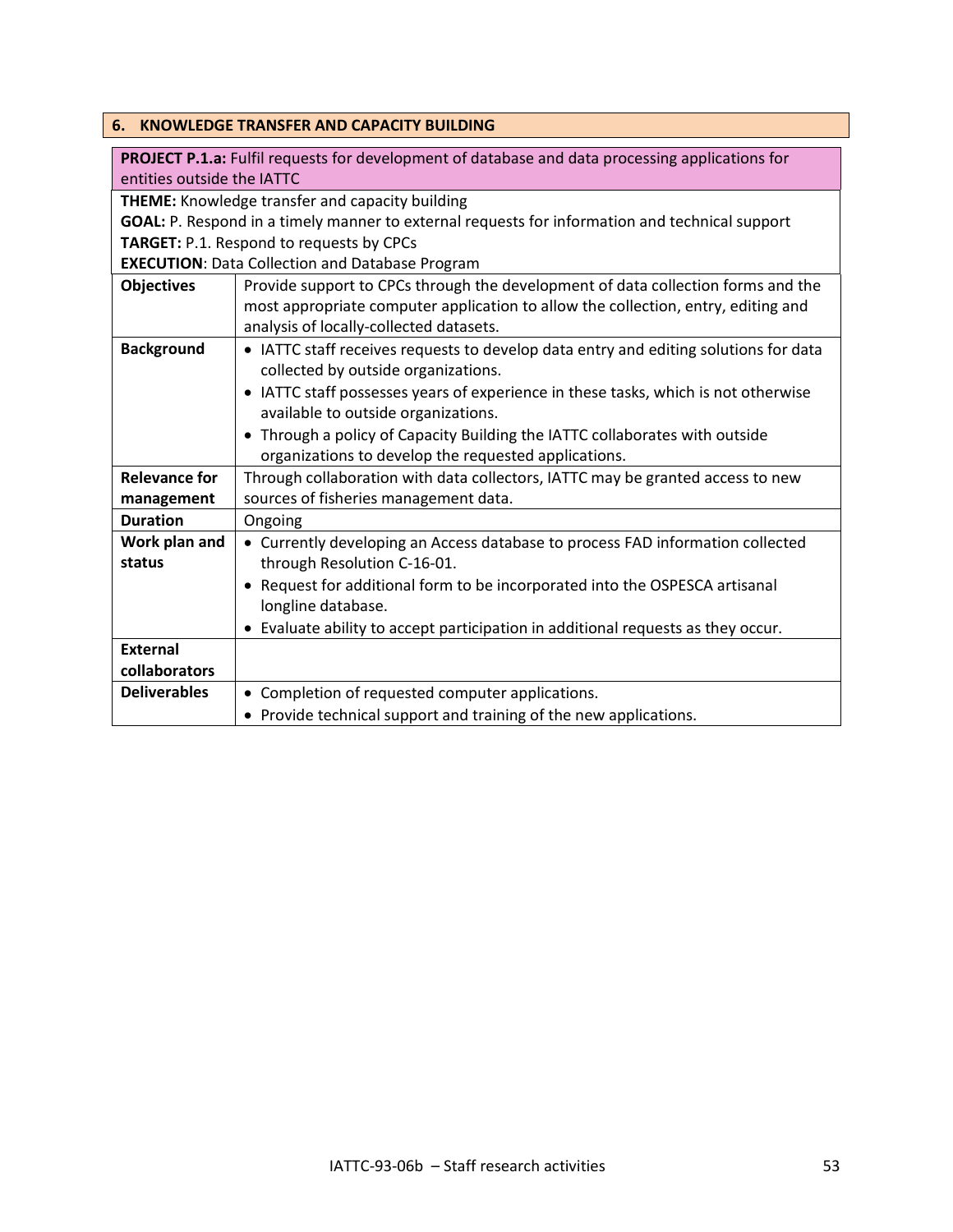## 6. KNOWLEDGE TRANSFER AND CAPACITY BUILDING

| **PROJECT P.1.a:** Fulfil requests for development of database and data processing applications for entities outside the IATTC | |
|---|---|
| **THEME:** Knowledge transfer and capacity building<br>**GOAL:** P. Respond in a timely manner to external requests for information and technical support<br>**TARGET:** P.1. Respond to requests by CPCs<br>**EXECUTION**: Data Collection and Database Program | |
| **Objectives** | Provide support to CPCs through the development of data collection forms and the most appropriate computer application to allow the collection, entry, editing and analysis of locally-collected datasets. |
| **Background** | • IATTC staff receives requests to develop data entry and editing solutions for data collected by outside organizations.<br>• IATTC staff possesses years of experience in these tasks, which is not otherwise available to outside organizations.<br>• Through a policy of Capacity Building the IATTC collaborates with outside organizations to develop the requested applications. |
| **Relevance for management** | Through collaboration with data collectors, IATTC may be granted access to new sources of fisheries management data. |
| **Duration** | Ongoing |
| **Work plan and status** | • Currently developing an Access database to process FAD information collected through Resolution C-16-01.<br>• Request for additional form to be incorporated into the OSPESCA artisanal longline database.<br>• Evaluate ability to accept participation in additional requests as they occur. |
| **External collaborators** | |
| **Deliverables** | • Completion of requested computer applications.<br>• Provide technical support and training of the new applications. |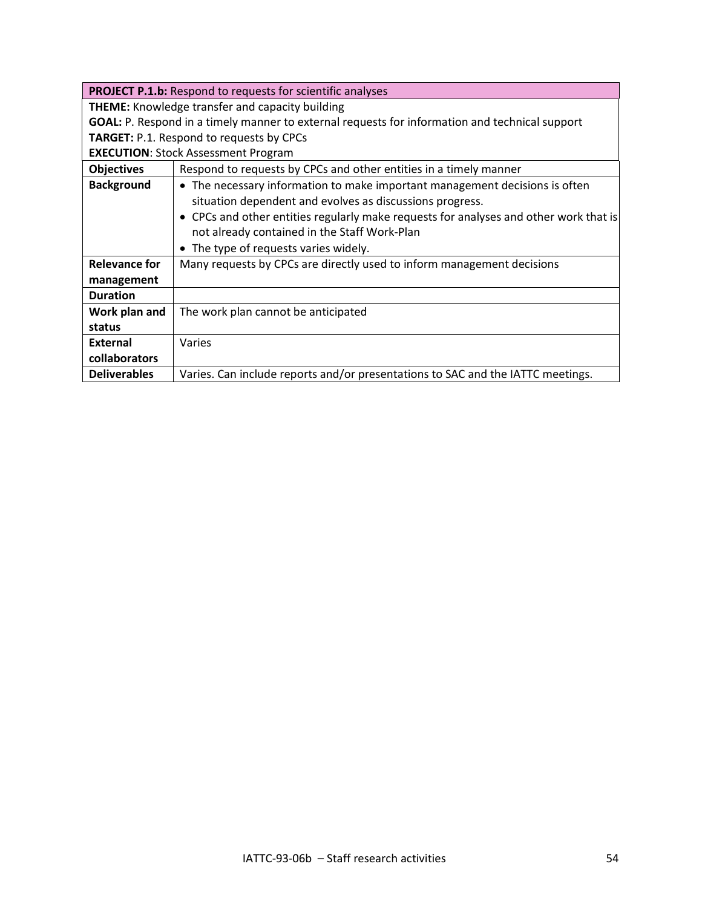| **PROJECT P.1.b:** Respond to requests for scientific analyses | |
|---|---|
| **THEME:** Knowledge transfer and capacity building<br>**GOAL:** P. Respond in a timely manner to external requests for information and technical support<br>**TARGET:** P.1. Respond to requests by CPCs<br>**EXECUTION**: Stock Assessment Program | |
| **Objectives** | Respond to requests by CPCs and other entities in a timely manner |
| **Background** | • The necessary information to make important management decisions is often situation dependent and evolves as discussions progress.<br>• CPCs and other entities regularly make requests for analyses and other work that is not already contained in the Staff Work-Plan<br>• The type of requests varies widely. |
| **Relevance for management** | Many requests by CPCs are directly used to inform management decisions |
| **Duration** | |
| **Work plan and status** | The work plan cannot be anticipated |
| **External collaborators** | Varies |
| **Deliverables** | Varies. Can include reports and/or presentations to SAC and the IATTC meetings. |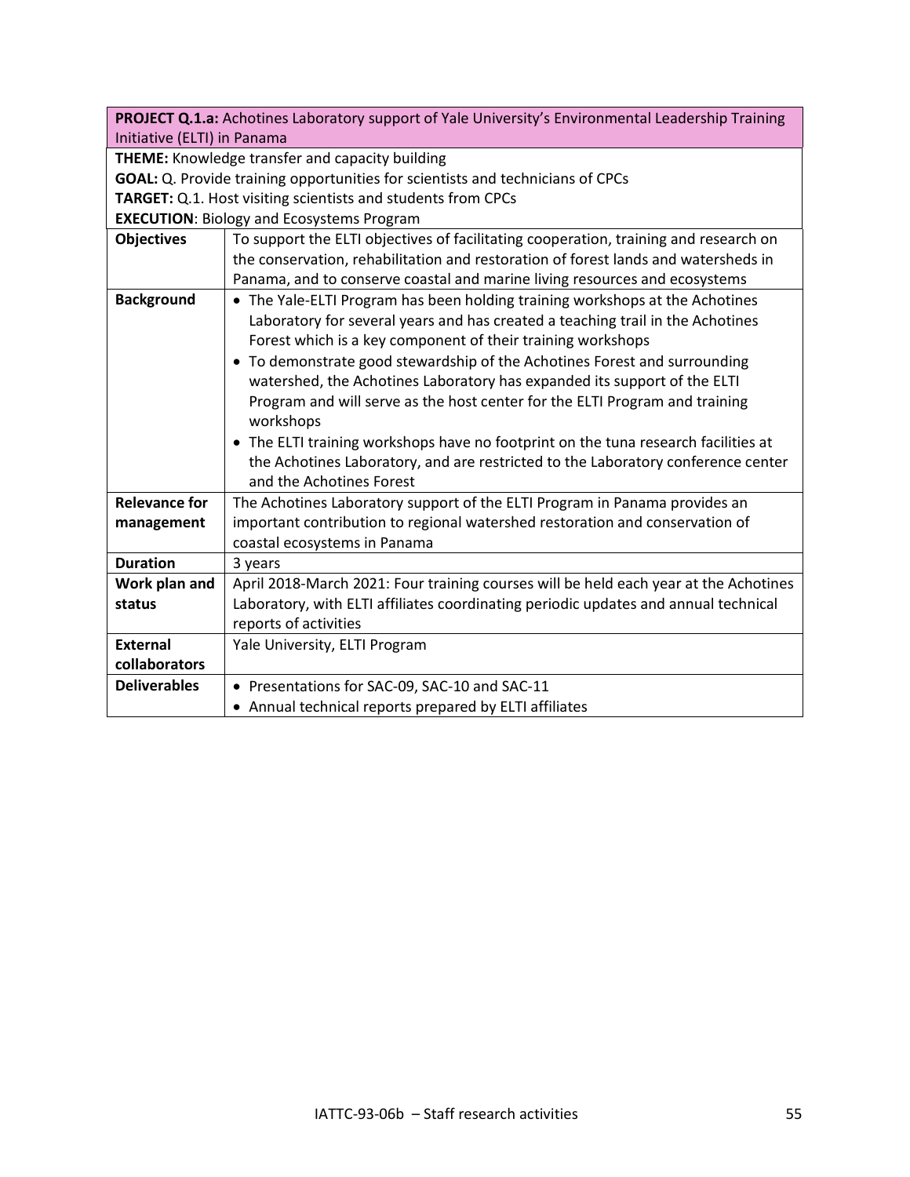| **PROJECT Q.1.a:** Achotines Laboratory support of Yale University's Environmental Leadership Training Initiative (ELTI) in Panama | |
|---|---|
| **THEME:** Knowledge transfer and capacity building<br>**GOAL:** Q. Provide training opportunities for scientists and technicians of CPCs<br>**TARGET:** Q.1. Host visiting scientists and students from CPCs<br>**EXECUTION**: Biology and Ecosystems Program | |
| **Objectives** | To support the ELTI objectives of facilitating cooperation, training and research on the conservation, rehabilitation and restoration of forest lands and watersheds in Panama, and to conserve coastal and marine living resources and ecosystems |
| **Background** | • The Yale-ELTI Program has been holding training workshops at the Achotines Laboratory for several years and has created a teaching trail in the Achotines Forest which is a key component of their training workshops<br>• To demonstrate good stewardship of the Achotines Forest and surrounding watershed, the Achotines Laboratory has expanded its support of the ELTI Program and will serve as the host center for the ELTI Program and training workshops<br>• The ELTI training workshops have no footprint on the tuna research facilities at the Achotines Laboratory, and are restricted to the Laboratory conference center and the Achotines Forest |
| **Relevance for management** | The Achotines Laboratory support of the ELTI Program in Panama provides an important contribution to regional watershed restoration and conservation of coastal ecosystems in Panama |
| **Duration** | 3 years |
| **Work plan and status** | April 2018-March 2021: Four training courses will be held each year at the Achotines Laboratory, with ELTI affiliates coordinating periodic updates and annual technical reports of activities |
| **External collaborators** | Yale University, ELTI Program |
| **Deliverables** | • Presentations for SAC-09, SAC-10 and SAC-11<br>• Annual technical reports prepared by ELTI affiliates |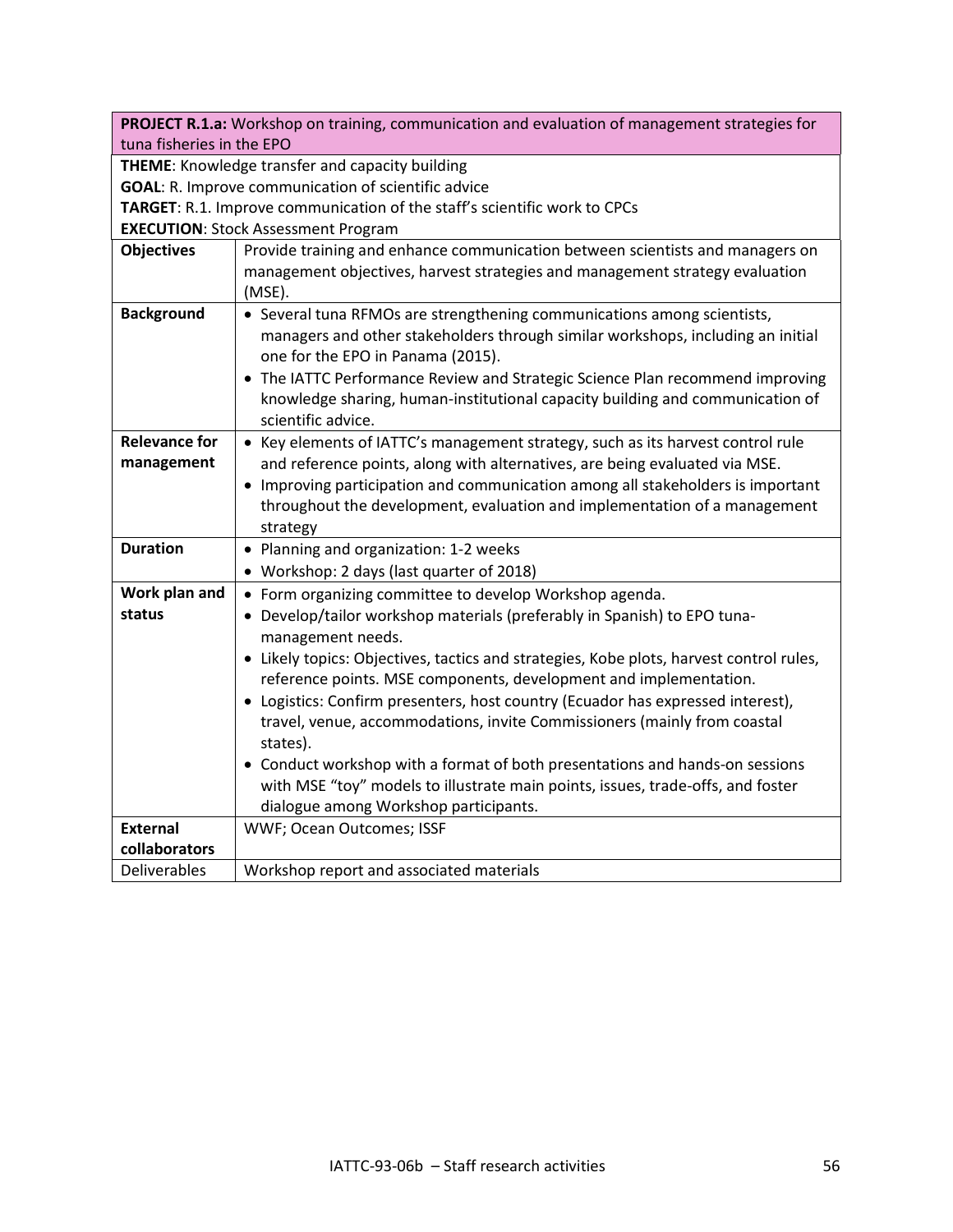| **PROJECT R.1.a:** Workshop on training, communication and evaluation of management strategies for tuna fisheries in the EPO | |
|---|---|
| **THEME**: Knowledge transfer and capacity building<br>**GOAL**: R. Improve communication of scientific advice<br>**TARGET**: R.1. Improve communication of the staff's scientific work to CPCs<br>**EXECUTION**: Stock Assessment Program | |
| **Objectives** | Provide training and enhance communication between scientists and managers on management objectives, harvest strategies and management strategy evaluation (MSE). |
| **Background** | • Several tuna RFMOs are strengthening communications among scientists, managers and other stakeholders through similar workshops, including an initial one for the EPO in Panama (2015).<br>• The IATTC Performance Review and Strategic Science Plan recommend improving knowledge sharing, human-institutional capacity building and communication of scientific advice. |
| **Relevance for management** | • Key elements of IATTC's management strategy, such as its harvest control rule and reference points, along with alternatives, are being evaluated via MSE.<br>• Improving participation and communication among all stakeholders is important throughout the development, evaluation and implementation of a management strategy |
| **Duration** | • Planning and organization: 1-2 weeks<br>• Workshop: 2 days (last quarter of 2018) |
| **Work plan and status** | • Form organizing committee to develop Workshop agenda.<br>• Develop/tailor workshop materials (preferably in Spanish) to EPO tuna-management needs.<br>• Likely topics: Objectives, tactics and strategies, Kobe plots, harvest control rules, reference points. MSE components, development and implementation.<br>• Logistics: Confirm presenters, host country (Ecuador has expressed interest), travel, venue, accommodations, invite Commissioners (mainly from coastal states).<br>• Conduct workshop with a format of both presentations and hands-on sessions with MSE "toy" models to illustrate main points, issues, trade-offs, and foster dialogue among Workshop participants. |
| **External collaborators** | WWF; Ocean Outcomes; ISSF |
| Deliverables | Workshop report and associated materials |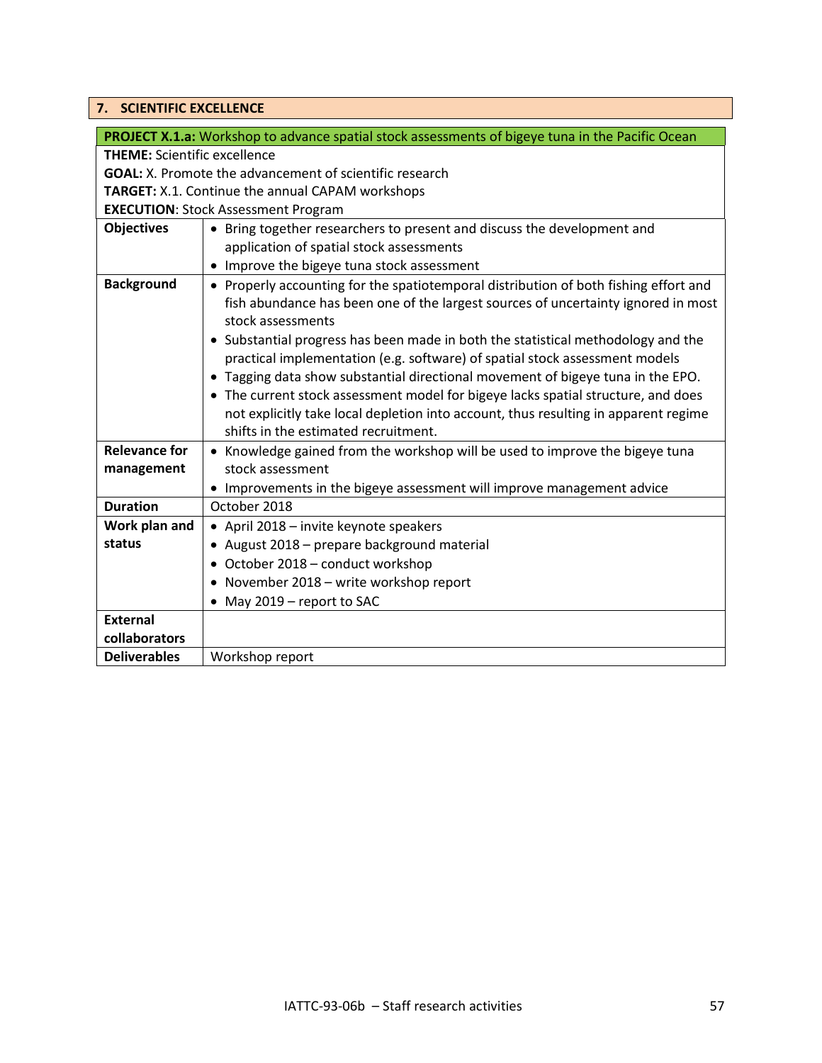## 7. SCIENTIFIC EXCELLENCE

| **PROJECT X.1.a:** Workshop to advance spatial stock assessments of bigeye tuna in the Pacific Ocean | |
|---|---|
| **THEME:** Scientific excellence<br>**GOAL:** X. Promote the advancement of scientific research<br>**TARGET:** X.1. Continue the annual CAPAM workshops<br>**EXECUTION**: Stock Assessment Program | |
| **Objectives** | • Bring together researchers to present and discuss the development and application of spatial stock assessments<br>• Improve the bigeye tuna stock assessment |
| **Background** | • Properly accounting for the spatiotemporal distribution of both fishing effort and fish abundance has been one of the largest sources of uncertainty ignored in most stock assessments<br>• Substantial progress has been made in both the statistical methodology and the practical implementation (e.g. software) of spatial stock assessment models<br>• Tagging data show substantial directional movement of bigeye tuna in the EPO.<br>• The current stock assessment model for bigeye lacks spatial structure, and does not explicitly take local depletion into account, thus resulting in apparent regime shifts in the estimated recruitment. |
| **Relevance for management** | • Knowledge gained from the workshop will be used to improve the bigeye tuna stock assessment<br>• Improvements in the bigeye assessment will improve management advice |
| **Duration** | October 2018 |
| **Work plan and status** | • April 2018 – invite keynote speakers<br>• August 2018 – prepare background material<br>• October 2018 – conduct workshop<br>• November 2018 – write workshop report<br>• May 2019 – report to SAC |
| **External collaborators** | |
| **Deliverables** | Workshop report |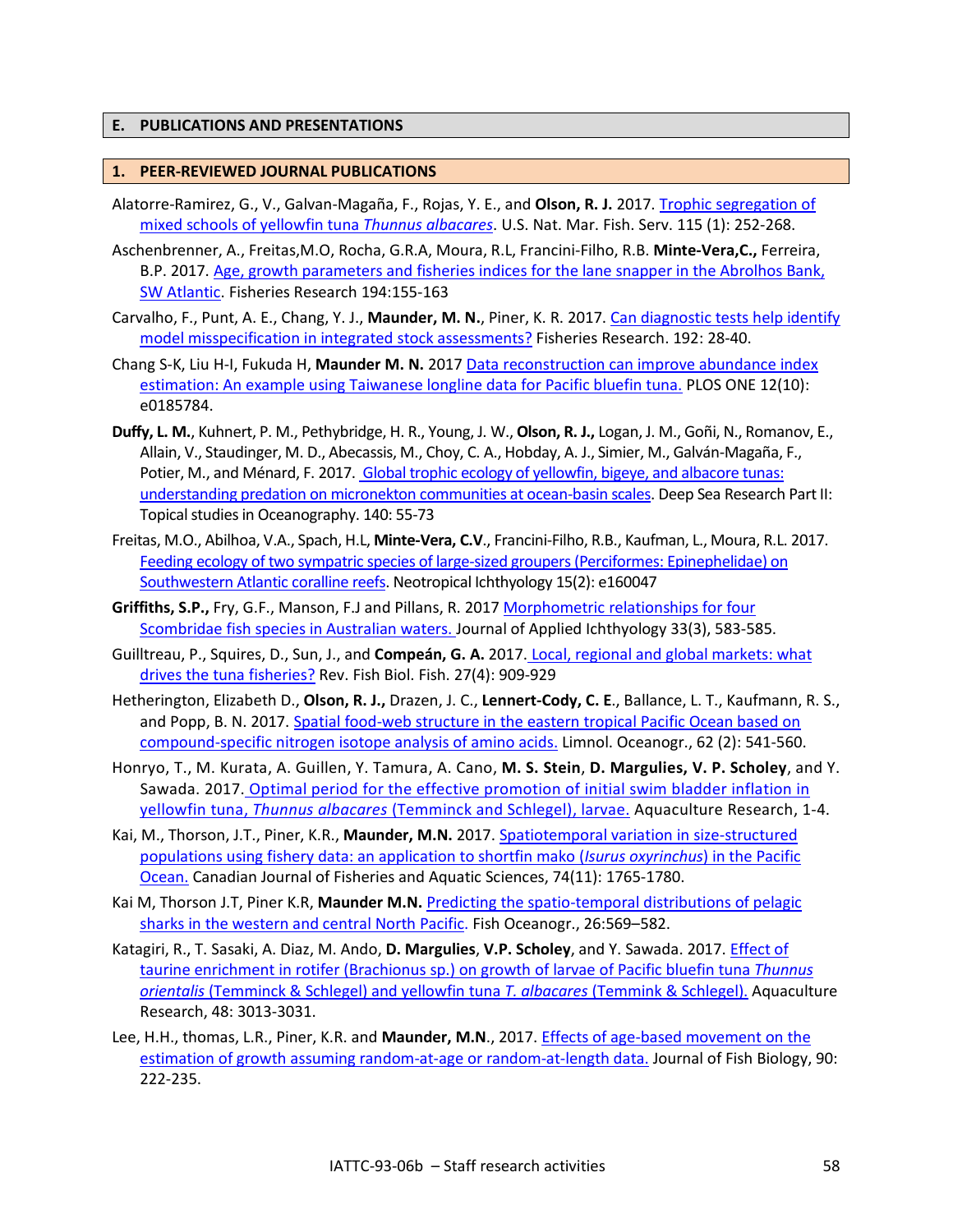## E. PUBLICATIONS AND PRESENTATIONS

### 1. PEER-REVIEWED JOURNAL PUBLICATIONS

Alatorre-Ramirez, G., V., Galvan-Magaña, F., Rojas, Y. E., and **Olson, R. J.** 2017. Trophic segregation of mixed schools of yellowfin tuna *Thunnus albacares*. U.S. Nat. Mar. Fish. Serv. 115 (1): 252-268.

Aschenbrenner, A., Freitas,M.O, Rocha, G.R.A, Moura, R.L, Francini-Filho, R.B. **Minte-Vera,C.,** Ferreira, B.P. 2017. Age, growth parameters and fisheries indices for the lane snapper in the Abrolhos Bank, SW Atlantic. Fisheries Research 194:155-163

Carvalho, F., Punt, A. E., Chang, Y. J., **Maunder, M. N.**, Piner, K. R. 2017. Can diagnostic tests help identify model misspecification in integrated stock assessments? Fisheries Research. 192: 28-40.

Chang S-K, Liu H-I, Fukuda H, **Maunder M. N.** 2017 Data reconstruction can improve abundance index estimation: An example using Taiwanese longline data for Pacific bluefin tuna. PLOS ONE 12(10): e0185784.

**Duffy, L. M.**, Kuhnert, P. M., Pethybridge, H. R., Young, J. W., **Olson, R. J.,** Logan, J. M., Goñi, N., Romanov, E., Allain, V., Staudinger, M. D., Abecassis, M., Choy, C. A., Hobday, A. J., Simier, M., Galván-Magaña, F., Potier, M., and Ménard, F. 2017. Global trophic ecology of yellowfin, bigeye, and albacore tunas: understanding predation on micronekton communities at ocean-basin scales. Deep Sea Research Part II: Topical studies in Oceanography. 140: 55-73

Freitas, M.O., Abilhoa, V.A., Spach, H.L, **Minte-Vera, C.V**., Francini-Filho, R.B., Kaufman, L., Moura, R.L. 2017. Feeding ecology of two sympatric species of large-sized groupers (Perciformes: Epinephelidae) on Southwestern Atlantic coralline reefs. Neotropical Ichthyology 15(2): e160047

**Griffiths, S.P.,** Fry, G.F., Manson, F.J and Pillans, R. 2017 Morphometric relationships for four Scombridae fish species in Australian waters. Journal of Applied Ichthyology 33(3), 583-585.

Guilltreau, P., Squires, D., Sun, J., and **Compeán, G. A.** 2017. Local, regional and global markets: what drives the tuna fisheries? Rev. Fish Biol. Fish. 27(4): 909-929

Hetherington, Elizabeth D., **Olson, R. J.,** Drazen, J. C., **Lennert-Cody, C. E**., Ballance, L. T., Kaufmann, R. S., and Popp, B. N. 2017. Spatial food-web structure in the eastern tropical Pacific Ocean based on compound-specific nitrogen isotope analysis of amino acids. Limnol. Oceanogr., 62 (2): 541-560.

Honryo, T., M. Kurata, A. Guillen, Y. Tamura, A. Cano, **M. S. Stein**, **D. Margulies, V. P. Scholey**, and Y. Sawada. 2017. Optimal period for the effective promotion of initial swim bladder inflation in yellowfin tuna, *Thunnus albacares* (Temminck and Schlegel), larvae. Aquaculture Research, 1-4.

Kai, M., Thorson, J.T., Piner, K.R., **Maunder, M.N.** 2017. Spatiotemporal variation in size-structured populations using fishery data: an application to shortfin mako (*Isurus oxyrinchus*) in the Pacific Ocean. Canadian Journal of Fisheries and Aquatic Sciences, 74(11): 1765-1780.

Kai M, Thorson J.T, Piner K.R, **Maunder M.N.** Predicting the spatio-temporal distributions of pelagic sharks in the western and central North Pacific. Fish Oceanogr., 26:569–582.

Katagiri, R., T. Sasaki, A. Diaz, M. Ando, **D. Margulies**, **V.P. Scholey**, and Y. Sawada. 2017. Effect of taurine enrichment in rotifer (Brachionus sp.) on growth of larvae of Pacific bluefin tuna *Thunnus orientalis* (Temminck & Schlegel) and yellowfin tuna *T. albacares* (Temmink & Schlegel). Aquaculture Research, 48: 3013-3031.

Lee, H.H., thomas, L.R., Piner, K.R. and **Maunder, M.N**., 2017. Effects of age-based movement on the estimation of growth assuming random-at-age or random-at-length data. Journal of Fish Biology, 90: 222-235.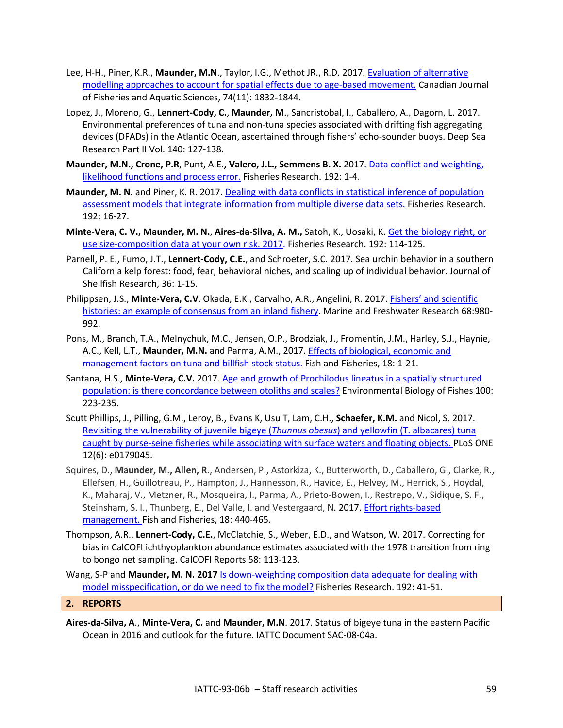Lee, H-H., Piner, K.R., **Maunder, M.N.**, Taylor, I.G., Methot JR., R.D. 2017. Evaluation of alternative modelling approaches to account for spatial effects due to age-based movement. Canadian Journal of Fisheries and Aquatic Sciences, 74(11): 1832-1844.

Lopez, J., Moreno, G., **Lennert-Cody, C.**, **Maunder, M**., Sancristobal, I., Caballero, A., Dagorn, L. 2017. Environmental preferences of tuna and non-tuna species associated with drifting fish aggregating devices (DFADs) in the Atlantic Ocean, ascertained through fishers' echo-sounder buoys. Deep Sea Research Part II Vol. 140: 127-138.

**Maunder, M.N., Crone, P.R**, Punt, A.E.**, Valero, J.L., Semmens B. X.** 2017. Data conflict and weighting, likelihood functions and process error. Fisheries Research. 192: 1-4.

**Maunder, M. N.** and Piner, K. R. 2017. Dealing with data conflicts in statistical inference of population assessment models that integrate information from multiple diverse data sets. Fisheries Research. 192: 16-27.

**Minte-Vera, C. V., Maunder, M. N.**, **Aires-da-Silva, A. M.,** Satoh, K., Uosaki, K. Get the biology right, or use size-composition data at your own risk. 2017. Fisheries Research. 192: 114-125.

Parnell, P. E., Fumo, J.T., **Lennert-Cody, C.E.**, and Schroeter, S.C. 2017. Sea urchin behavior in a southern California kelp forest: food, fear, behavioral niches, and scaling up of individual behavior. Journal of Shellfish Research, 36: 1-15.

Philippsen, J.S., **Minte-Vera, C.V**. Okada, E.K., Carvalho, A.R., Angelini, R. 2017. Fishers' and scientific histories: an example of consensus from an inland fishery. Marine and Freshwater Research 68:980-992.

Pons, M., Branch, T.A., Melnychuk, M.C., Jensen, O.P., Brodziak, J., Fromentin, J.M., Harley, S.J., Haynie, A.C., Kell, L.T., **Maunder, M.N.** and Parma, A.M., 2017. Effects of biological, economic and management factors on tuna and billfish stock status. Fish and Fisheries, 18: 1-21.

Santana, H.S., **Minte-Vera, C.V.** 2017. Age and growth of Prochilodus lineatus in a spatially structured population: is there concordance between otoliths and scales? Environmental Biology of Fishes 100: 223-235.

Scutt Phillips, J., Pilling, G.M., Leroy, B., Evans K, Usu T, Lam, C.H., **Schaefer, K.M.** and Nicol, S. 2017. Revisiting the vulnerability of juvenile bigeye (*Thunnus obesus*) and yellowfin (T. albacares) tuna caught by purse-seine fisheries while associating with surface waters and floating objects. PLoS ONE 12(6): e0179045.

Squires, D., **Maunder, M., Allen, R**., Andersen, P., Astorkiza, K., Butterworth, D., Caballero, G., Clarke, R., Ellefsen, H., Guillotreau, P., Hampton, J., Hannesson, R., Havice, E., Helvey, M., Herrick, S., Hoydal, K., Maharaj, V., Metzner, R., Mosqueira, I., Parma, A., Prieto-Bowen, I., Restrepo, V., Sidique, S. F., Steinsham, S. I., Thunberg, E., Del Valle, I. and Vestergaard, N. 2017. Effort rights-based management. Fish and Fisheries, 18: 440-465.

Thompson, A.R., **Lennert-Cody, C.E.**, McClatchie, S., Weber, E.D., and Watson, W. 2017. Correcting for bias in CalCOFI ichthyoplankton abundance estimates associated with the 1978 transition from ring to bongo net sampling. CalCOFI Reports 58: 113-123.

Wang, S-P and **Maunder, M. N. 2017** Is down-weighting composition data adequate for dealing with model misspecification, or do we need to fix the model? Fisheries Research. 192: 41-51.

## 2. REPORTS

**Aires-da-Silva, A**., **Minte-Vera, C.** and **Maunder, M.N**. 2017. Status of bigeye tuna in the eastern Pacific Ocean in 2016 and outlook for the future. IATTC Document SAC-08-04a.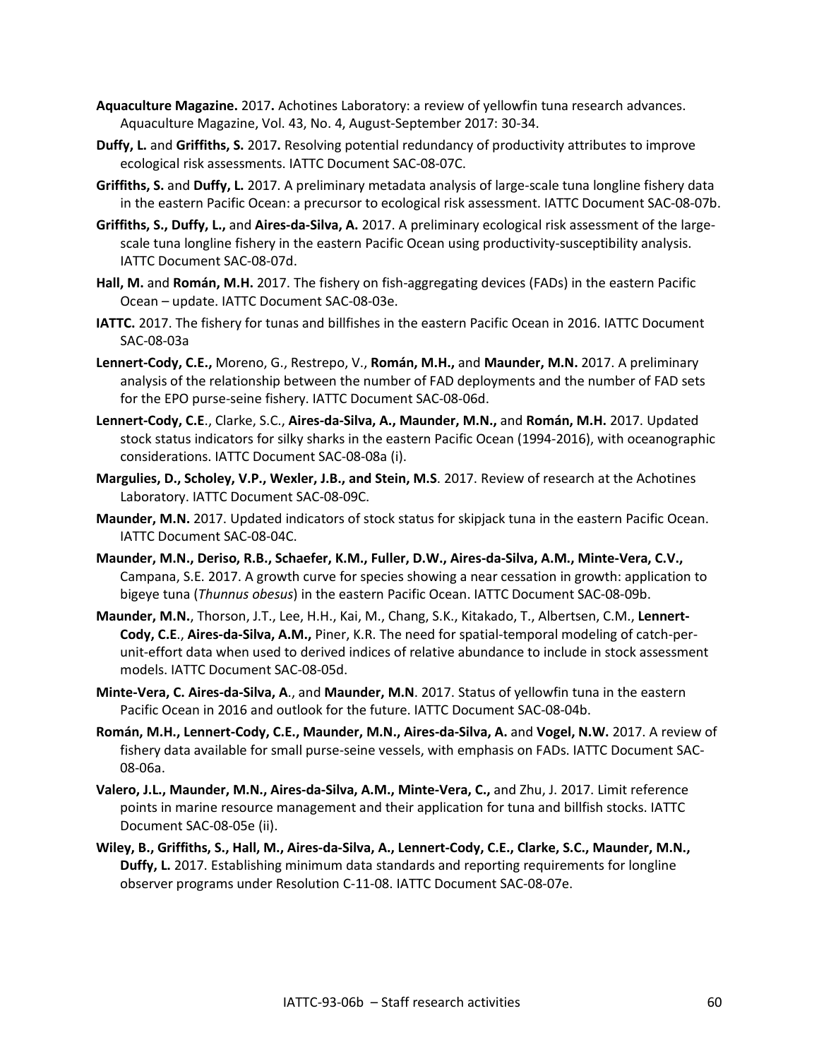**Aquaculture Magazine.** 2017**.** Achotines Laboratory: a review of yellowfin tuna research advances. Aquaculture Magazine, Vol. 43, No. 4, August-September 2017: 30-34.

**Duffy, L.** and **Griffiths, S.** 2017**.** Resolving potential redundancy of productivity attributes to improve ecological risk assessments. IATTC Document SAC-08-07C.

**Griffiths, S.** and **Duffy, L.** 2017. A preliminary metadata analysis of large-scale tuna longline fishery data in the eastern Pacific Ocean: a precursor to ecological risk assessment. IATTC Document SAC-08-07b.

**Griffiths, S., Duffy, L.,** and **Aires-da-Silva, A.** 2017. A preliminary ecological risk assessment of the large-scale tuna longline fishery in the eastern Pacific Ocean using productivity-susceptibility analysis. IATTC Document SAC-08-07d.

**Hall, M.** and **Román, M.H.** 2017. The fishery on fish-aggregating devices (FADs) in the eastern Pacific Ocean – update. IATTC Document SAC-08-03e.

**IATTC.** 2017. The fishery for tunas and billfishes in the eastern Pacific Ocean in 2016. IATTC Document SAC-08-03a

**Lennert-Cody, C.E.,** Moreno, G., Restrepo, V., **Román, M.H.,** and **Maunder, M.N.** 2017. A preliminary analysis of the relationship between the number of FAD deployments and the number of FAD sets for the EPO purse-seine fishery. IATTC Document SAC-08-06d.

**Lennert-Cody, C.E**., Clarke, S.C., **Aires-da-Silva, A., Maunder, M.N.,** and **Román, M.H.** 2017. Updated stock status indicators for silky sharks in the eastern Pacific Ocean (1994-2016), with oceanographic considerations. IATTC Document SAC-08-08a (i).

**Margulies, D., Scholey, V.P., Wexler, J.B., and Stein, M.S**. 2017. Review of research at the Achotines Laboratory. IATTC Document SAC-08-09C.

**Maunder, M.N.** 2017. Updated indicators of stock status for skipjack tuna in the eastern Pacific Ocean. IATTC Document SAC-08-04C.

**Maunder, M.N., Deriso, R.B., Schaefer, K.M., Fuller, D.W., Aires-da-Silva, A.M., Minte-Vera, C.V.,** Campana, S.E. 2017. A growth curve for species showing a near cessation in growth: application to bigeye tuna (*Thunnus obesus*) in the eastern Pacific Ocean. IATTC Document SAC-08-09b.

**Maunder, M.N.**, Thorson, J.T., Lee, H.H., Kai, M., Chang, S.K., Kitakado, T., Albertsen, C.M., **Lennert-Cody, C.E**., **Aires-da-Silva, A.M.,** Piner, K.R. The need for spatial-temporal modeling of catch-per-unit-effort data when used to derived indices of relative abundance to include in stock assessment models. IATTC Document SAC-08-05d.

**Minte-Vera, C. Aires-da-Silva, A**., and **Maunder, M.N**. 2017. Status of yellowfin tuna in the eastern Pacific Ocean in 2016 and outlook for the future. IATTC Document SAC-08-04b.

**Román, M.H., Lennert-Cody, C.E., Maunder, M.N., Aires-da-Silva, A.** and **Vogel, N.W.** 2017. A review of fishery data available for small purse-seine vessels, with emphasis on FADs. IATTC Document SAC-08-06a.

**Valero, J.L., Maunder, M.N., Aires-da-Silva, A.M., Minte-Vera, C.,** and Zhu, J. 2017. Limit reference points in marine resource management and their application for tuna and billfish stocks. IATTC Document SAC-08-05e (ii).

**Wiley, B., Griffiths, S., Hall, M., Aires-da-Silva, A., Lennert-Cody, C.E., Clarke, S.C., Maunder, M.N., Duffy, L.** 2017. Establishing minimum data standards and reporting requirements for longline observer programs under Resolution C-11-08. IATTC Document SAC-08-07e.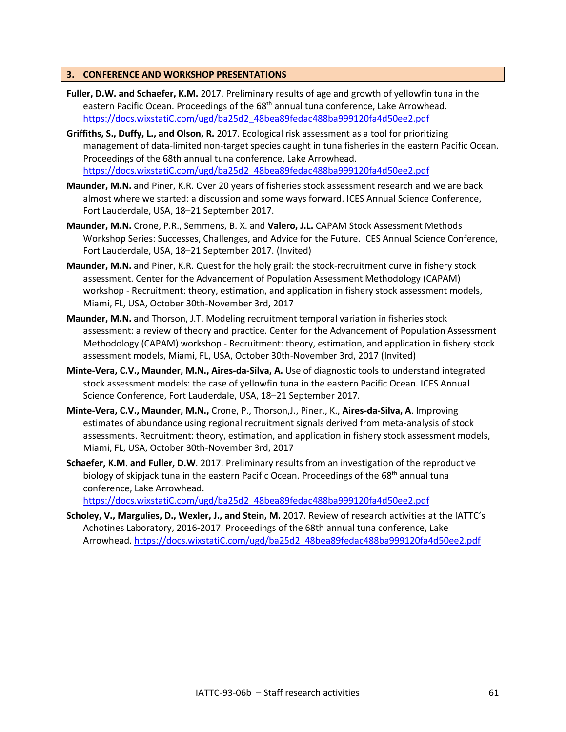## 3. CONFERENCE AND WORKSHOP PRESENTATIONS

**Fuller, D.W. and Schaefer, K.M.** 2017. Preliminary results of age and growth of yellowfin tuna in the eastern Pacific Ocean. Proceedings of the 68th annual tuna conference, Lake Arrowhead. https://docs.wixstatiC.com/ugd/ba25d2_48bea89fedac488ba999120fa4d50ee2.pdf

**Griffiths, S., Duffy, L., and Olson, R.** 2017. Ecological risk assessment as a tool for prioritizing management of data-limited non-target species caught in tuna fisheries in the eastern Pacific Ocean. Proceedings of the 68th annual tuna conference, Lake Arrowhead. https://docs.wixstatiC.com/ugd/ba25d2_48bea89fedac488ba999120fa4d50ee2.pdf

**Maunder, M.N.** and Piner, K.R. Over 20 years of fisheries stock assessment research and we are back almost where we started: a discussion and some ways forward. ICES Annual Science Conference, Fort Lauderdale, USA, 18–21 September 2017.

**Maunder, M.N.** Crone, P.R., Semmens, B. X. and **Valero, J.L.** CAPAM Stock Assessment Methods Workshop Series: Successes, Challenges, and Advice for the Future. ICES Annual Science Conference, Fort Lauderdale, USA, 18–21 September 2017. (Invited)

**Maunder, M.N.** and Piner, K.R. Quest for the holy grail: the stock-recruitment curve in fishery stock assessment. Center for the Advancement of Population Assessment Methodology (CAPAM) workshop - Recruitment: theory, estimation, and application in fishery stock assessment models, Miami, FL, USA, October 30th-November 3rd, 2017

**Maunder, M.N.** and Thorson, J.T. Modeling recruitment temporal variation in fisheries stock assessment: a review of theory and practice. Center for the Advancement of Population Assessment Methodology (CAPAM) workshop - Recruitment: theory, estimation, and application in fishery stock assessment models, Miami, FL, USA, October 30th-November 3rd, 2017 (Invited)

**Minte-Vera, C.V., Maunder, M.N., Aires-da-Silva, A.** Use of diagnostic tools to understand integrated stock assessment models: the case of yellowfin tuna in the eastern Pacific Ocean. ICES Annual Science Conference, Fort Lauderdale, USA, 18–21 September 2017.

**Minte-Vera, C.V., Maunder, M.N.,** Crone, P., Thorson,J., Piner., K., **Aires-da-Silva, A**. Improving estimates of abundance using regional recruitment signals derived from meta-analysis of stock assessments. Recruitment: theory, estimation, and application in fishery stock assessment models, Miami, FL, USA, October 30th-November 3rd, 2017

**Schaefer, K.M. and Fuller, D.W**. 2017. Preliminary results from an investigation of the reproductive biology of skipjack tuna in the eastern Pacific Ocean. Proceedings of the 68th annual tuna conference, Lake Arrowhead. https://docs.wixstatiC.com/ugd/ba25d2_48bea89fedac488ba999120fa4d50ee2.pdf

**Scholey, V., Margulies, D., Wexler, J., and Stein, M.** 2017. Review of research activities at the IATTC's Achotines Laboratory, 2016-2017. Proceedings of the 68th annual tuna conference, Lake Arrowhead. https://docs.wixstatiC.com/ugd/ba25d2_48bea89fedac488ba999120fa4d50ee2.pdf